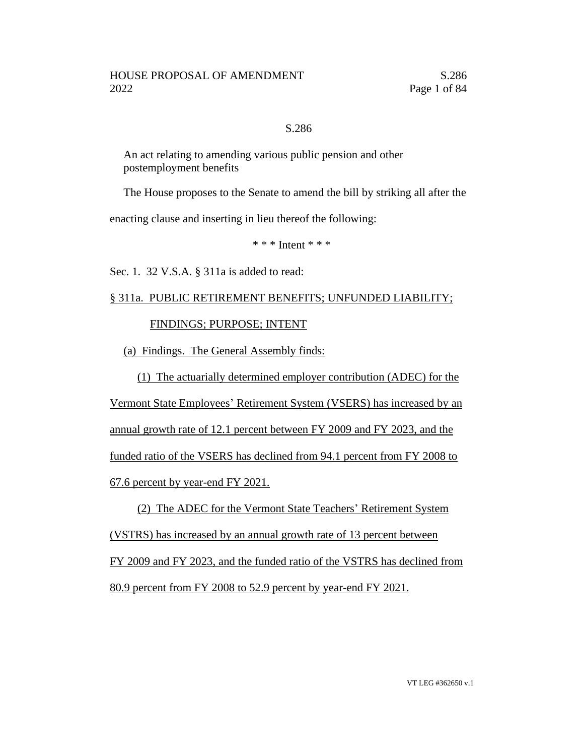S.286

An act relating to amending various public pension and other postemployment benefits

The House proposes to the Senate to amend the bill by striking all after the enacting clause and inserting in lieu thereof the following:

\* \* \* Intent \* \* \*

Sec. 1. 32 V.S.A. § 311a is added to read:

§ 311a. PUBLIC RETIREMENT BENEFITS; UNFUNDED LIABILITY; FINDINGS; PURPOSE; INTENT

(a) Findings. The General Assembly finds:

(1) The actuarially determined employer contribution (ADEC) for the Vermont State Employees' Retirement System (VSERS) has increased by an annual growth rate of 12.1 percent between FY 2009 and FY 2023, and the funded ratio of the VSERS has declined from 94.1 percent from FY 2008 to 67.6 percent by year-end FY 2021.

(2) The ADEC for the Vermont State Teachers' Retirement System (VSTRS) has increased by an annual growth rate of 13 percent between FY 2009 and FY 2023, and the funded ratio of the VSTRS has declined from 80.9 percent from FY 2008 to 52.9 percent by year-end FY 2021.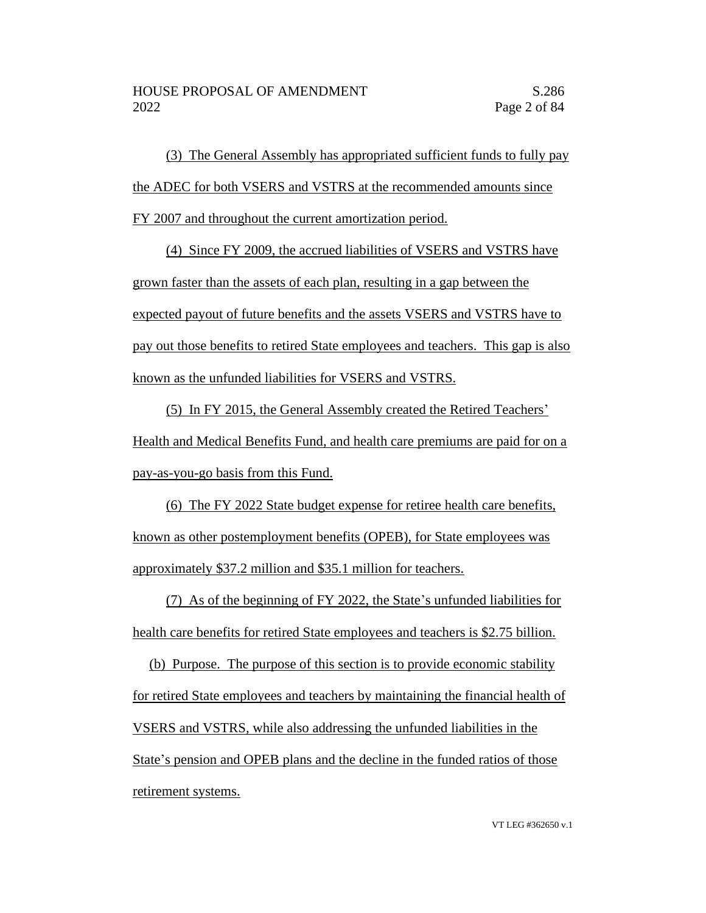(3) The General Assembly has appropriated sufficient funds to fully pay the ADEC for both VSERS and VSTRS at the recommended amounts since FY 2007 and throughout the current amortization period.

(4) Since FY 2009, the accrued liabilities of VSERS and VSTRS have grown faster than the assets of each plan, resulting in a gap between the expected payout of future benefits and the assets VSERS and VSTRS have to pay out those benefits to retired State employees and teachers. This gap is also known as the unfunded liabilities for VSERS and VSTRS.

(5) In FY 2015, the General Assembly created the Retired Teachers' Health and Medical Benefits Fund, and health care premiums are paid for on a pay-as-you-go basis from this Fund.

(6) The FY 2022 State budget expense for retiree health care benefits, known as other postemployment benefits (OPEB), for State employees was approximately \$37.2 million and \$35.1 million for teachers.

(7) As of the beginning of FY 2022, the State's unfunded liabilities for health care benefits for retired State employees and teachers is \$2.75 billion.

(b) Purpose. The purpose of this section is to provide economic stability for retired State employees and teachers by maintaining the financial health of VSERS and VSTRS, while also addressing the unfunded liabilities in the State's pension and OPEB plans and the decline in the funded ratios of those retirement systems.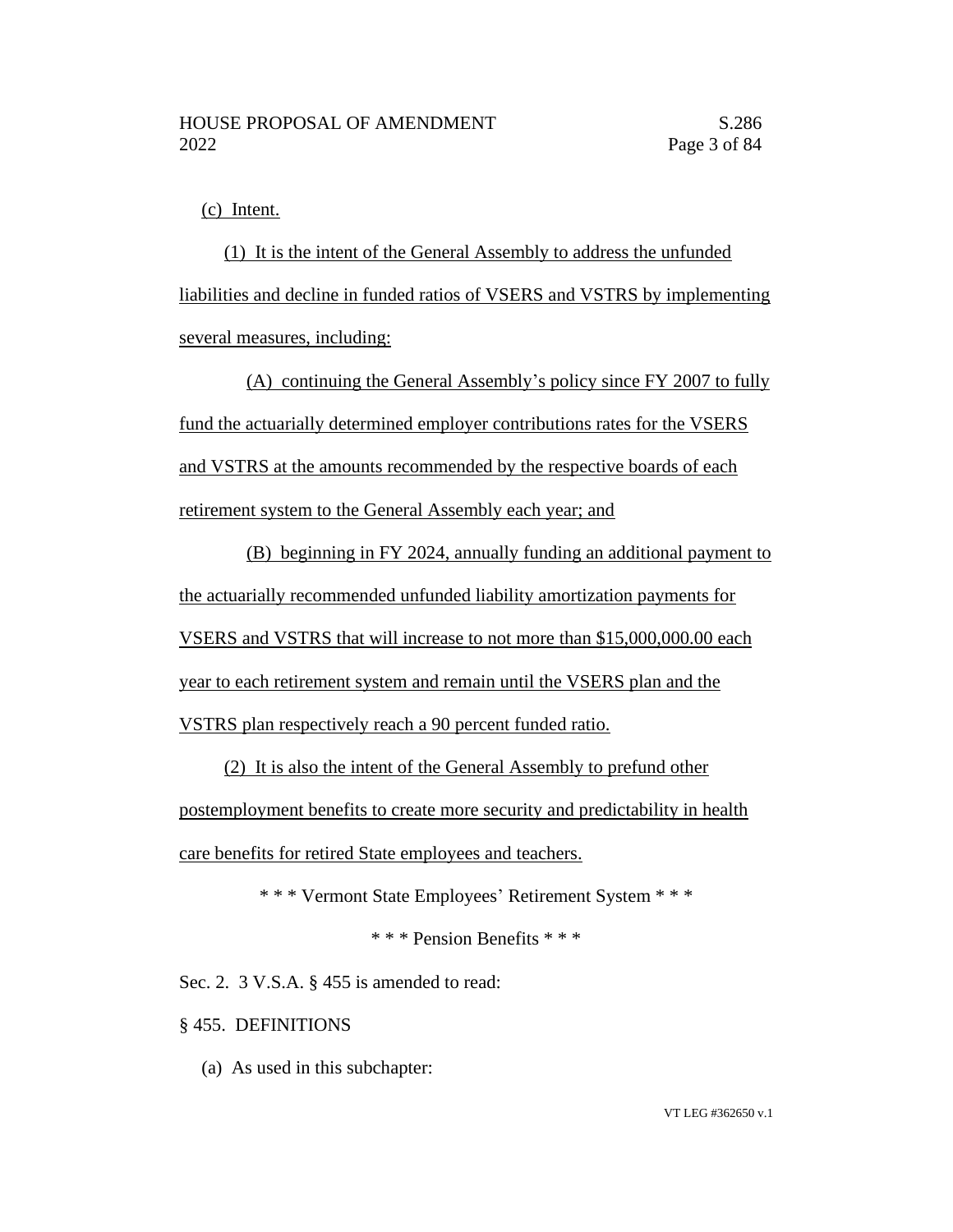(c) Intent.

(1) It is the intent of the General Assembly to address the unfunded liabilities and decline in funded ratios of VSERS and VSTRS by implementing several measures, including:

(A) continuing the General Assembly's policy since FY 2007 to fully fund the actuarially determined employer contributions rates for the VSERS and VSTRS at the amounts recommended by the respective boards of each retirement system to the General Assembly each year; and

(B) beginning in FY 2024, annually funding an additional payment to the actuarially recommended unfunded liability amortization payments for VSERS and VSTRS that will increase to not more than $15,000,000.00 each year to each retirement system and remain until the VSERS plan and the VSTRS plan respectively reach a 90 percent funded ratio.

(2) It is also the intent of the General Assembly to prefund other postemployment benefits to create more security and predictability in health care benefits for retired State employees and teachers.

\* \* \* Vermont State Employees' Retirement System \* \* \*

\* \* \* Pension Benefits \* \* \*

Sec. 2. 3 V.S.A. § 455 is amended to read:

§ 455. DEFINITIONS

(a) As used in this subchapter: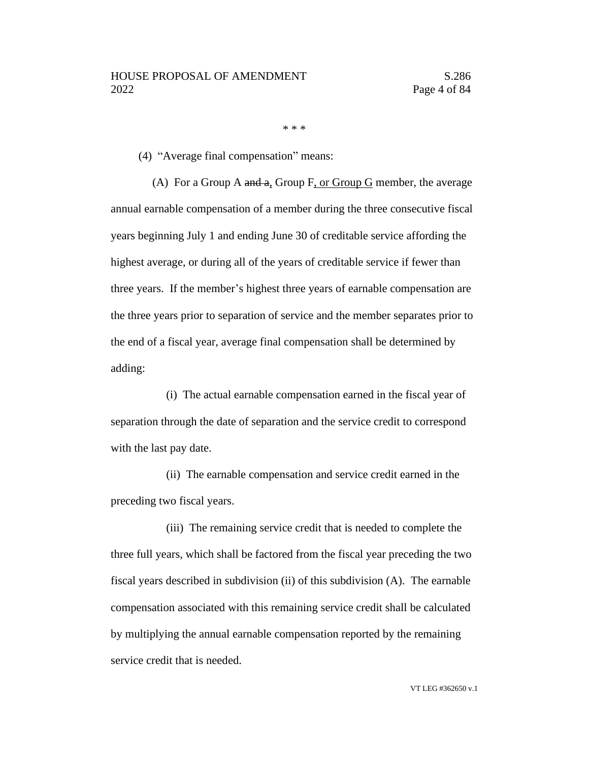\* \* \*

(4) "Average final compensation" means:

(A) For a Group A ~~and a~~, Group F, or Group G member, the average annual earnable compensation of a member during the three consecutive fiscal years beginning July 1 and ending June 30 of creditable service affording the highest average, or during all of the years of creditable service if fewer than three years. If the member's highest three years of earnable compensation are the three years prior to separation of service and the member separates prior to the end of a fiscal year, average final compensation shall be determined by adding:

(i) The actual earnable compensation earned in the fiscal year of separation through the date of separation and the service credit to correspond with the last pay date.

(ii) The earnable compensation and service credit earned in the preceding two fiscal years.

(iii) The remaining service credit that is needed to complete the three full years, which shall be factored from the fiscal year preceding the two fiscal years described in subdivision (ii) of this subdivision (A). The earnable compensation associated with this remaining service credit shall be calculated by multiplying the annual earnable compensation reported by the remaining service credit that is needed.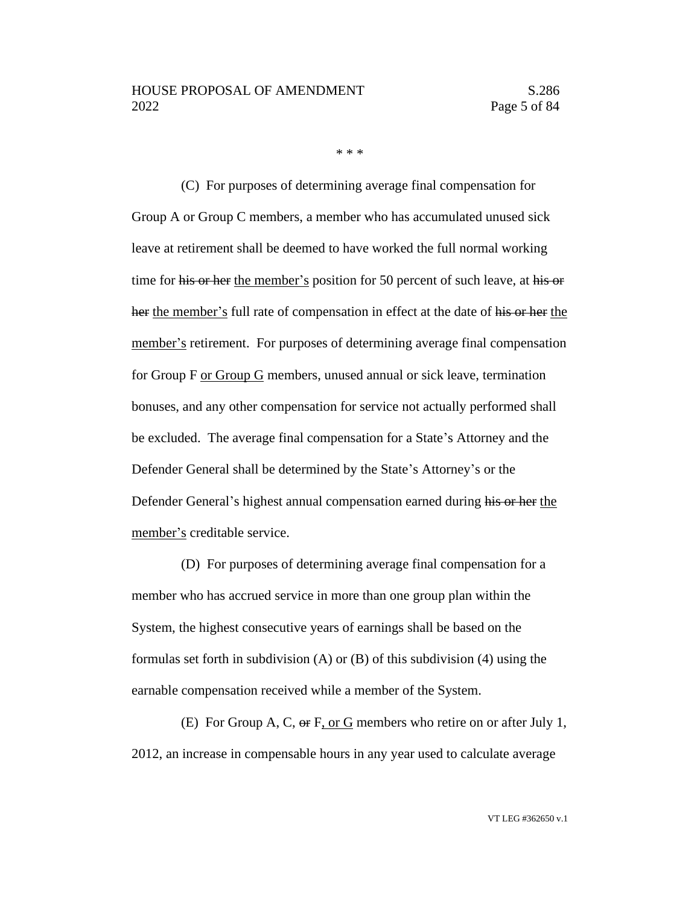\* \* \*

(C) For purposes of determining average final compensation for Group A or Group C members, a member who has accumulated unused sick leave at retirement shall be deemed to have worked the full normal working time for ~~his or her~~ <u>the member’s</u> position for 50 percent of such leave, at ~~his or her~~ <u>the member’s</u> full rate of compensation in effect at the date of ~~his or her~~ <u>the member’s</u> retirement. For purposes of determining average final compensation for Group F <u>or Group G</u> members, unused annual or sick leave, termination bonuses, and any other compensation for service not actually performed shall be excluded. The average final compensation for a State’s Attorney and the Defender General shall be determined by the State’s Attorney’s or the Defender General’s highest annual compensation earned during ~~his or her~~ <u>the member’s</u> creditable service.

(D) For purposes of determining average final compensation for a member who has accrued service in more than one group plan within the System, the highest consecutive years of earnings shall be based on the formulas set forth in subdivision (A) or (B) of this subdivision (4) using the earnable compensation received while a member of the System.

(E) For Group A, C, ~~or~~ F<u>, or G</u> members who retire on or after July 1, 2012, an increase in compensable hours in any year used to calculate average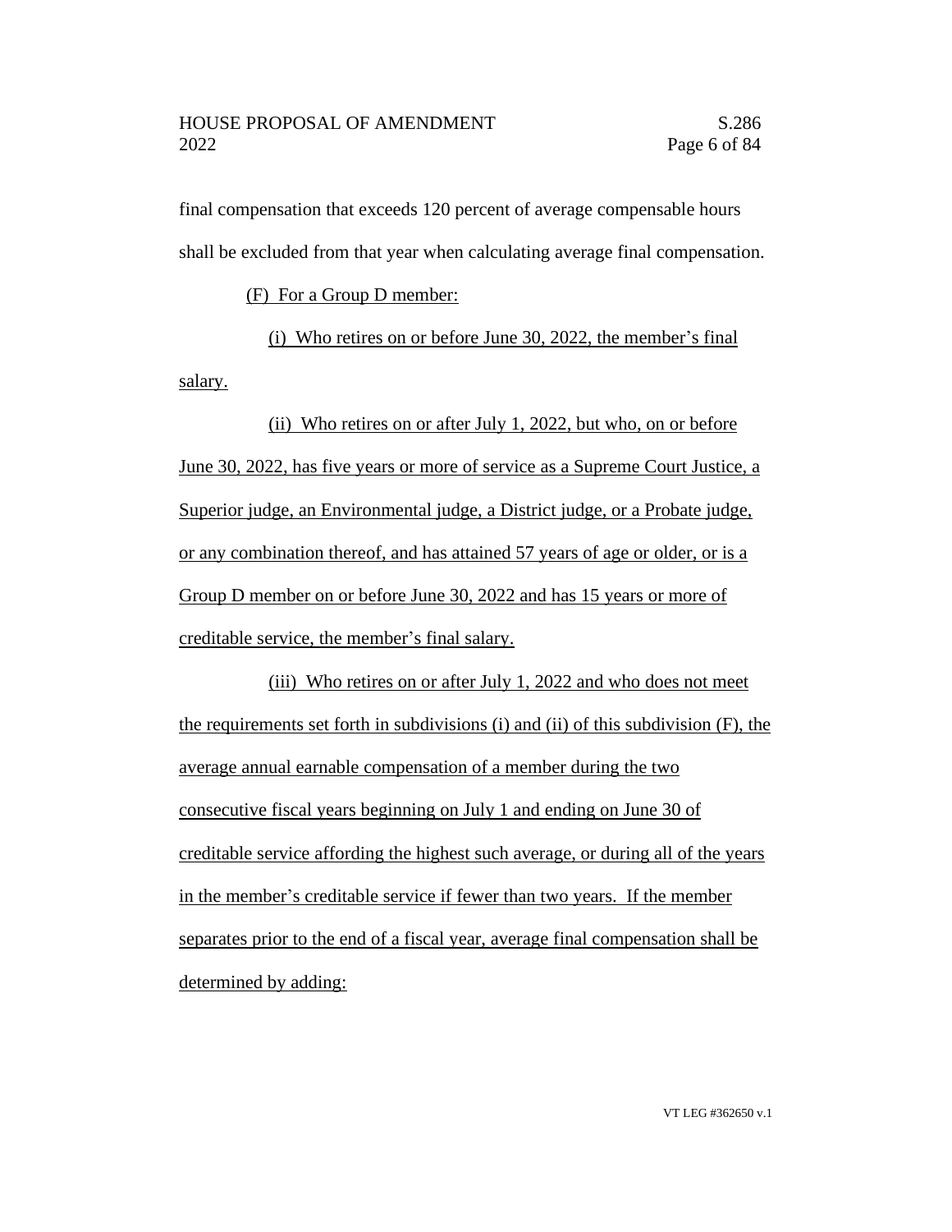final compensation that exceeds 120 percent of average compensable hours shall be excluded from that year when calculating average final compensation.

(F) For a Group D member:

(i) Who retires on or before June 30, 2022, the member's final salary.

(ii) Who retires on or after July 1, 2022, but who, on or before June 30, 2022, has five years or more of service as a Supreme Court Justice, a Superior judge, an Environmental judge, a District judge, or a Probate judge, or any combination thereof, and has attained 57 years of age or older, or is a Group D member on or before June 30, 2022 and has 15 years or more of creditable service, the member's final salary.

(iii) Who retires on or after July 1, 2022 and who does not meet the requirements set forth in subdivisions (i) and (ii) of this subdivision (F), the average annual earnable compensation of a member during the two consecutive fiscal years beginning on July 1 and ending on June 30 of creditable service affording the highest such average, or during all of the years in the member's creditable service if fewer than two years. If the member separates prior to the end of a fiscal year, average final compensation shall be determined by adding: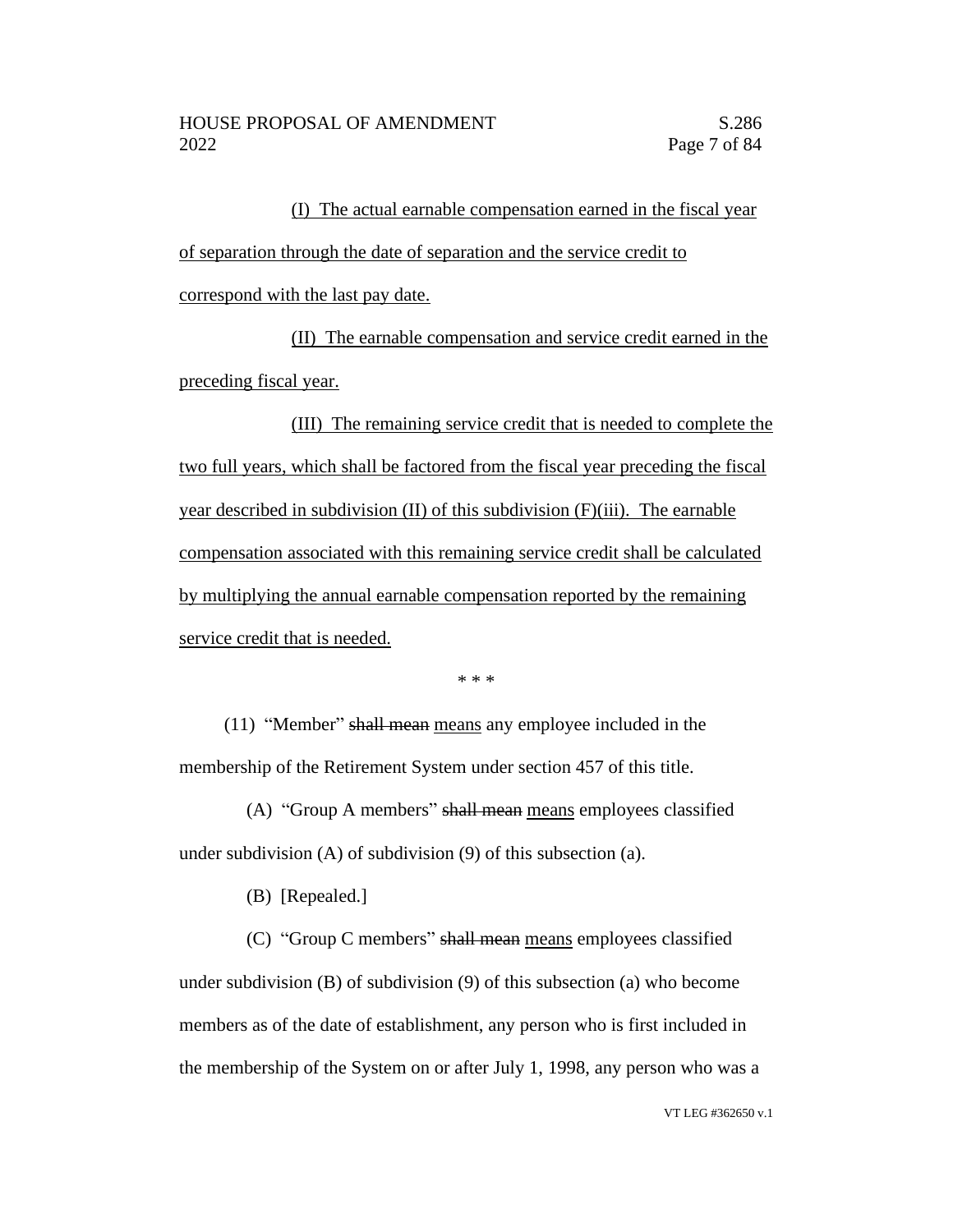(I) The actual earnable compensation earned in the fiscal year of separation through the date of separation and the service credit to correspond with the last pay date.

(II) The earnable compensation and service credit earned in the preceding fiscal year.

(III) The remaining service credit that is needed to complete the two full years, which shall be factored from the fiscal year preceding the fiscal year described in subdivision (II) of this subdivision (F)(iii). The earnable compensation associated with this remaining service credit shall be calculated by multiplying the annual earnable compensation reported by the remaining service credit that is needed.

\* \* \*

(11) "Member" ~~shall mean~~ means any employee included in the membership of the Retirement System under section 457 of this title.

(A) "Group A members" ~~shall mean~~ means employees classified under subdivision (A) of subdivision (9) of this subsection (a).

(B) [Repealed.]

(C) "Group C members" ~~shall mean~~ means employees classified under subdivision (B) of subdivision (9) of this subsection (a) who become members as of the date of establishment, any person who is first included in the membership of the System on or after July 1, 1998, any person who was a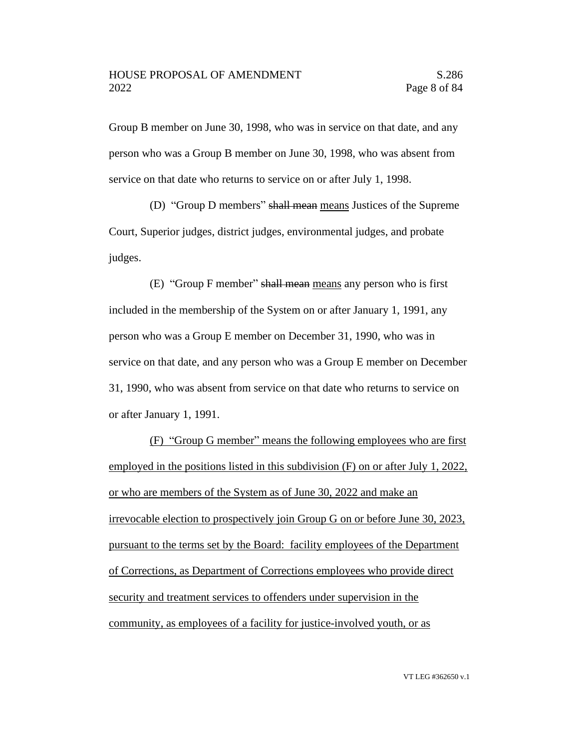Group B member on June 30, 1998, who was in service on that date, and any person who was a Group B member on June 30, 1998, who was absent from service on that date who returns to service on or after July 1, 1998.

(D) "Group D members" ~~shall mean~~ <u>means</u> Justices of the Supreme Court, Superior judges, district judges, environmental judges, and probate judges.

(E) "Group F member" ~~shall mean~~ <u>means</u> any person who is first included in the membership of the System on or after January 1, 1991, any person who was a Group E member on December 31, 1990, who was in service on that date, and any person who was a Group E member on December 31, 1990, who was absent from service on that date who returns to service on or after January 1, 1991.

<u>(F) "Group G member" means the following employees who are first employed in the positions listed in this subdivision (F) on or after July 1, 2022, or who are members of the System as of June 30, 2022 and make an irrevocable election to prospectively join Group G on or before June 30, 2023, pursuant to the terms set by the Board: facility employees of the Department of Corrections, as Department of Corrections employees who provide direct security and treatment services to offenders under supervision in the community, as employees of a facility for justice-involved youth, or as</u>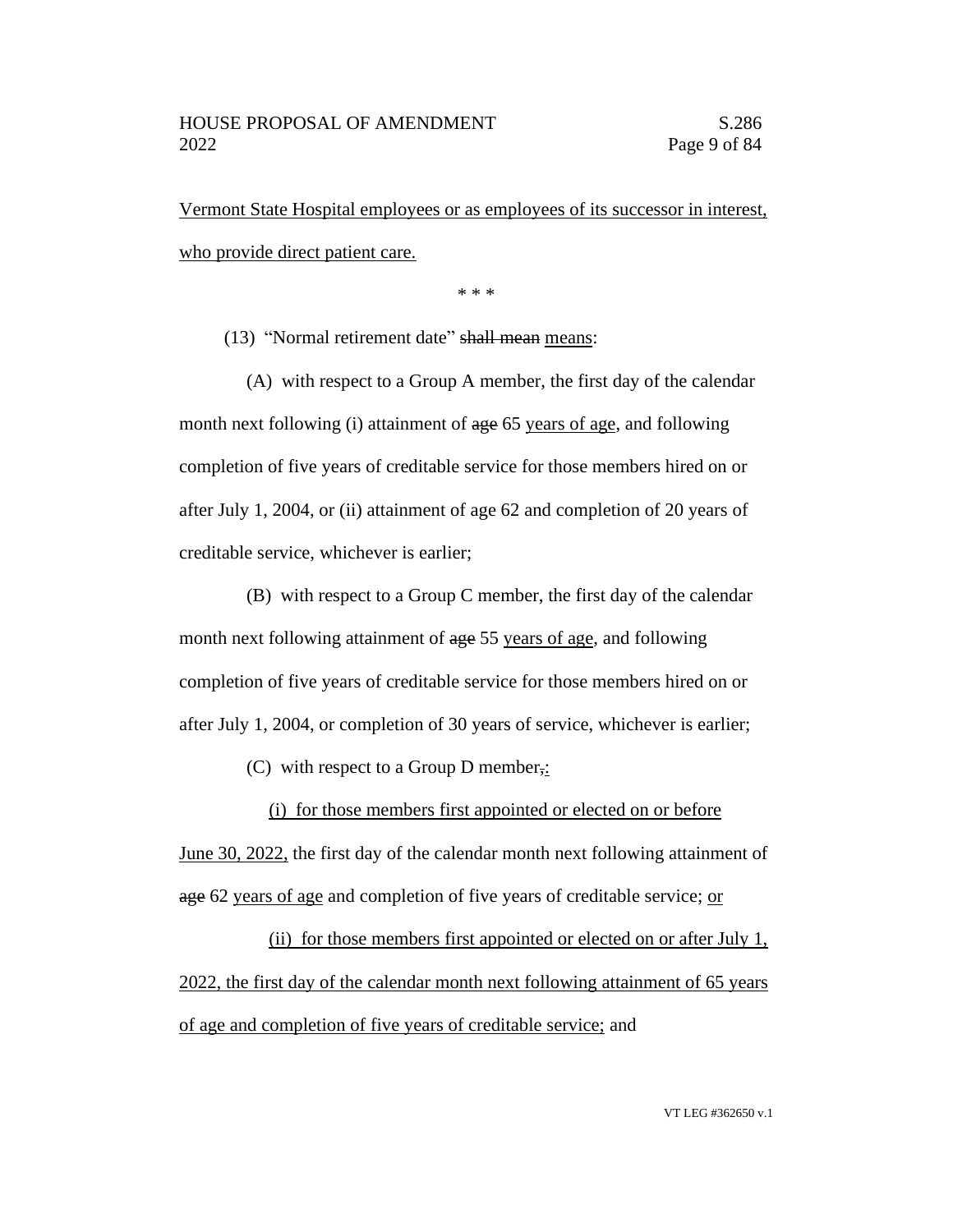Vermont State Hospital employees or as employees of its successor in interest, who provide direct patient care.

\* \* \*

(13) "Normal retirement date" ~~shall mean~~ means:

(A) with respect to a Group A member, the first day of the calendar month next following (i) attainment of ~~age~~ 65 years of age, and following completion of five years of creditable service for those members hired on or after July 1, 2004, or (ii) attainment of age 62 and completion of 20 years of creditable service, whichever is earlier;

(B) with respect to a Group C member, the first day of the calendar month next following attainment of ~~age~~ 55 years of age, and following completion of five years of creditable service for those members hired on or after July 1, 2004, or completion of 30 years of service, whichever is earlier;

(C) with respect to a Group D member~~,~~:

(i) for those members first appointed or elected on or before June 30, 2022, the first day of the calendar month next following attainment of ~~age~~ 62 years of age and completion of five years of creditable service; or

(ii) for those members first appointed or elected on or after July 1, 2022, the first day of the calendar month next following attainment of 65 years of age and completion of five years of creditable service; and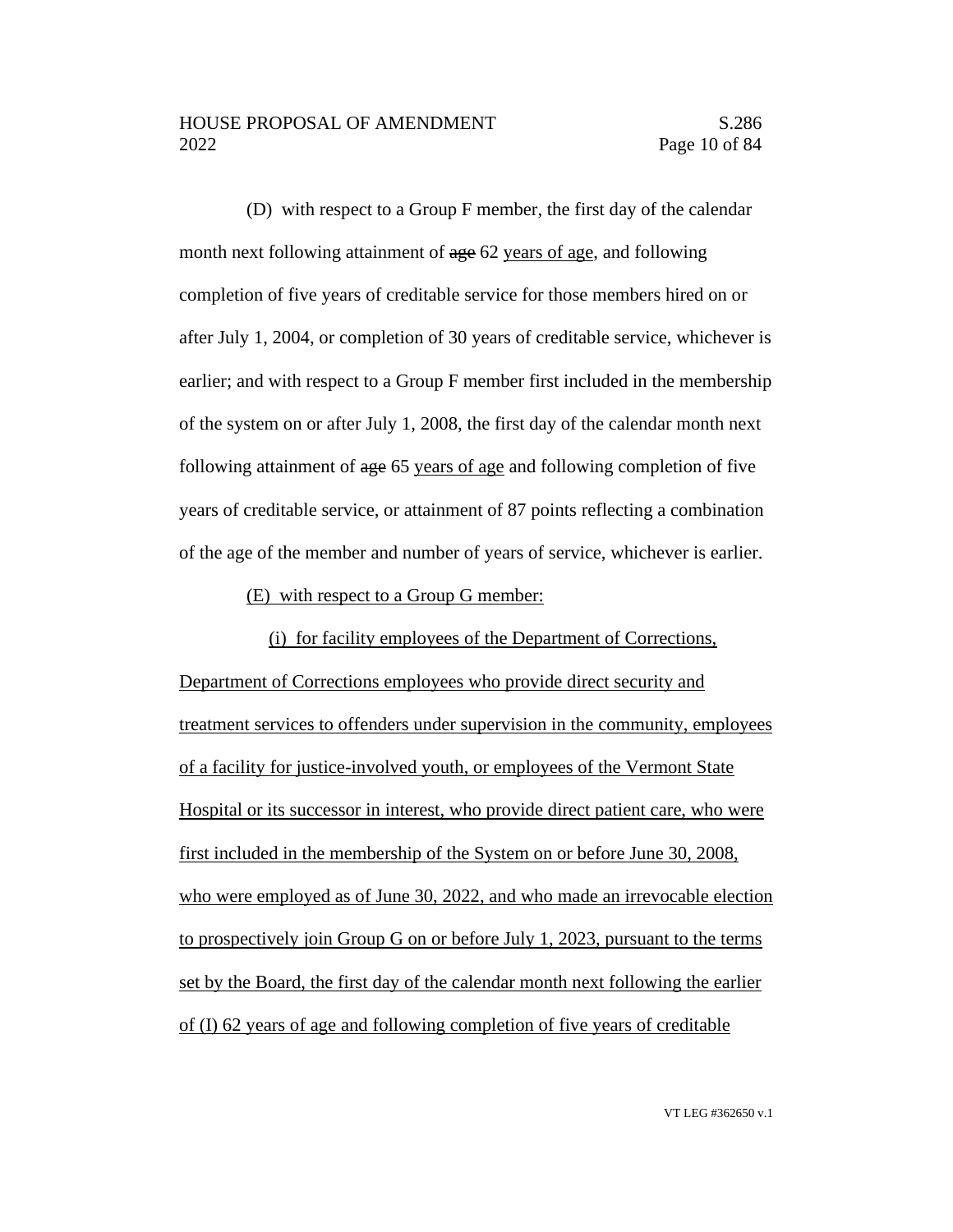(D) with respect to a Group F member, the first day of the calendar month next following attainment of ~~age~~ 62 years of age, and following completion of five years of creditable service for those members hired on or after July 1, 2004, or completion of 30 years of creditable service, whichever is earlier; and with respect to a Group F member first included in the membership of the system on or after July 1, 2008, the first day of the calendar month next following attainment of ~~age~~ 65 years of age and following completion of five years of creditable service, or attainment of 87 points reflecting a combination of the age of the member and number of years of service, whichever is earlier.

(E) with respect to a Group G member:

(i) for facility employees of the Department of Corrections, Department of Corrections employees who provide direct security and treatment services to offenders under supervision in the community, employees of a facility for justice-involved youth, or employees of the Vermont State Hospital or its successor in interest, who provide direct patient care, who were first included in the membership of the System on or before June 30, 2008, who were employed as of June 30, 2022, and who made an irrevocable election to prospectively join Group G on or before July 1, 2023, pursuant to the terms set by the Board, the first day of the calendar month next following the earlier of (I) 62 years of age and following completion of five years of creditable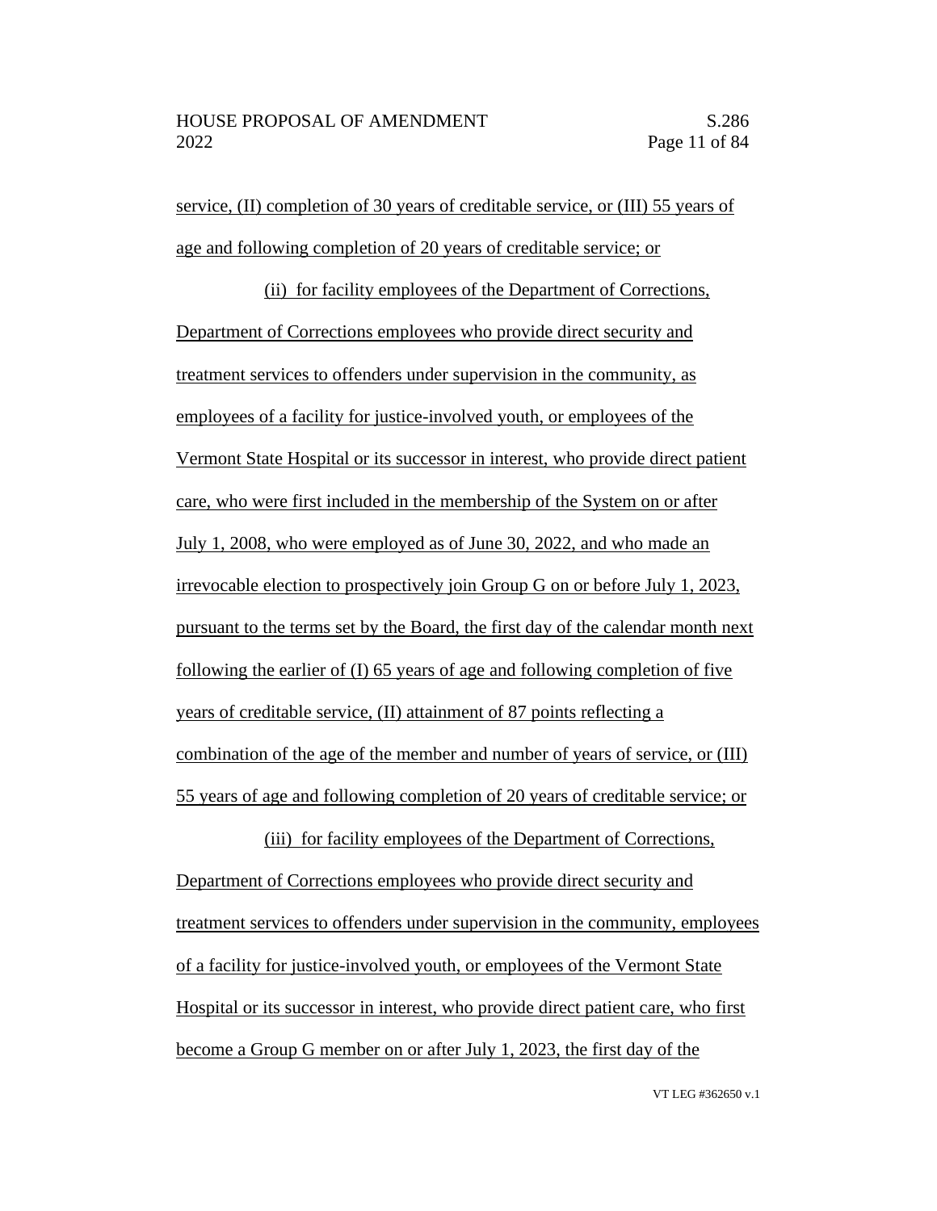service, (II) completion of 30 years of creditable service, or (III) 55 years of age and following completion of 20 years of creditable service; or

(ii) for facility employees of the Department of Corrections, Department of Corrections employees who provide direct security and treatment services to offenders under supervision in the community, as employees of a facility for justice-involved youth, or employees of the Vermont State Hospital or its successor in interest, who provide direct patient care, who were first included in the membership of the System on or after July 1, 2008, who were employed as of June 30, 2022, and who made an irrevocable election to prospectively join Group G on or before July 1, 2023, pursuant to the terms set by the Board, the first day of the calendar month next following the earlier of (I) 65 years of age and following completion of five years of creditable service, (II) attainment of 87 points reflecting a combination of the age of the member and number of years of service, or (III) 55 years of age and following completion of 20 years of creditable service; or

(iii) for facility employees of the Department of Corrections, Department of Corrections employees who provide direct security and treatment services to offenders under supervision in the community, employees of a facility for justice-involved youth, or employees of the Vermont State Hospital or its successor in interest, who provide direct patient care, who first become a Group G member on or after July 1, 2023, the first day of the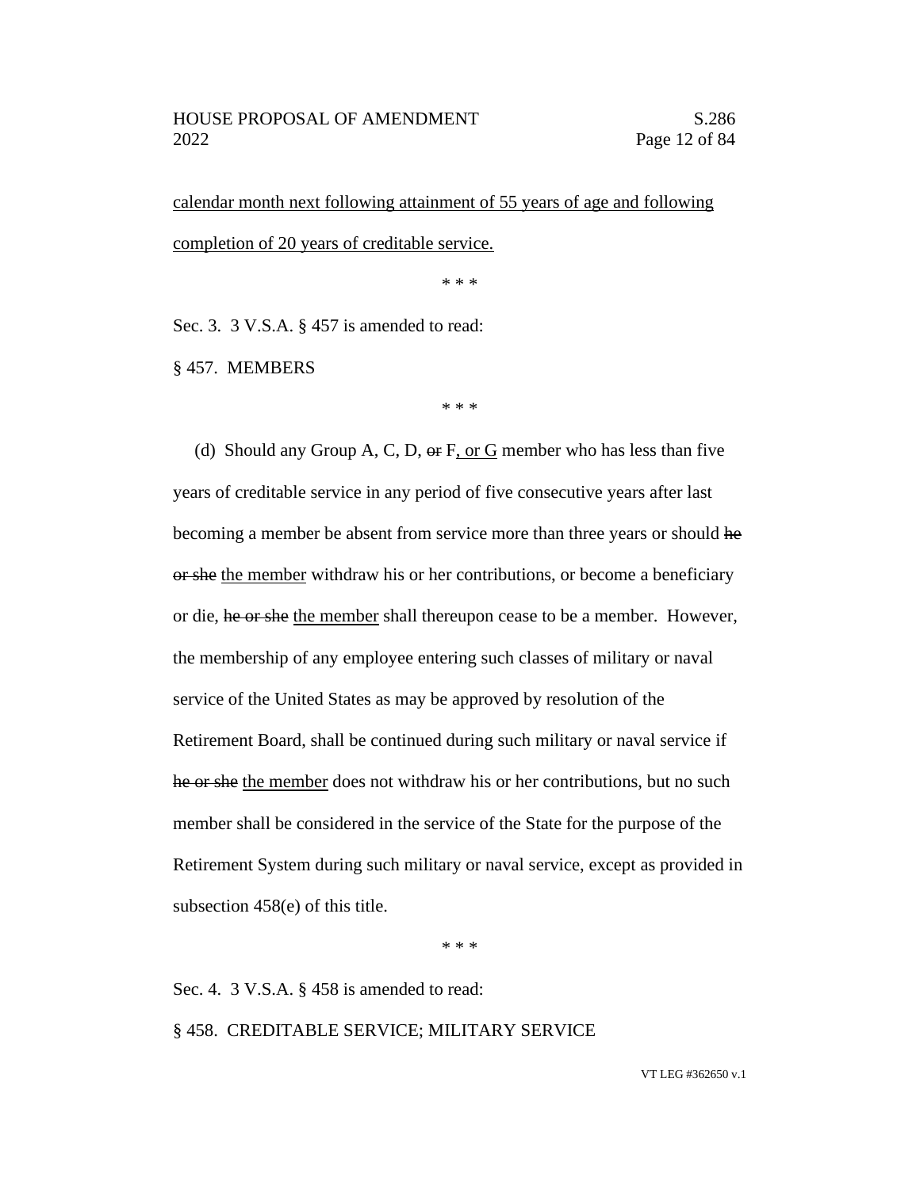calendar month next following attainment of 55 years of age and following completion of 20 years of creditable service.

\* \* \*

Sec. 3. 3 V.S.A. § 457 is amended to read:

§ 457. MEMBERS

\* \* \*

(d) Should any Group A, C, D, ~~or~~ F, or G member who has less than five years of creditable service in any period of five consecutive years after last becoming a member be absent from service more than three years or should ~~he or she~~ the member withdraw his or her contributions, or become a beneficiary or die, ~~he or she~~ the member shall thereupon cease to be a member. However, the membership of any employee entering such classes of military or naval service of the United States as may be approved by resolution of the Retirement Board, shall be continued during such military or naval service if ~~he or she~~ the member does not withdraw his or her contributions, but no such member shall be considered in the service of the State for the purpose of the Retirement System during such military or naval service, except as provided in subsection 458(e) of this title.

\* \* \*

Sec. 4. 3 V.S.A. § 458 is amended to read:

§ 458. CREDITABLE SERVICE; MILITARY SERVICE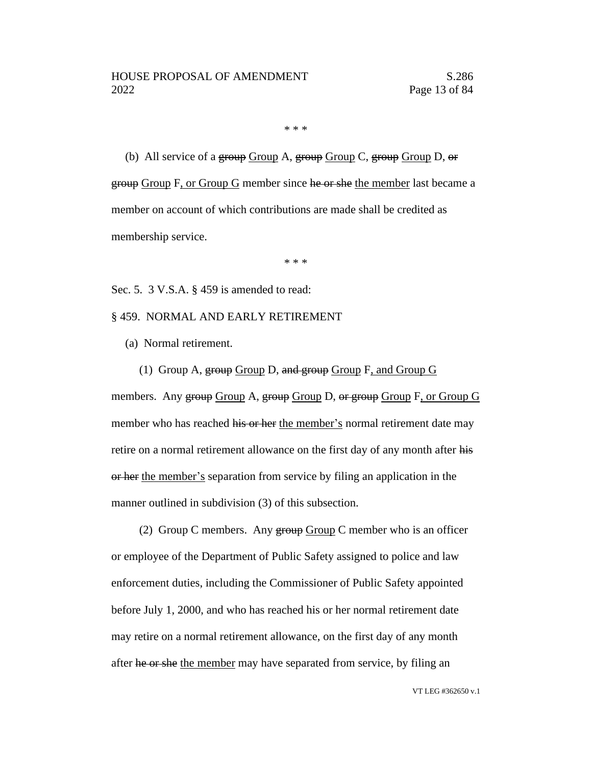\* \* \*

(b) All service of a ~~group~~ <u>Group</u> A, ~~group~~ <u>Group</u> C, ~~group~~ <u>Group</u> D, ~~or group~~ <u>Group</u> F<u>, or Group G</u> member since ~~he or she~~ <u>the member</u> last became a member on account of which contributions are made shall be credited as membership service.

\* \* \*

Sec. 5. 3 V.S.A. § 459 is amended to read:

§ 459. NORMAL AND EARLY RETIREMENT

(a) Normal retirement.

(1) Group A, ~~group~~ <u>Group</u> D, ~~and group~~ <u>Group</u> F<u>, and Group G</u> members. Any ~~group~~ <u>Group</u> A, ~~group~~ <u>Group</u> D, ~~or group~~ <u>Group</u> F<u>, or Group G</u> member who has reached ~~his or her~~ <u>the member's</u> normal retirement date may retire on a normal retirement allowance on the first day of any month after ~~his or her~~ <u>the member's</u> separation from service by filing an application in the manner outlined in subdivision (3) of this subsection.

(2) Group C members. Any ~~group~~ <u>Group</u> C member who is an officer or employee of the Department of Public Safety assigned to police and law enforcement duties, including the Commissioner of Public Safety appointed before July 1, 2000, and who has reached his or her normal retirement date may retire on a normal retirement allowance, on the first day of any month after ~~he or she~~ <u>the member</u> may have separated from service, by filing an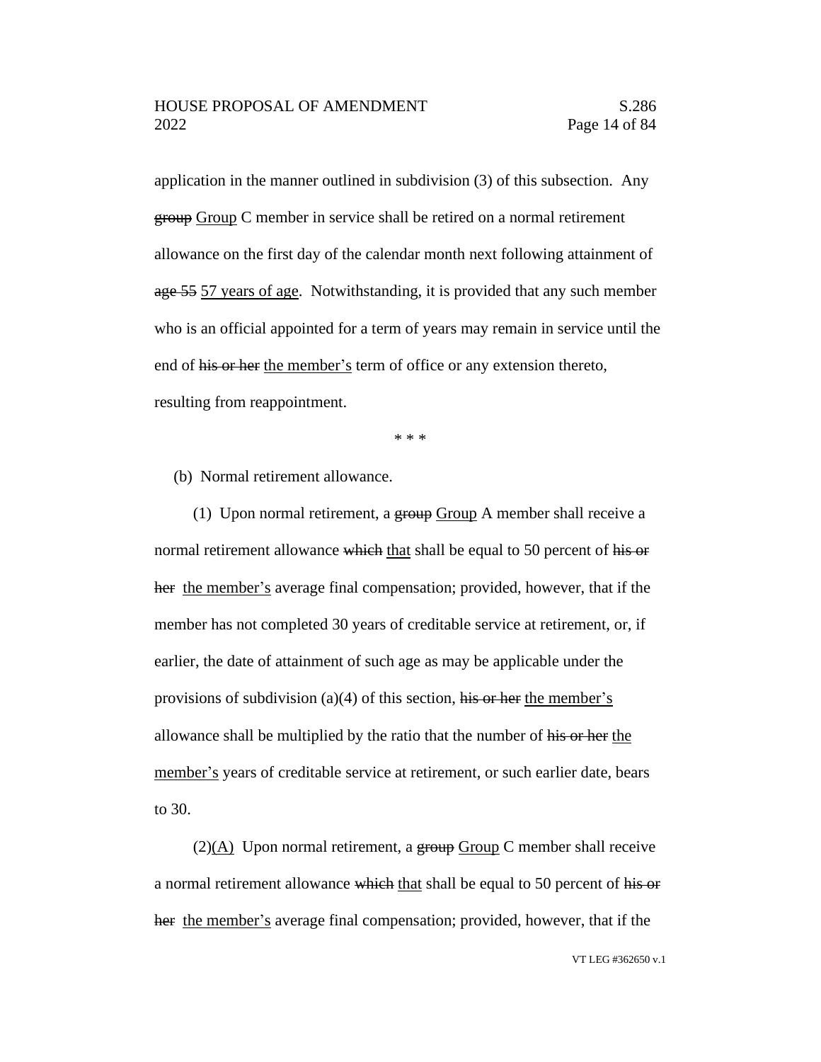application in the manner outlined in subdivision (3) of this subsection. Any ~~group~~ <u>Group</u> C member in service shall be retired on a normal retirement allowance on the first day of the calendar month next following attainment of ~~age 55~~ <u>57 years of age</u>. Notwithstanding, it is provided that any such member who is an official appointed for a term of years may remain in service until the end of ~~his or her~~ <u>the member's</u> term of office or any extension thereto, resulting from reappointment.

\* \* \*

(b) Normal retirement allowance.

(1) Upon normal retirement, a ~~group~~ <u>Group</u> A member shall receive a normal retirement allowance ~~which~~ <u>that</u> shall be equal to 50 percent of ~~his or her~~ <u>the member's</u> average final compensation; provided, however, that if the member has not completed 30 years of creditable service at retirement, or, if earlier, the date of attainment of such age as may be applicable under the provisions of subdivision (a)(4) of this section, ~~his or her~~ <u>the member's</u> allowance shall be multiplied by the ratio that the number of ~~his or her~~ <u>the member's</u> years of creditable service at retirement, or such earlier date, bears to 30.

(2)<u>(A)</u> Upon normal retirement, a ~~group~~ <u>Group</u> C member shall receive a normal retirement allowance ~~which~~ <u>that</u> shall be equal to 50 percent of ~~his or her~~ <u>the member's</u> average final compensation; provided, however, that if the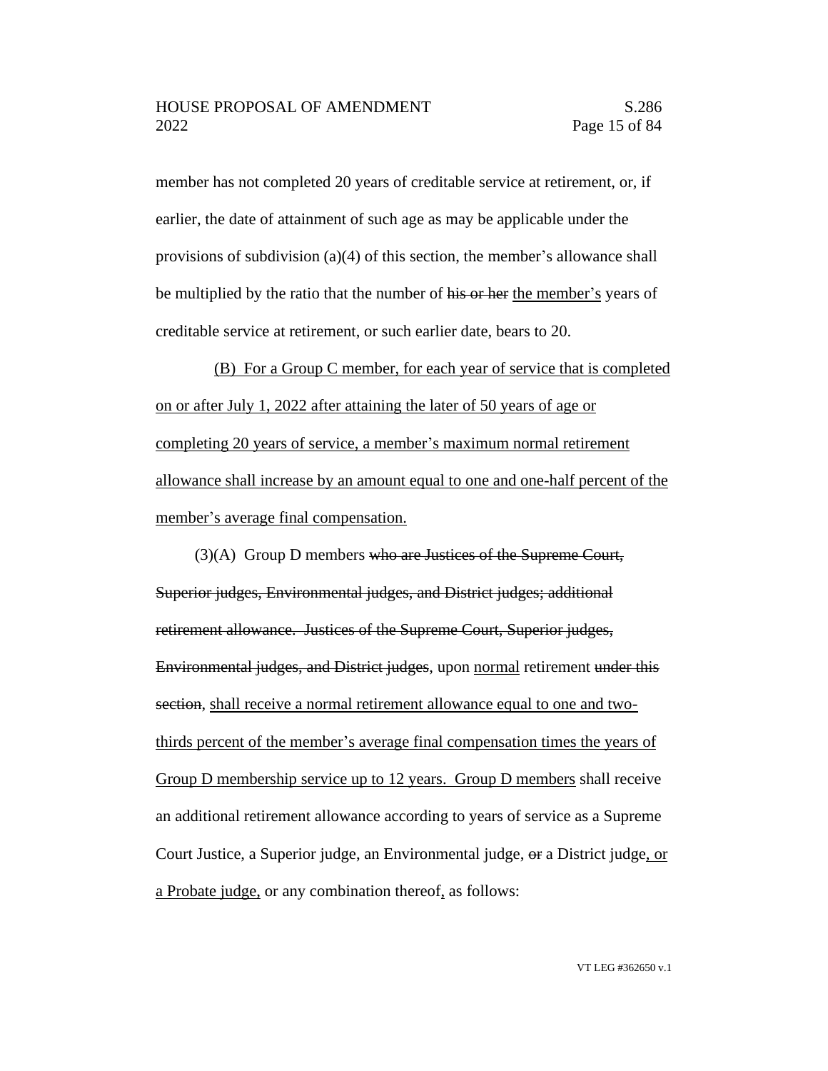member has not completed 20 years of creditable service at retirement, or, if earlier, the date of attainment of such age as may be applicable under the provisions of subdivision (a)(4) of this section, the member's allowance shall be multiplied by the ratio that the number of ~~his or her~~ the member's years of creditable service at retirement, or such earlier date, bears to 20.

(B) For a Group C member, for each year of service that is completed on or after July 1, 2022 after attaining the later of 50 years of age or completing 20 years of service, a member's maximum normal retirement allowance shall increase by an amount equal to one and one-half percent of the member's average final compensation.

(3)(A) Group D members ~~who are Justices of the Supreme Court, Superior judges, Environmental judges, and District judges; additional retirement allowance. Justices of the Supreme Court, Superior judges, Environmental judges, and District judges~~, upon normal retirement ~~under this section~~, shall receive a normal retirement allowance equal to one and two-thirds percent of the member's average final compensation times the years of Group D membership service up to 12 years. Group D members shall receive an additional retirement allowance according to years of service as a Supreme Court Justice, a Superior judge, an Environmental judge, ~~or~~ a District judge, or a Probate judge, or any combination thereof, as follows: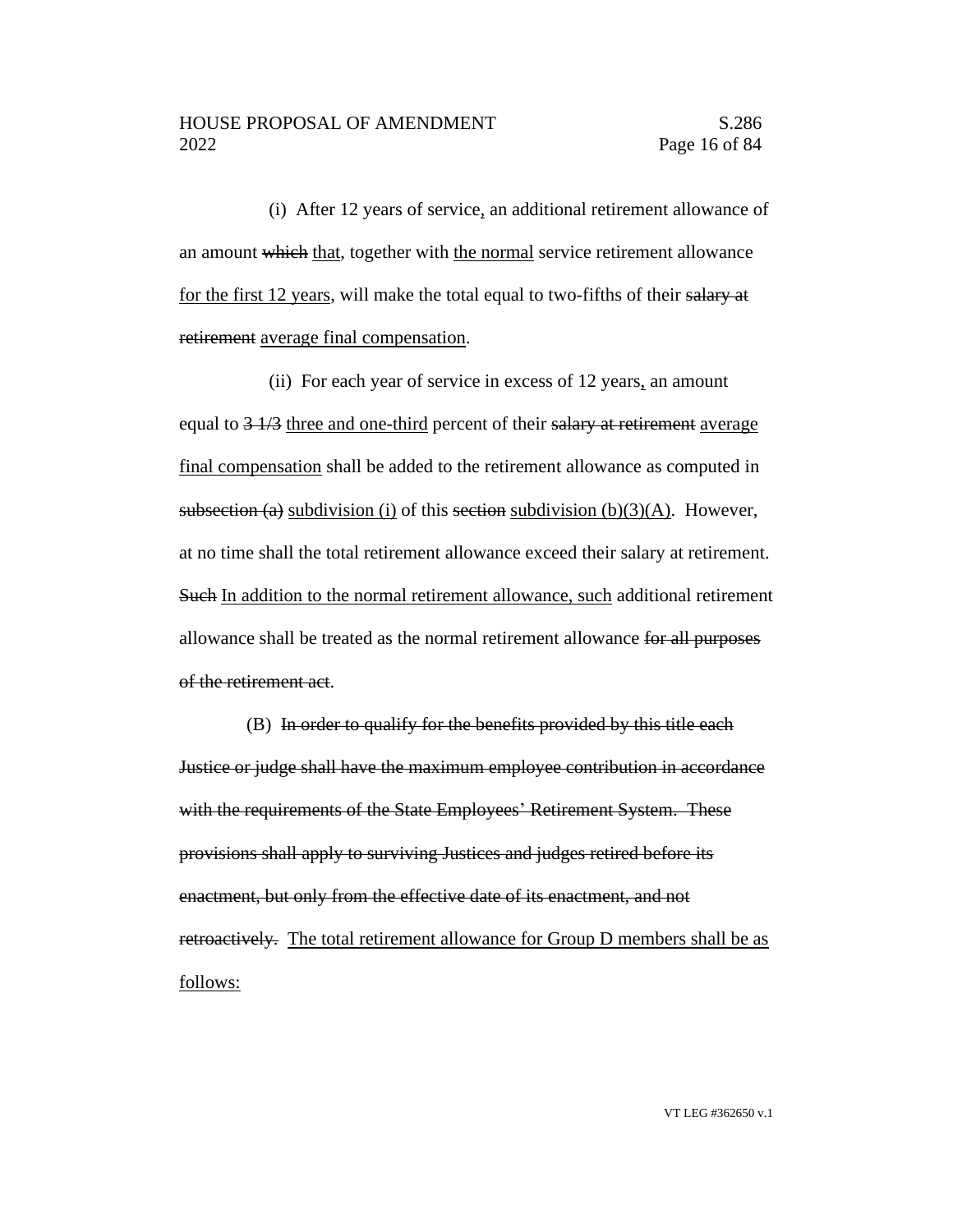(i) After 12 years of service, an additional retirement allowance of an amount ~~which~~ that, together with the normal service retirement allowance for the first 12 years, will make the total equal to two-fifths of their ~~salary at retirement~~ average final compensation.

(ii) For each year of service in excess of 12 years, an amount equal to ~~3 1/3~~ three and one-third percent of their ~~salary at retirement~~ average final compensation shall be added to the retirement allowance as computed in ~~subsection (a)~~ subdivision (i) of this ~~section~~ subdivision (b)(3)(A). However, at no time shall the total retirement allowance exceed their salary at retirement. ~~Such~~ In addition to the normal retirement allowance, such additional retirement allowance shall be treated as the normal retirement allowance ~~for all purposes of the retirement act~~.

(B) ~~In order to qualify for the benefits provided by this title each Justice or judge shall have the maximum employee contribution in accordance with the requirements of the State Employees' Retirement System. These provisions shall apply to surviving Justices and judges retired before its enactment, but only from the effective date of its enactment, and not retroactively.~~ The total retirement allowance for Group D members shall be as follows: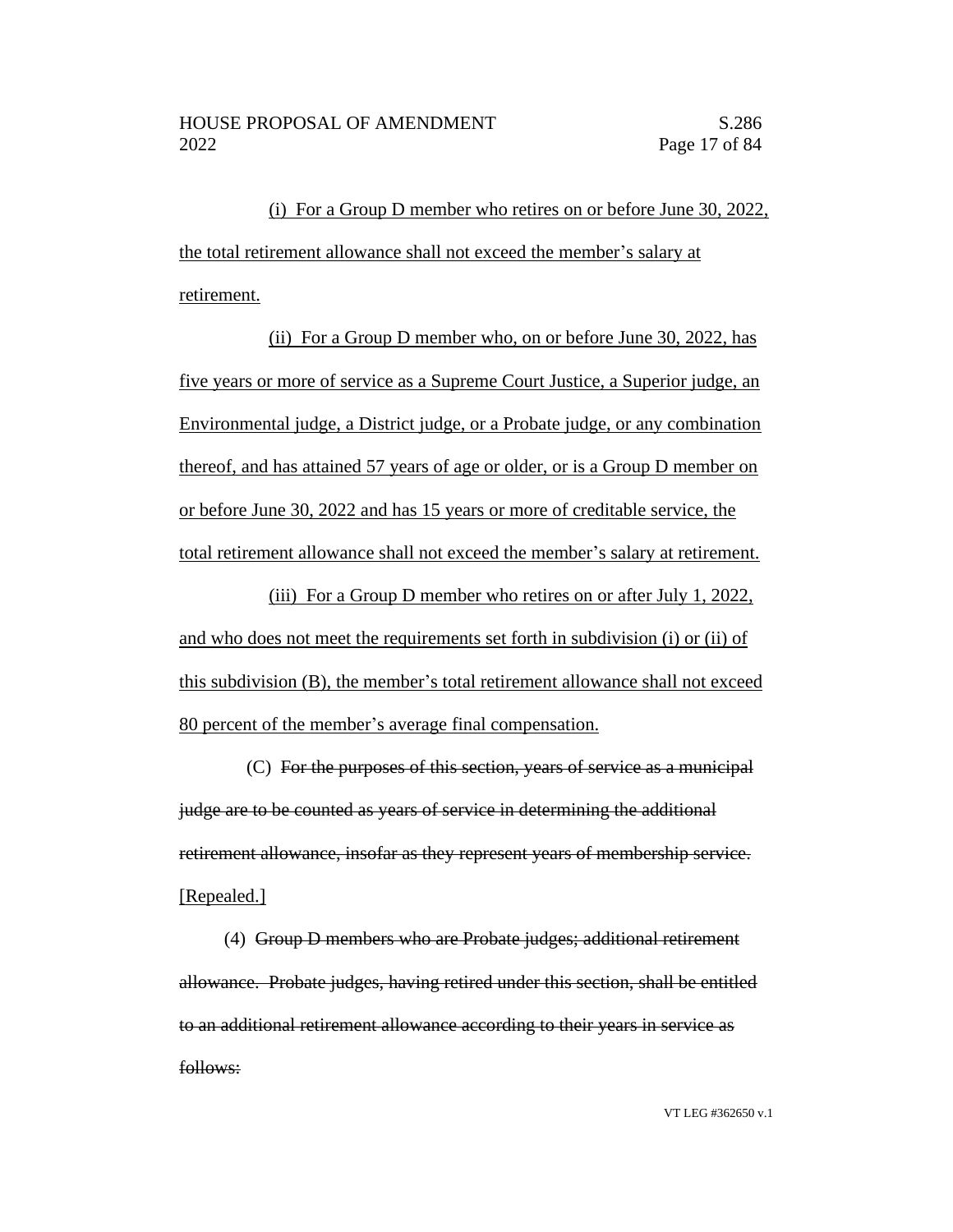(i) For a Group D member who retires on or before June 30, 2022, the total retirement allowance shall not exceed the member's salary at retirement.

(ii) For a Group D member who, on or before June 30, 2022, has five years or more of service as a Supreme Court Justice, a Superior judge, an Environmental judge, a District judge, or a Probate judge, or any combination thereof, and has attained 57 years of age or older, or is a Group D member on or before June 30, 2022 and has 15 years or more of creditable service, the total retirement allowance shall not exceed the member's salary at retirement.

(iii) For a Group D member who retires on or after July 1, 2022, and who does not meet the requirements set forth in subdivision (i) or (ii) of this subdivision (B), the member's total retirement allowance shall not exceed 80 percent of the member's average final compensation.

(C) ~~For the purposes of this section, years of service as a municipal judge are to be counted as years of service in determining the additional retirement allowance, insofar as they represent years of membership service.~~ [Repealed.]

(4) ~~Group D members who are Probate judges; additional retirement allowance. Probate judges, having retired under this section, shall be entitled to an additional retirement allowance according to their years in service as follows:~~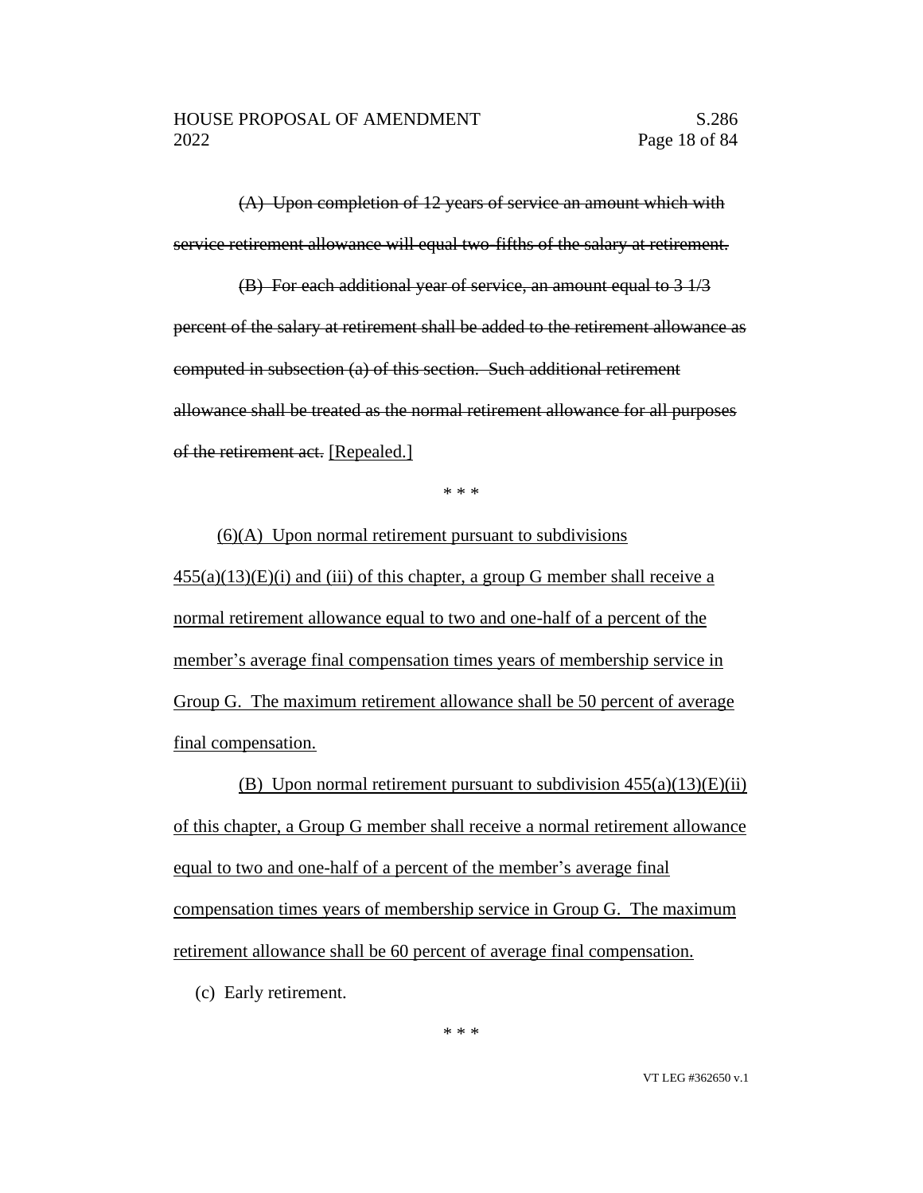~~(A) Upon completion of 12 years of service an amount which with service retirement allowance will equal two-fifths of the salary at retirement.~~

~~(B) For each additional year of service, an amount equal to 3 1/3 percent of the salary at retirement shall be added to the retirement allowance as computed in subsection (a) of this section. Such additional retirement allowance shall be treated as the normal retirement allowance for all purposes of the retirement act.~~ <u>[Repealed.]</u>

\* \* \*

<u>(6)(A) Upon normal retirement pursuant to subdivisions 455(a)(13)(E)(i) and (iii) of this chapter, a group G member shall receive a normal retirement allowance equal to two and one-half of a percent of the member's average final compensation times years of membership service in Group G. The maximum retirement allowance shall be 50 percent of average final compensation.</u>

<u>(B) Upon normal retirement pursuant to subdivision 455(a)(13)(E)(ii) of this chapter, a Group G member shall receive a normal retirement allowance equal to two and one-half of a percent of the member's average final compensation times years of membership service in Group G. The maximum retirement allowance shall be 60 percent of average final compensation.</u>

(c) Early retirement.

\* \* \*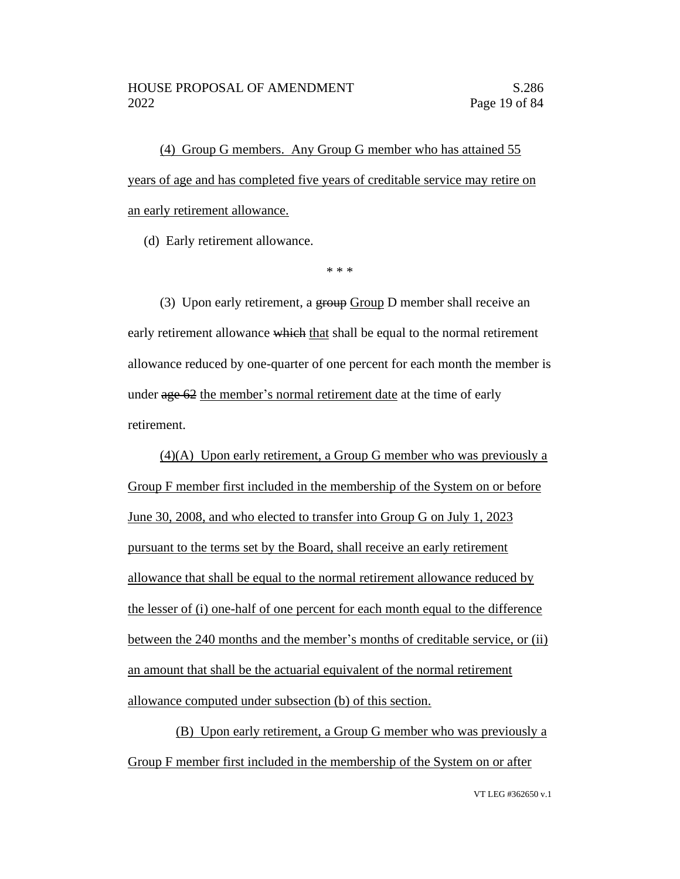(4) Group G members. Any Group G member who has attained 55 years of age and has completed five years of creditable service may retire on an early retirement allowance.

(d) Early retirement allowance.

\* \* \*

(3) Upon early retirement, a ~~group~~ Group D member shall receive an early retirement allowance ~~which~~ that shall be equal to the normal retirement allowance reduced by one-quarter of one percent for each month the member is under ~~age 62~~ the member's normal retirement date at the time of early retirement.

(4)(A) Upon early retirement, a Group G member who was previously a Group F member first included in the membership of the System on or before June 30, 2008, and who elected to transfer into Group G on July 1, 2023 pursuant to the terms set by the Board, shall receive an early retirement allowance that shall be equal to the normal retirement allowance reduced by the lesser of (i) one-half of one percent for each month equal to the difference between the 240 months and the member's months of creditable service, or (ii) an amount that shall be the actuarial equivalent of the normal retirement allowance computed under subsection (b) of this section.

(B) Upon early retirement, a Group G member who was previously a Group F member first included in the membership of the System on or after

VT LEG #362650 v.1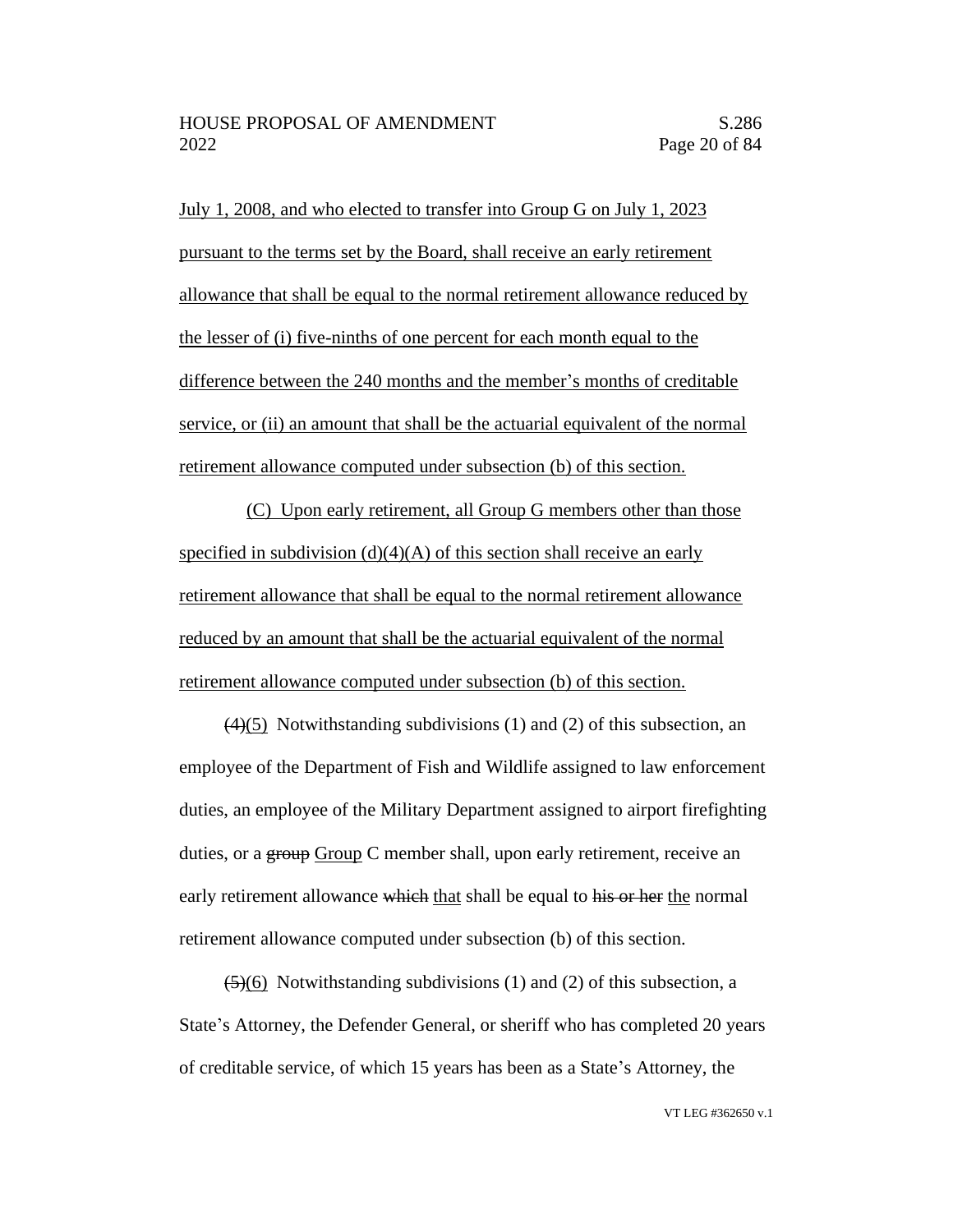July 1, 2008, and who elected to transfer into Group G on July 1, 2023 pursuant to the terms set by the Board, shall receive an early retirement allowance that shall be equal to the normal retirement allowance reduced by the lesser of (i) five-ninths of one percent for each month equal to the difference between the 240 months and the member's months of creditable service, or (ii) an amount that shall be the actuarial equivalent of the normal retirement allowance computed under subsection (b) of this section.

(C) Upon early retirement, all Group G members other than those specified in subdivision (d)(4)(A) of this section shall receive an early retirement allowance that shall be equal to the normal retirement allowance reduced by an amount that shall be the actuarial equivalent of the normal retirement allowance computed under subsection (b) of this section.

~~(4)~~(5) Notwithstanding subdivisions (1) and (2) of this subsection, an employee of the Department of Fish and Wildlife assigned to law enforcement duties, an employee of the Military Department assigned to airport firefighting duties, or a ~~group~~ Group C member shall, upon early retirement, receive an early retirement allowance ~~which~~ that shall be equal to ~~his or her~~ the normal retirement allowance computed under subsection (b) of this section.

~~(5)~~(6) Notwithstanding subdivisions (1) and (2) of this subsection, a State's Attorney, the Defender General, or sheriff who has completed 20 years of creditable service, of which 15 years has been as a State's Attorney, the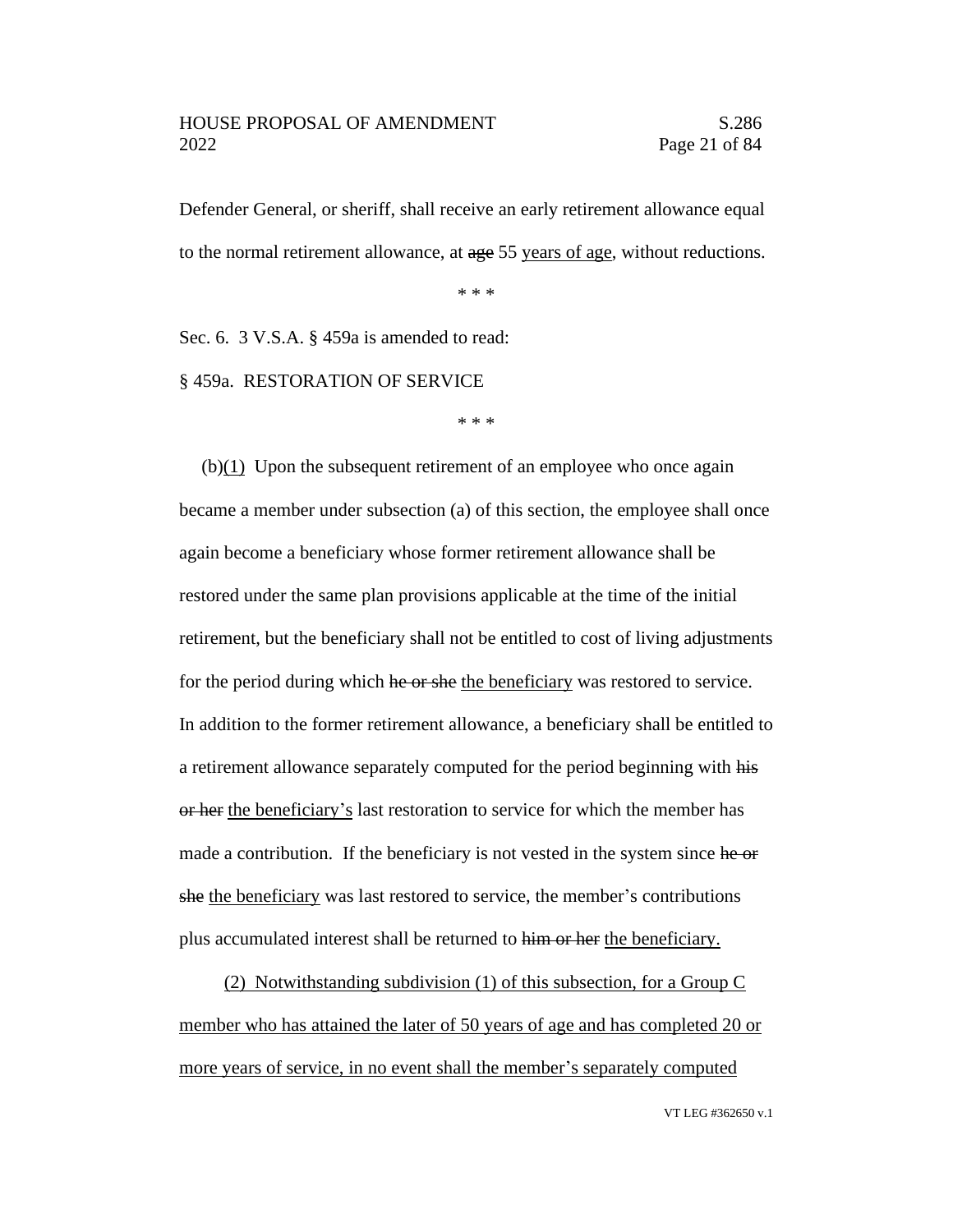Defender General, or sheriff, shall receive an early retirement allowance equal to the normal retirement allowance, at ~~age~~ 55 <u>years of age</u>, without reductions.

\* \* \*

Sec. 6. 3 V.S.A. § 459a is amended to read:

§ 459a. RESTORATION OF SERVICE

\* \* \*

(b)<u>(1)</u> Upon the subsequent retirement of an employee who once again became a member under subsection (a) of this section, the employee shall once again become a beneficiary whose former retirement allowance shall be restored under the same plan provisions applicable at the time of the initial retirement, but the beneficiary shall not be entitled to cost of living adjustments for the period during which ~~he or she~~ <u>the beneficiary</u> was restored to service. In addition to the former retirement allowance, a beneficiary shall be entitled to a retirement allowance separately computed for the period beginning with ~~his or her~~ <u>the beneficiary's</u> last restoration to service for which the member has made a contribution. If the beneficiary is not vested in the system since ~~he or she~~ <u>the beneficiary</u> was last restored to service, the member's contributions plus accumulated interest shall be returned to ~~him or her~~ <u>the beneficiary.</u>

<u>(2) Notwithstanding subdivision (1) of this subsection, for a Group C member who has attained the later of 50 years of age and has completed 20 or more years of service, in no event shall the member's separately computed</u>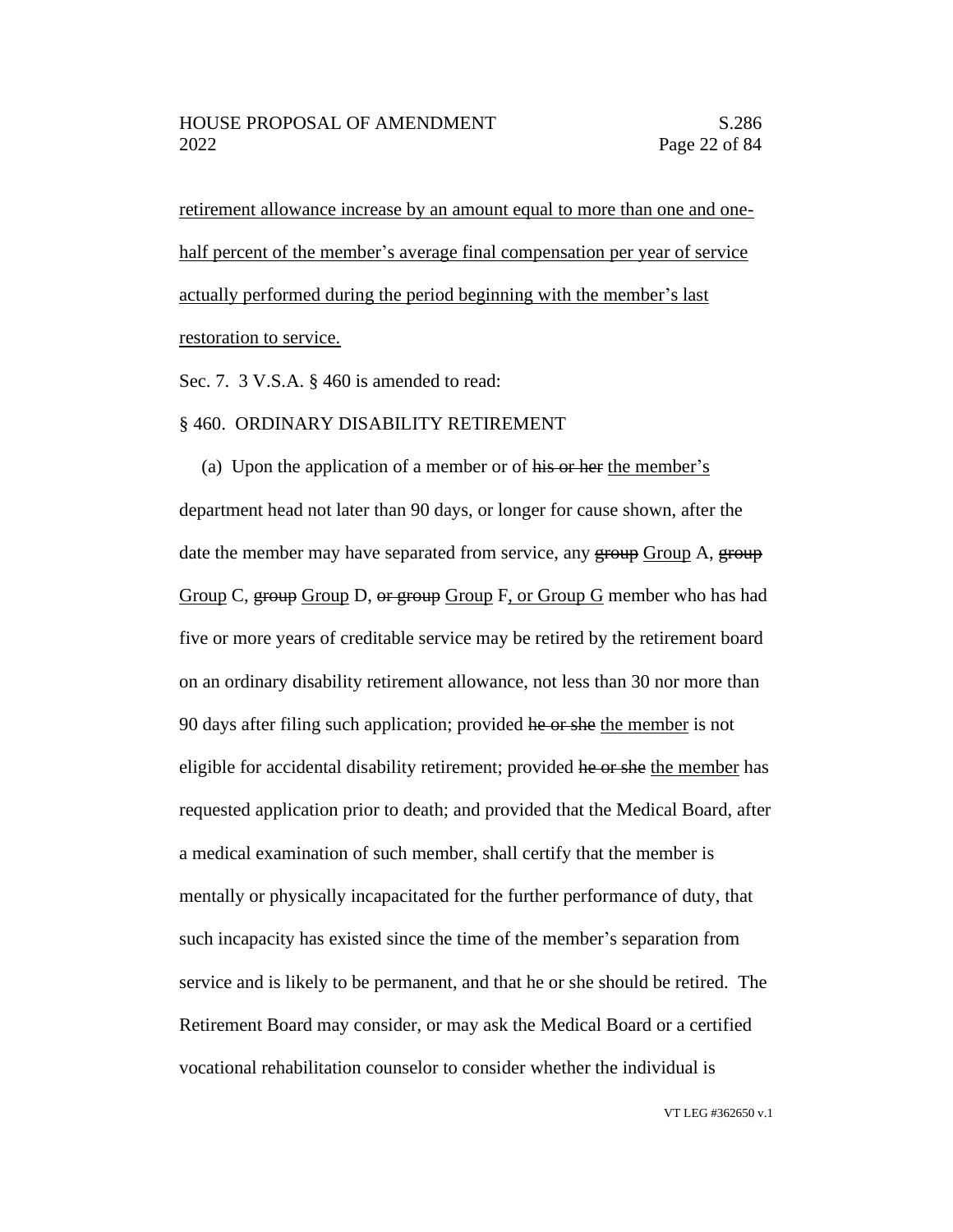retirement allowance increase by an amount equal to more than one and one-half percent of the member's average final compensation per year of service actually performed during the period beginning with the member's last restoration to service.

Sec. 7. 3 V.S.A. § 460 is amended to read:

§ 460. ORDINARY DISABILITY RETIREMENT

(a) Upon the application of a member or of ~~his or her~~ the member's department head not later than 90 days, or longer for cause shown, after the date the member may have separated from service, any ~~group~~ Group A, ~~group~~ Group C, ~~group~~ Group D, ~~or group~~ Group F, or Group G member who has had five or more years of creditable service may be retired by the retirement board on an ordinary disability retirement allowance, not less than 30 nor more than 90 days after filing such application; provided ~~he or she~~ the member is not eligible for accidental disability retirement; provided ~~he or she~~ the member has requested application prior to death; and provided that the Medical Board, after a medical examination of such member, shall certify that the member is mentally or physically incapacitated for the further performance of duty, that such incapacity has existed since the time of the member's separation from service and is likely to be permanent, and that he or she should be retired. The Retirement Board may consider, or may ask the Medical Board or a certified vocational rehabilitation counselor to consider whether the individual is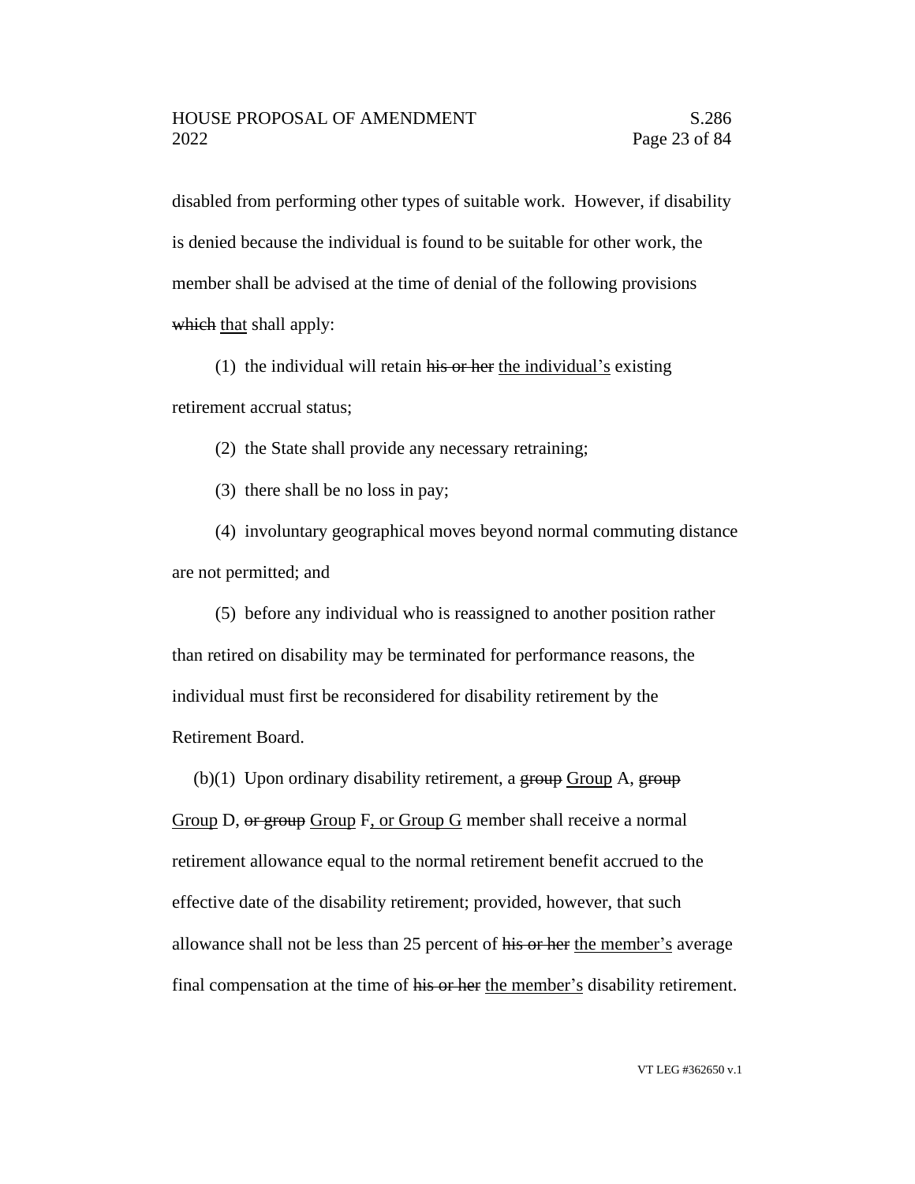disabled from performing other types of suitable work. However, if disability is denied because the individual is found to be suitable for other work, the member shall be advised at the time of denial of the following provisions ~~which~~ that shall apply:

(1) the individual will retain ~~his or her~~ the individual's existing retirement accrual status;

(2) the State shall provide any necessary retraining;

(3) there shall be no loss in pay;

(4) involuntary geographical moves beyond normal commuting distance are not permitted; and

(5) before any individual who is reassigned to another position rather than retired on disability may be terminated for performance reasons, the individual must first be reconsidered for disability retirement by the Retirement Board.

(b)(1) Upon ordinary disability retirement, a ~~group~~ Group A, ~~group~~ Group D, ~~or group~~ Group F, or Group G member shall receive a normal retirement allowance equal to the normal retirement benefit accrued to the effective date of the disability retirement; provided, however, that such allowance shall not be less than 25 percent of ~~his or her~~ the member's average final compensation at the time of ~~his or her~~ the member's disability retirement.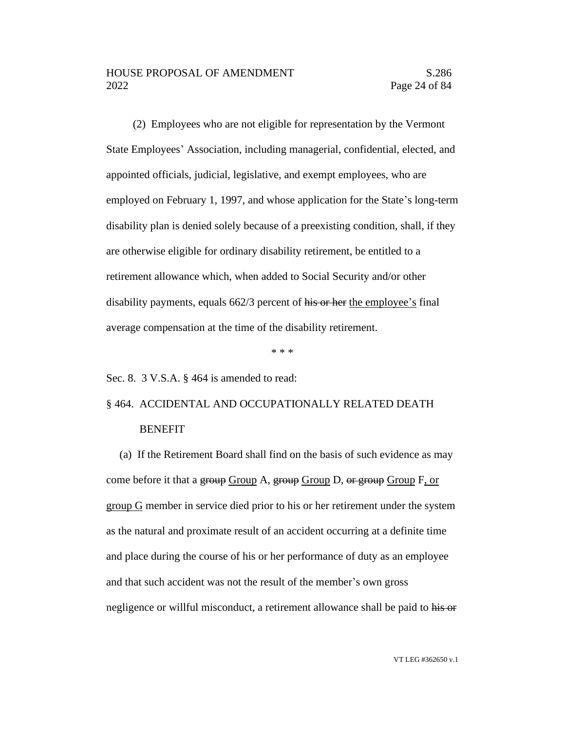(2) Employees who are not eligible for representation by the Vermont State Employees' Association, including managerial, confidential, elected, and appointed officials, judicial, legislative, and exempt employees, who are employed on February 1, 1997, and whose application for the State's long-term disability plan is denied solely because of a preexisting condition, shall, if they are otherwise eligible for ordinary disability retirement, be entitled to a retirement allowance which, when added to Social Security and/or other disability payments, equals 662/3 percent of ~~his or her~~ <u>the employee's</u> final average compensation at the time of the disability retirement.

\* \* \*

Sec. 8. 3 V.S.A. § 464 is amended to read:

§ 464. ACCIDENTAL AND OCCUPATIONALLY RELATED DEATH BENEFIT

(a) If the Retirement Board shall find on the basis of such evidence as may come before it that a ~~group~~ <u>Group</u> A, ~~group~~ <u>Group</u> D, ~~or group~~ <u>Group</u> F<u>, or group G</u> member in service died prior to his or her retirement under the system as the natural and proximate result of an accident occurring at a definite time and place during the course of his or her performance of duty as an employee and that such accident was not the result of the member's own gross negligence or willful misconduct, a retirement allowance shall be paid to ~~his or~~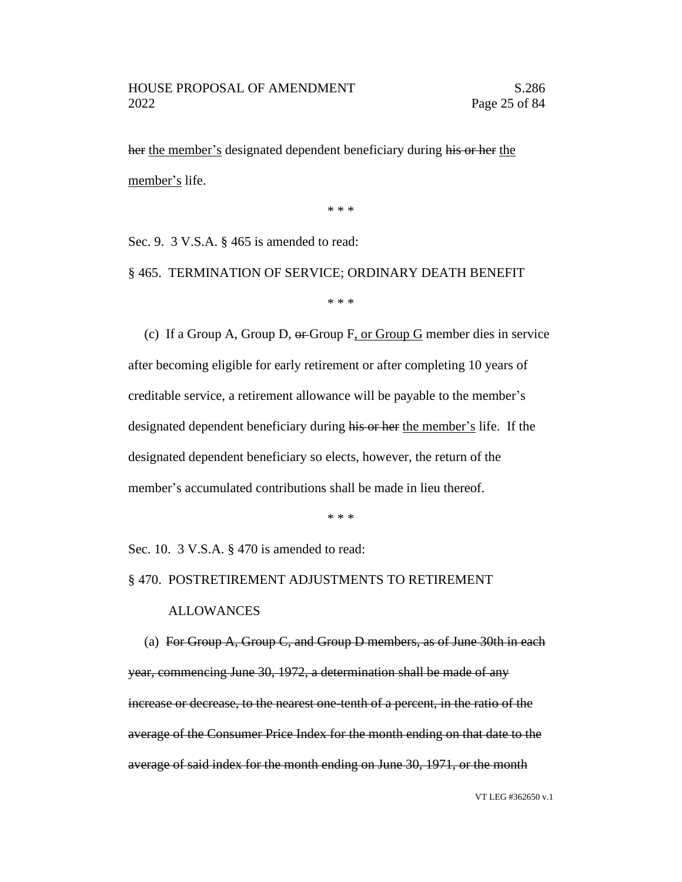~~her~~ <u>the member's</u> designated dependent beneficiary during ~~his or her~~ <u>the member's</u> life.

\* \* \*

Sec. 9. 3 V.S.A. § 465 is amended to read:

§ 465. TERMINATION OF SERVICE; ORDINARY DEATH BENEFIT

\* \* \*

(c) If a Group A, Group D, ~~or~~ Group F<u>, or Group G</u> member dies in service after becoming eligible for early retirement or after completing 10 years of creditable service, a retirement allowance will be payable to the member's designated dependent beneficiary during ~~his or her~~ <u>the member's</u> life. If the designated dependent beneficiary so elects, however, the return of the member's accumulated contributions shall be made in lieu thereof.

\* \* \*

Sec. 10. 3 V.S.A. § 470 is amended to read:

§ 470. POSTRETIREMENT ADJUSTMENTS TO RETIREMENT ALLOWANCES

(a) ~~For Group A, Group C, and Group D members, as of June 30th in each year, commencing June 30, 1972, a determination shall be made of any increase or decrease, to the nearest one-tenth of a percent, in the ratio of the average of the Consumer Price Index for the month ending on that date to the average of said index for the month ending on June 30, 1971, or the month~~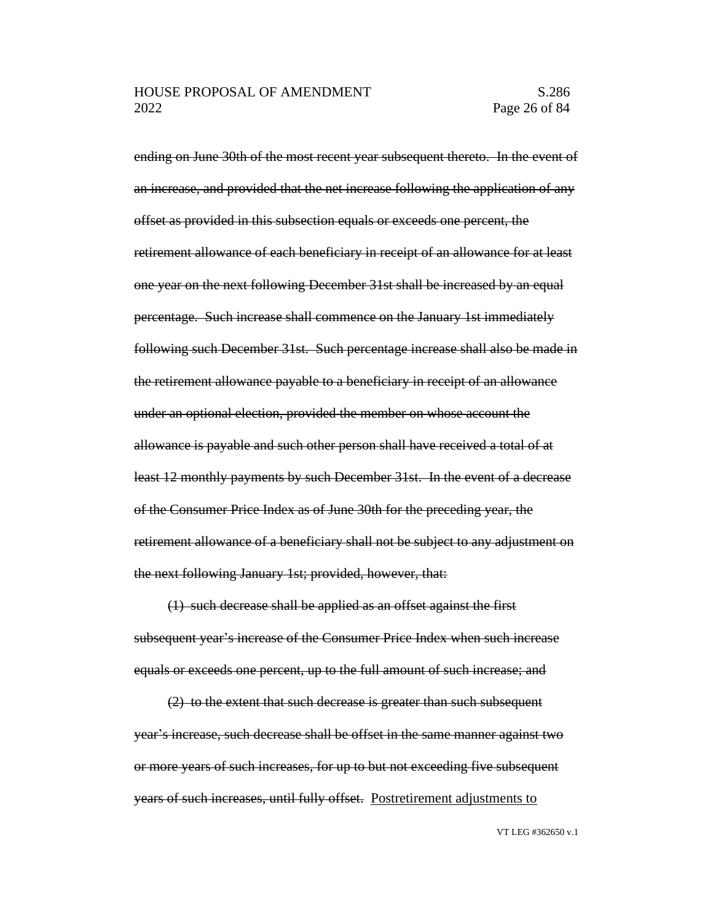~~ending on June 30th of the most recent year subsequent thereto. In the event of an increase, and provided that the net increase following the application of any offset as provided in this subsection equals or exceeds one percent, the retirement allowance of each beneficiary in receipt of an allowance for at least one year on the next following December 31st shall be increased by an equal percentage. Such increase shall commence on the January 1st immediately following such December 31st. Such percentage increase shall also be made in the retirement allowance payable to a beneficiary in receipt of an allowance under an optional election, provided the member on whose account the allowance is payable and such other person shall have received a total of at least 12 monthly payments by such December 31st. In the event of a decrease of the Consumer Price Index as of June 30th for the preceding year, the retirement allowance of a beneficiary shall not be subject to any adjustment on the next following January 1st; provided, however, that:~~

~~(1) such decrease shall be applied as an offset against the first subsequent year's increase of the Consumer Price Index when such increase equals or exceeds one percent, up to the full amount of such increase; and~~

~~(2) to the extent that such decrease is greater than such subsequent year's increase, such decrease shall be offset in the same manner against two or more years of such increases, for up to but not exceeding five subsequent years of such increases, until fully offset.~~ <u>Postretirement adjustments to</u>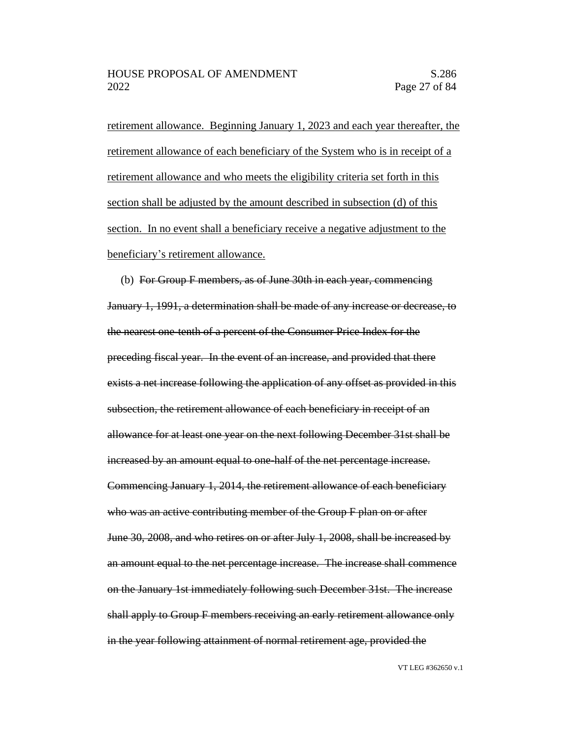retirement allowance. Beginning January 1, 2023 and each year thereafter, the retirement allowance of each beneficiary of the System who is in receipt of a retirement allowance and who meets the eligibility criteria set forth in this section shall be adjusted by the amount described in subsection (d) of this section. In no event shall a beneficiary receive a negative adjustment to the beneficiary's retirement allowance.

(b) ~~For Group F members, as of June 30th in each year, commencing January 1, 1991, a determination shall be made of any increase or decrease, to the nearest one-tenth of a percent of the Consumer Price Index for the preceding fiscal year. In the event of an increase, and provided that there exists a net increase following the application of any offset as provided in this subsection, the retirement allowance of each beneficiary in receipt of an allowance for at least one year on the next following December 31st shall be increased by an amount equal to one-half of the net percentage increase. Commencing January 1, 2014, the retirement allowance of each beneficiary who was an active contributing member of the Group F plan on or after June 30, 2008, and who retires on or after July 1, 2008, shall be increased by an amount equal to the net percentage increase. The increase shall commence on the January 1st immediately following such December 31st. The increase shall apply to Group F members receiving an early retirement allowance only in the year following attainment of normal retirement age, provided the~~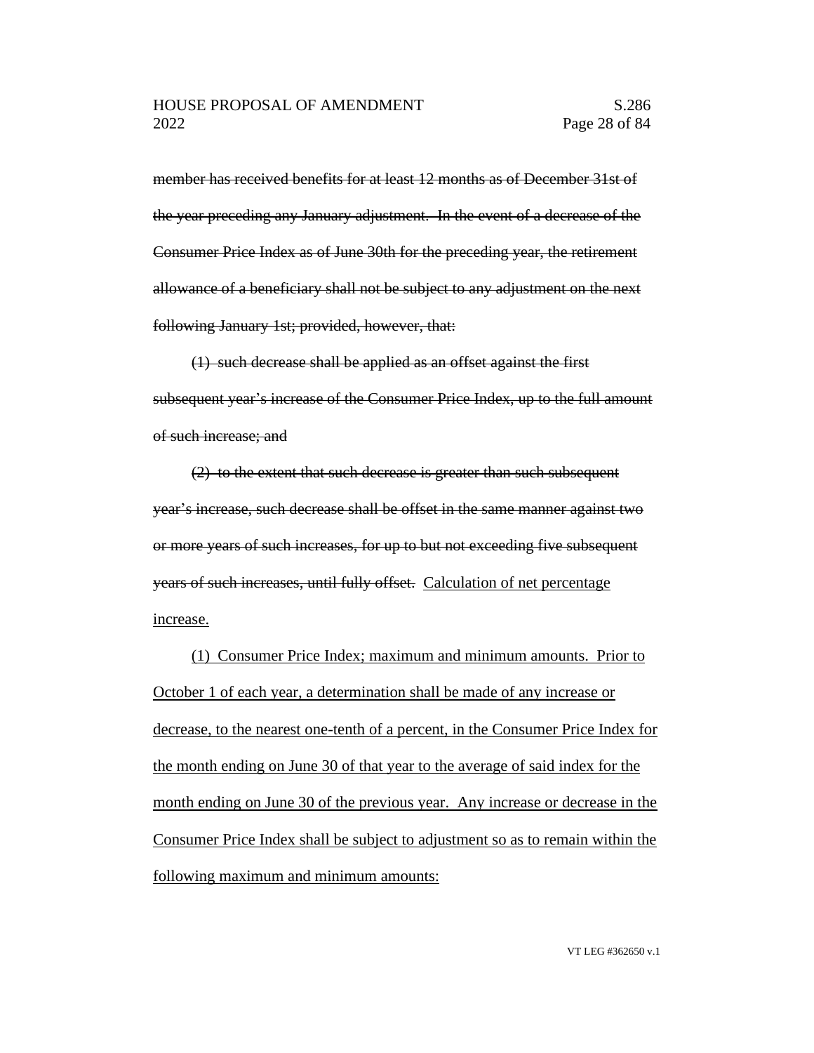~~member has received benefits for at least 12 months as of December 31st of the year preceding any January adjustment. In the event of a decrease of the Consumer Price Index as of June 30th for the preceding year, the retirement allowance of a beneficiary shall not be subject to any adjustment on the next following January 1st; provided, however, that:~~

~~(1) such decrease shall be applied as an offset against the first subsequent year's increase of the Consumer Price Index, up to the full amount of such increase; and~~

~~(2) to the extent that such decrease is greater than such subsequent year's increase, such decrease shall be offset in the same manner against two or more years of such increases, for up to but not exceeding five subsequent years of such increases, until fully offset.~~ <u>Calculation of net percentage increase.</u>

<u>(1) Consumer Price Index; maximum and minimum amounts. Prior to October 1 of each year, a determination shall be made of any increase or decrease, to the nearest one-tenth of a percent, in the Consumer Price Index for the month ending on June 30 of that year to the average of said index for the month ending on June 30 of the previous year. Any increase or decrease in the Consumer Price Index shall be subject to adjustment so as to remain within the following maximum and minimum amounts:</u>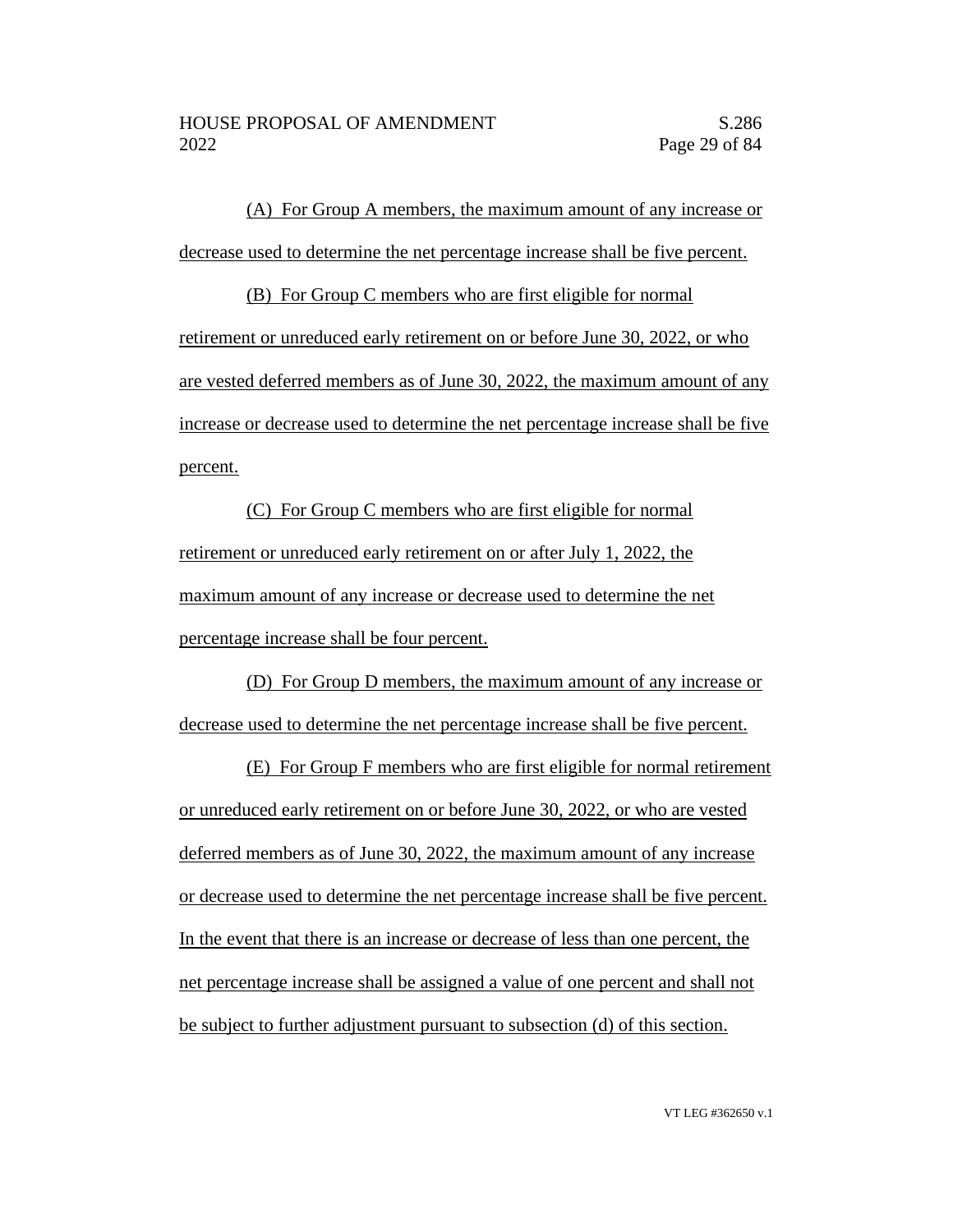(A) For Group A members, the maximum amount of any increase or decrease used to determine the net percentage increase shall be five percent.

(B) For Group C members who are first eligible for normal retirement or unreduced early retirement on or before June 30, 2022, or who are vested deferred members as of June 30, 2022, the maximum amount of any increase or decrease used to determine the net percentage increase shall be five percent.

(C) For Group C members who are first eligible for normal retirement or unreduced early retirement on or after July 1, 2022, the maximum amount of any increase or decrease used to determine the net percentage increase shall be four percent.

(D) For Group D members, the maximum amount of any increase or decrease used to determine the net percentage increase shall be five percent.

(E) For Group F members who are first eligible for normal retirement or unreduced early retirement on or before June 30, 2022, or who are vested deferred members as of June 30, 2022, the maximum amount of any increase or decrease used to determine the net percentage increase shall be five percent. In the event that there is an increase or decrease of less than one percent, the net percentage increase shall be assigned a value of one percent and shall not be subject to further adjustment pursuant to subsection (d) of this section.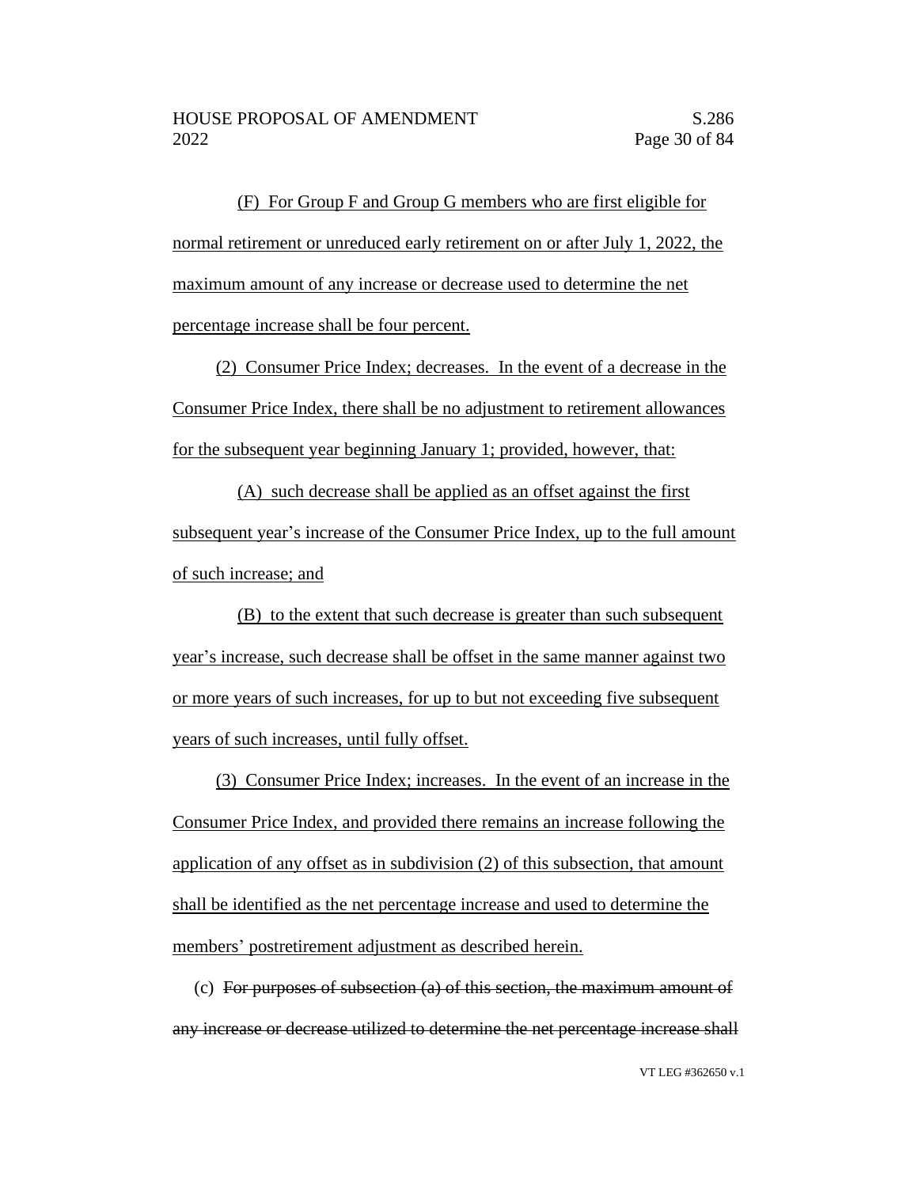(F) For Group F and Group G members who are first eligible for normal retirement or unreduced early retirement on or after July 1, 2022, the maximum amount of any increase or decrease used to determine the net percentage increase shall be four percent.

(2) Consumer Price Index; decreases. In the event of a decrease in the Consumer Price Index, there shall be no adjustment to retirement allowances for the subsequent year beginning January 1; provided, however, that:

(A) such decrease shall be applied as an offset against the first subsequent year's increase of the Consumer Price Index, up to the full amount of such increase; and

(B) to the extent that such decrease is greater than such subsequent year's increase, such decrease shall be offset in the same manner against two or more years of such increases, for up to but not exceeding five subsequent years of such increases, until fully offset.

(3) Consumer Price Index; increases. In the event of an increase in the Consumer Price Index, and provided there remains an increase following the application of any offset as in subdivision (2) of this subsection, that amount shall be identified as the net percentage increase and used to determine the members' postretirement adjustment as described herein.

(c) ~~For purposes of subsection (a) of this section, the maximum amount of any increase or decrease utilized to determine the net percentage increase shall~~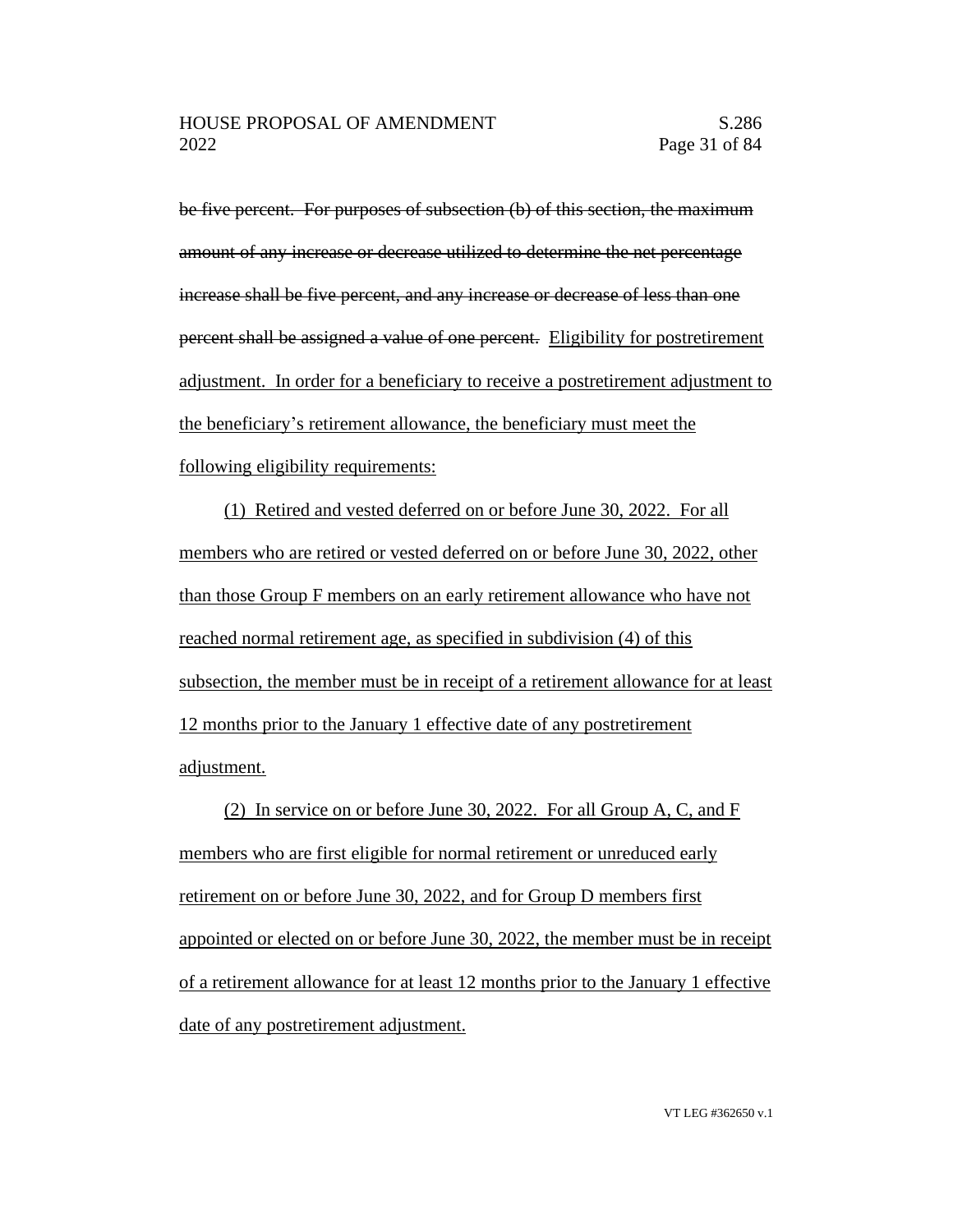~~be five percent. For purposes of subsection (b) of this section, the maximum amount of any increase or decrease utilized to determine the net percentage increase shall be five percent, and any increase or decrease of less than one percent shall be assigned a value of one percent.~~ <u>Eligibility for postretirement adjustment. In order for a beneficiary to receive a postretirement adjustment to the beneficiary's retirement allowance, the beneficiary must meet the following eligibility requirements:</u>

<u>(1) Retired and vested deferred on or before June 30, 2022. For all members who are retired or vested deferred on or before June 30, 2022, other than those Group F members on an early retirement allowance who have not reached normal retirement age, as specified in subdivision (4) of this subsection, the member must be in receipt of a retirement allowance for at least 12 months prior to the January 1 effective date of any postretirement adjustment.</u>

<u>(2) In service on or before June 30, 2022. For all Group A, C, and F members who are first eligible for normal retirement or unreduced early retirement on or before June 30, 2022, and for Group D members first appointed or elected on or before June 30, 2022, the member must be in receipt of a retirement allowance for at least 12 months prior to the January 1 effective date of any postretirement adjustment.</u>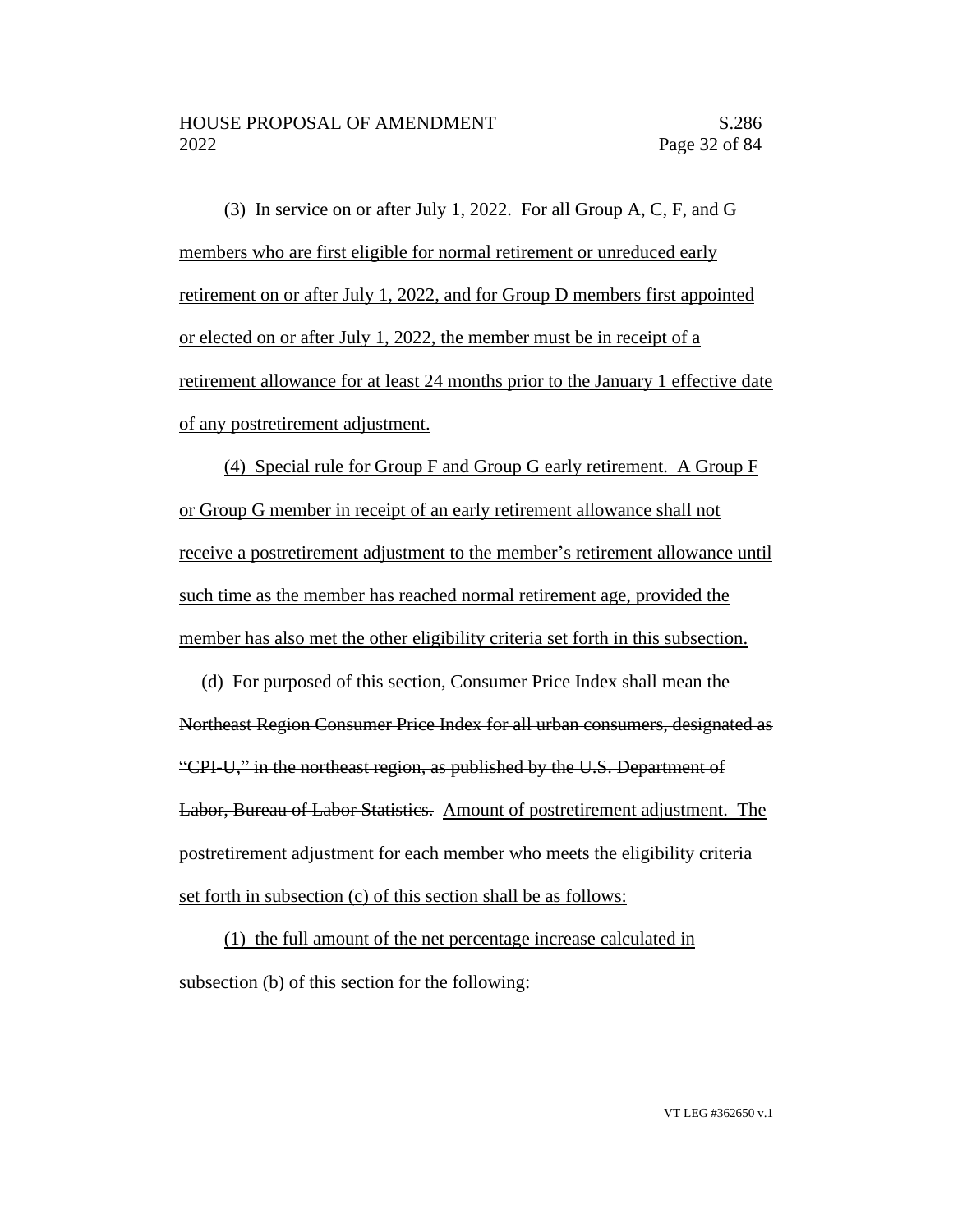(3) In service on or after July 1, 2022. For all Group A, C, F, and G members who are first eligible for normal retirement or unreduced early retirement on or after July 1, 2022, and for Group D members first appointed or elected on or after July 1, 2022, the member must be in receipt of a retirement allowance for at least 24 months prior to the January 1 effective date of any postretirement adjustment.

(4) Special rule for Group F and Group G early retirement. A Group F or Group G member in receipt of an early retirement allowance shall not receive a postretirement adjustment to the member's retirement allowance until such time as the member has reached normal retirement age, provided the member has also met the other eligibility criteria set forth in this subsection.

(d) ~~For purposed of this section, Consumer Price Index shall mean the Northeast Region Consumer Price Index for all urban consumers, designated as "CPI-U," in the northeast region, as published by the U.S. Department of Labor, Bureau of Labor Statistics.~~ Amount of postretirement adjustment. The postretirement adjustment for each member who meets the eligibility criteria set forth in subsection (c) of this section shall be as follows:

(1) the full amount of the net percentage increase calculated in subsection (b) of this section for the following: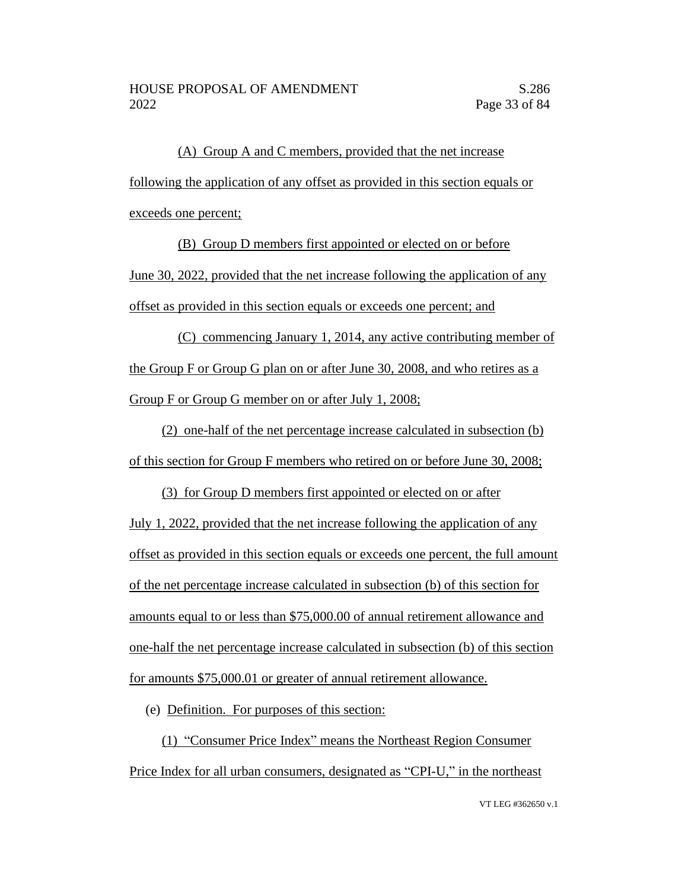(A) Group A and C members, provided that the net increase following the application of any offset as provided in this section equals or exceeds one percent;

(B) Group D members first appointed or elected on or before June 30, 2022, provided that the net increase following the application of any offset as provided in this section equals or exceeds one percent; and

(C) commencing January 1, 2014, any active contributing member of the Group F or Group G plan on or after June 30, 2008, and who retires as a Group F or Group G member on or after July 1, 2008;

(2) one-half of the net percentage increase calculated in subsection (b) of this section for Group F members who retired on or before June 30, 2008;

(3) for Group D members first appointed or elected on or after July 1, 2022, provided that the net increase following the application of any offset as provided in this section equals or exceeds one percent, the full amount of the net percentage increase calculated in subsection (b) of this section for amounts equal to or less than $75,000.00 of annual retirement allowance and one-half the net percentage increase calculated in subsection (b) of this section for amounts $75,000.01 or greater of annual retirement allowance.

(e) Definition. For purposes of this section:

(1) "Consumer Price Index" means the Northeast Region Consumer Price Index for all urban consumers, designated as "CPI-U," in the northeast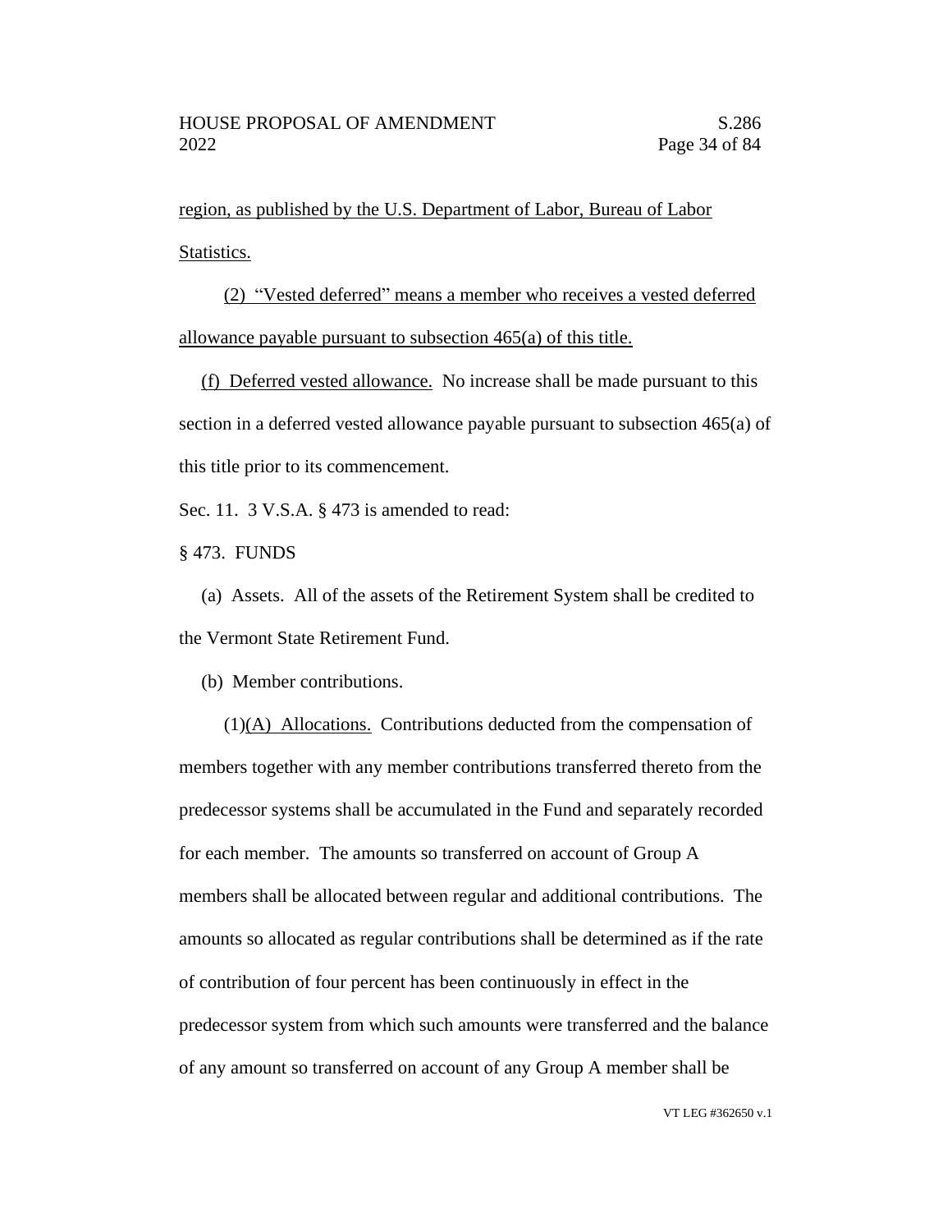region, as published by the U.S. Department of Labor, Bureau of Labor Statistics.

(2) "Vested deferred" means a member who receives a vested deferred allowance payable pursuant to subsection 465(a) of this title.

(f) Deferred vested allowance. No increase shall be made pursuant to this section in a deferred vested allowance payable pursuant to subsection 465(a) of this title prior to its commencement.

Sec. 11. 3 V.S.A. § 473 is amended to read:

§ 473. FUNDS

(a) Assets. All of the assets of the Retirement System shall be credited to the Vermont State Retirement Fund.

(b) Member contributions.

(1)(A) Allocations. Contributions deducted from the compensation of members together with any member contributions transferred thereto from the predecessor systems shall be accumulated in the Fund and separately recorded for each member. The amounts so transferred on account of Group A members shall be allocated between regular and additional contributions. The amounts so allocated as regular contributions shall be determined as if the rate of contribution of four percent has been continuously in effect in the predecessor system from which such amounts were transferred and the balance of any amount so transferred on account of any Group A member shall be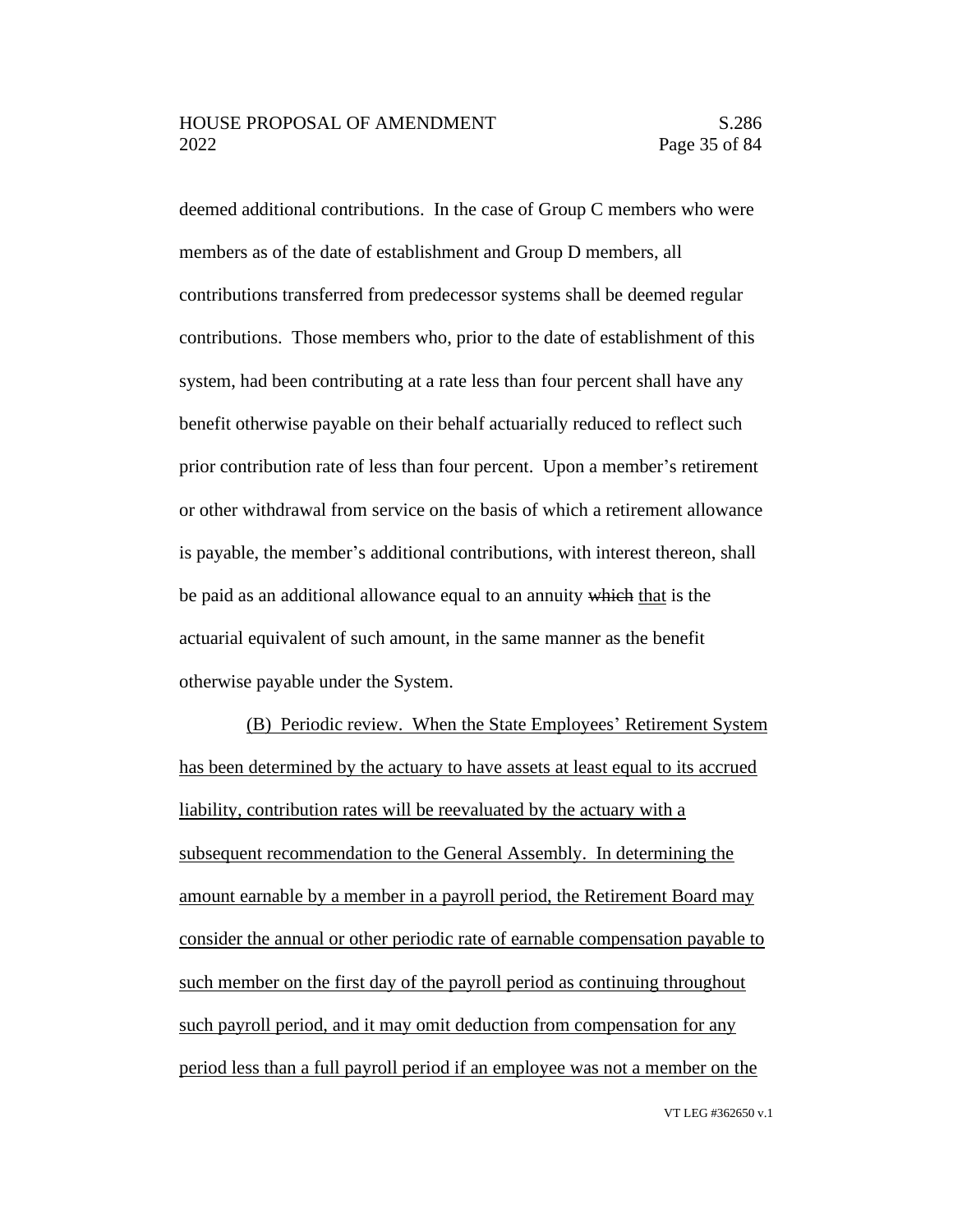deemed additional contributions. In the case of Group C members who were members as of the date of establishment and Group D members, all contributions transferred from predecessor systems shall be deemed regular contributions. Those members who, prior to the date of establishment of this system, had been contributing at a rate less than four percent shall have any benefit otherwise payable on their behalf actuarially reduced to reflect such prior contribution rate of less than four percent. Upon a member's retirement or other withdrawal from service on the basis of which a retirement allowance is payable, the member's additional contributions, with interest thereon, shall be paid as an additional allowance equal to an annuity ~~which~~ <u>that</u> is the actuarial equivalent of such amount, in the same manner as the benefit otherwise payable under the System.

<u>(B) Periodic review. When the State Employees' Retirement System has been determined by the actuary to have assets at least equal to its accrued liability, contribution rates will be reevaluated by the actuary with a subsequent recommendation to the General Assembly. In determining the amount earnable by a member in a payroll period, the Retirement Board may consider the annual or other periodic rate of earnable compensation payable to such member on the first day of the payroll period as continuing throughout such payroll period, and it may omit deduction from compensation for any period less than a full payroll period if an employee was not a member on the</u>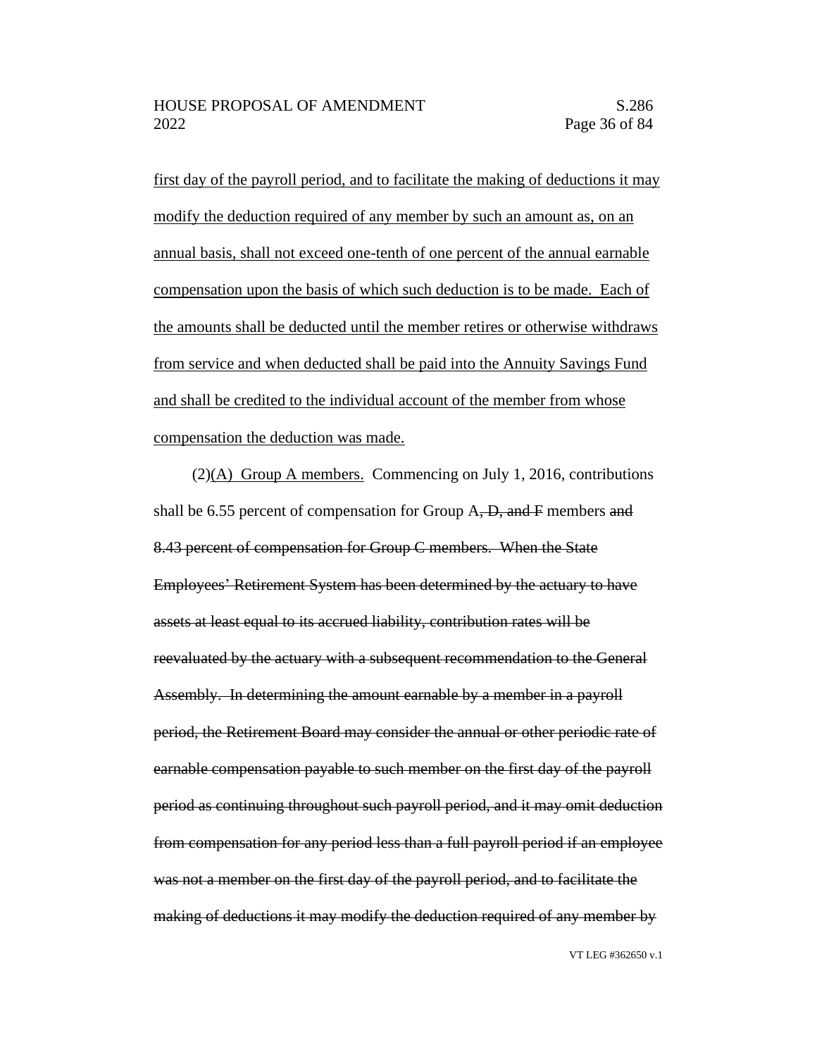first day of the payroll period, and to facilitate the making of deductions it may modify the deduction required of any member by such an amount as, on an annual basis, shall not exceed one-tenth of one percent of the annual earnable compensation upon the basis of which such deduction is to be made. Each of the amounts shall be deducted until the member retires or otherwise withdraws from service and when deducted shall be paid into the Annuity Savings Fund and shall be credited to the individual account of the member from whose compensation the deduction was made.

(2)(A) Group A members. Commencing on July 1, 2016, contributions shall be 6.55 percent of compensation for Group A~~, D, and F~~ members ~~and 8.43 percent of compensation for Group C members. When the State Employees' Retirement System has been determined by the actuary to have assets at least equal to its accrued liability, contribution rates will be reevaluated by the actuary with a subsequent recommendation to the General Assembly. In determining the amount earnable by a member in a payroll period, the Retirement Board may consider the annual or other periodic rate of earnable compensation payable to such member on the first day of the payroll period as continuing throughout such payroll period, and it may omit deduction from compensation for any period less than a full payroll period if an employee was not a member on the first day of the payroll period, and to facilitate the making of deductions it may modify the deduction required of any member by~~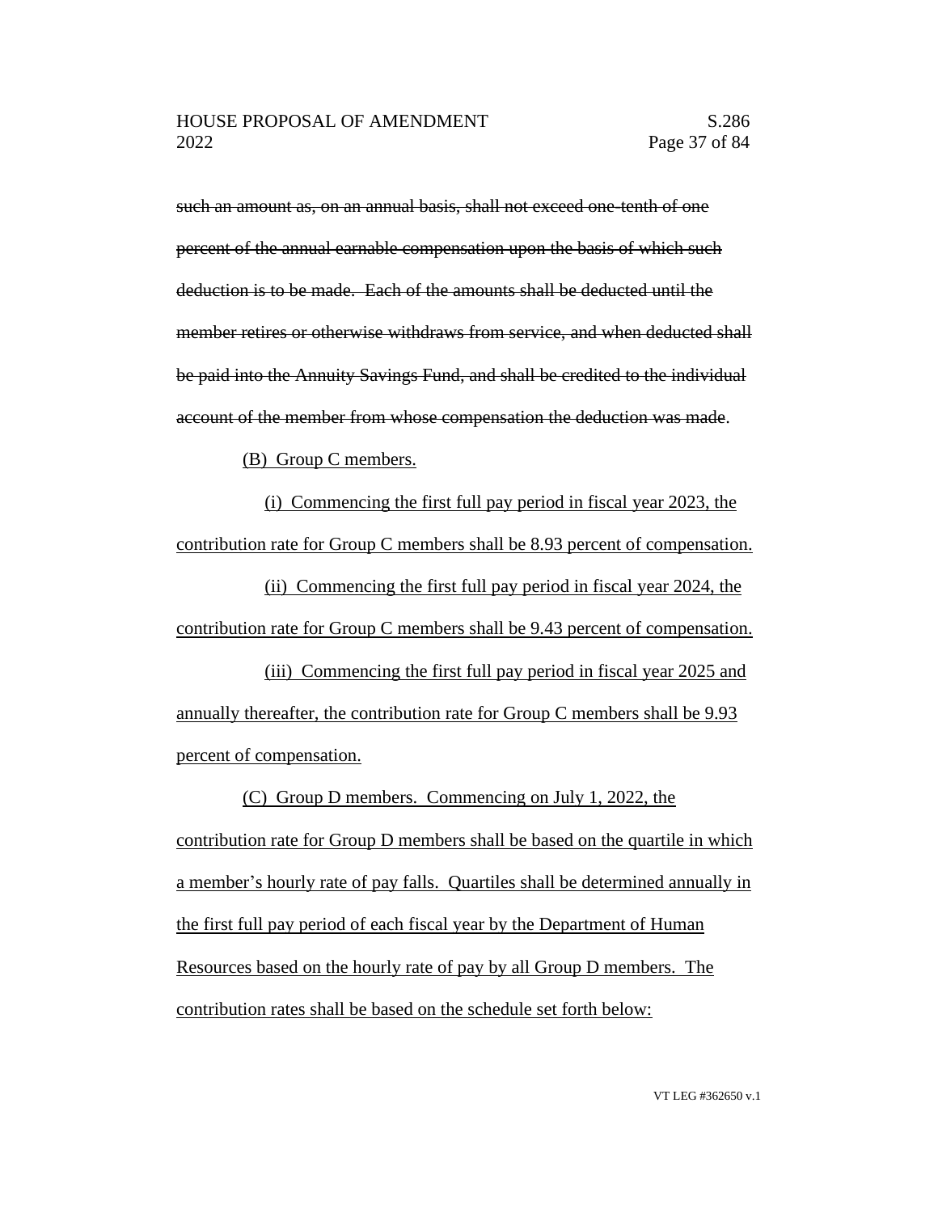~~such an amount as, on an annual basis, shall not exceed one-tenth of one percent of the annual earnable compensation upon the basis of which such deduction is to be made. Each of the amounts shall be deducted until the member retires or otherwise withdraws from service, and when deducted shall be paid into the Annuity Savings Fund, and shall be credited to the individual account of the member from whose compensation the deduction was made~~.

<u>(B) Group C members.</u>

<u>(i) Commencing the first full pay period in fiscal year 2023, the contribution rate for Group C members shall be 8.93 percent of compensation.</u>

<u>(ii) Commencing the first full pay period in fiscal year 2024, the contribution rate for Group C members shall be 9.43 percent of compensation.</u>

<u>(iii) Commencing the first full pay period in fiscal year 2025 and annually thereafter, the contribution rate for Group C members shall be 9.93 percent of compensation.</u>

<u>(C) Group D members. Commencing on July 1, 2022, the contribution rate for Group D members shall be based on the quartile in which a member's hourly rate of pay falls. Quartiles shall be determined annually in the first full pay period of each fiscal year by the Department of Human Resources based on the hourly rate of pay by all Group D members. The contribution rates shall be based on the schedule set forth below:</u>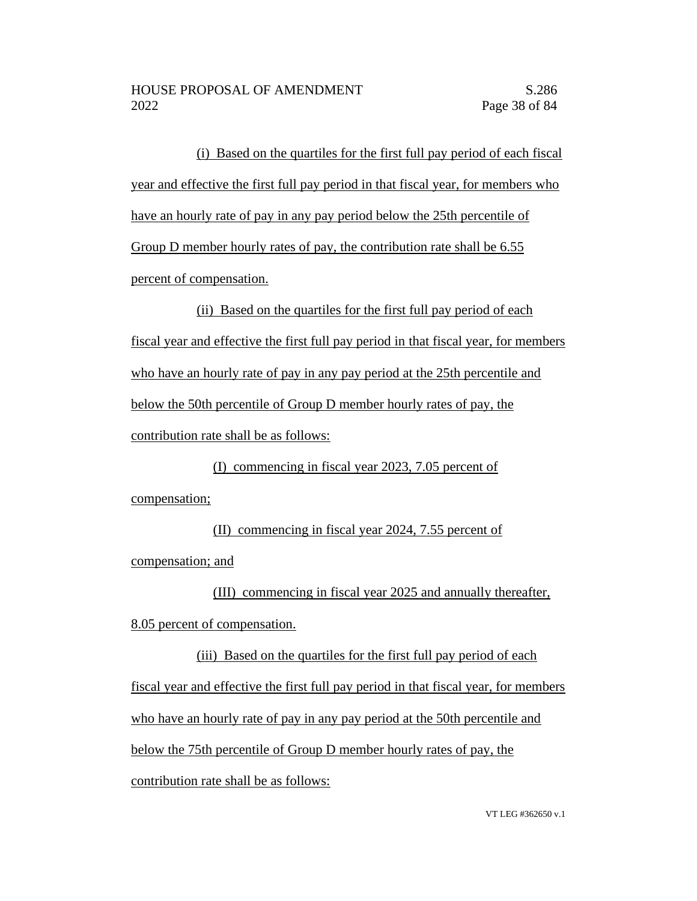(i) Based on the quartiles for the first full pay period of each fiscal year and effective the first full pay period in that fiscal year, for members who have an hourly rate of pay in any pay period below the 25th percentile of Group D member hourly rates of pay, the contribution rate shall be 6.55 percent of compensation.

(ii) Based on the quartiles for the first full pay period of each fiscal year and effective the first full pay period in that fiscal year, for members who have an hourly rate of pay in any pay period at the 25th percentile and below the 50th percentile of Group D member hourly rates of pay, the contribution rate shall be as follows:

(I) commencing in fiscal year 2023, 7.05 percent of compensation;

(II) commencing in fiscal year 2024, 7.55 percent of compensation; and

(III) commencing in fiscal year 2025 and annually thereafter, 8.05 percent of compensation.

(iii) Based on the quartiles for the first full pay period of each fiscal year and effective the first full pay period in that fiscal year, for members who have an hourly rate of pay in any pay period at the 50th percentile and below the 75th percentile of Group D member hourly rates of pay, the contribution rate shall be as follows: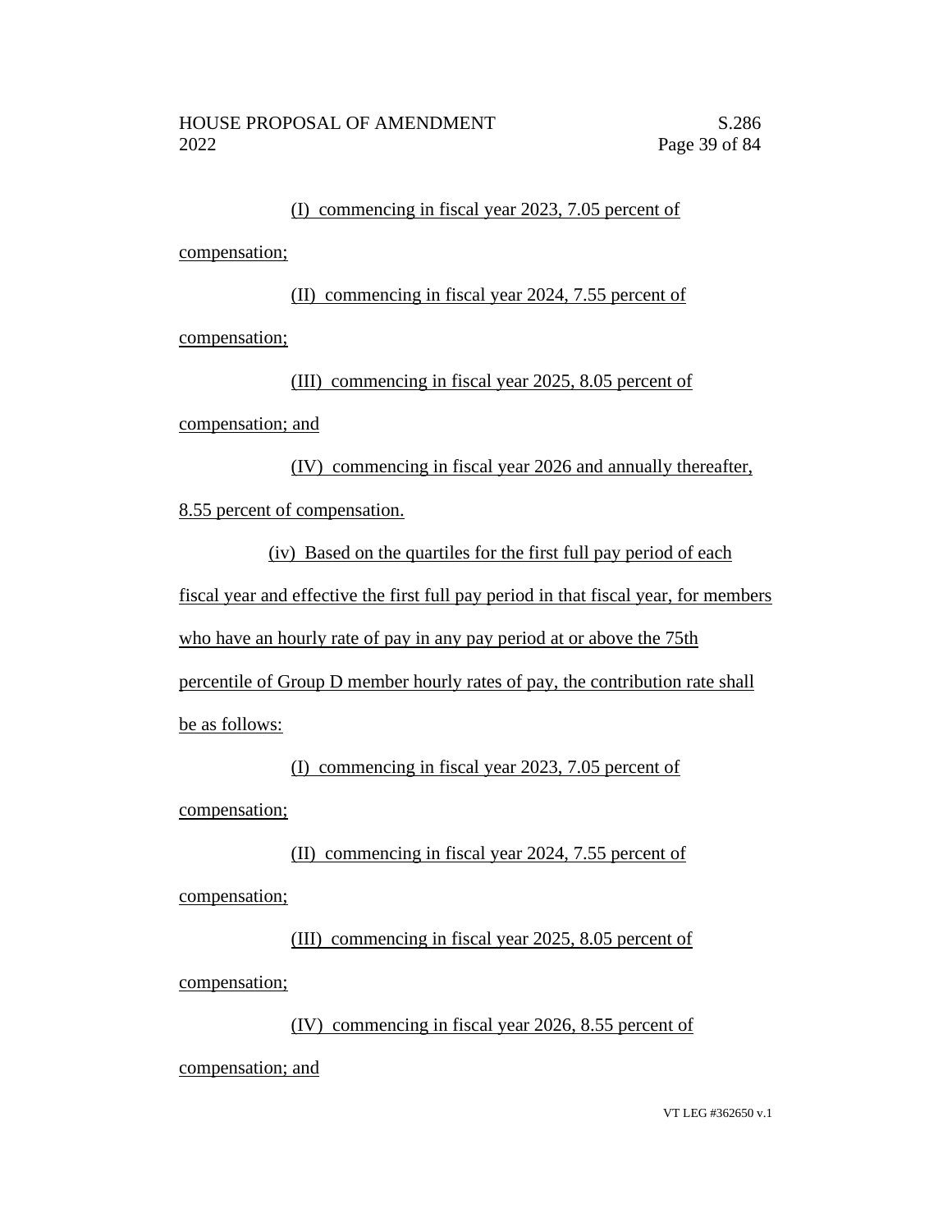(I) commencing in fiscal year 2023, 7.05 percent of compensation;

(II) commencing in fiscal year 2024, 7.55 percent of compensation;

(III) commencing in fiscal year 2025, 8.05 percent of compensation; and

(IV) commencing in fiscal year 2026 and annually thereafter, 8.55 percent of compensation.

(iv) Based on the quartiles for the first full pay period of each fiscal year and effective the first full pay period in that fiscal year, for members who have an hourly rate of pay in any pay period at or above the 75th percentile of Group D member hourly rates of pay, the contribution rate shall be as follows:

(I) commencing in fiscal year 2023, 7.05 percent of compensation;

(II) commencing in fiscal year 2024, 7.55 percent of compensation;

(III) commencing in fiscal year 2025, 8.05 percent of compensation;

(IV) commencing in fiscal year 2026, 8.55 percent of compensation; and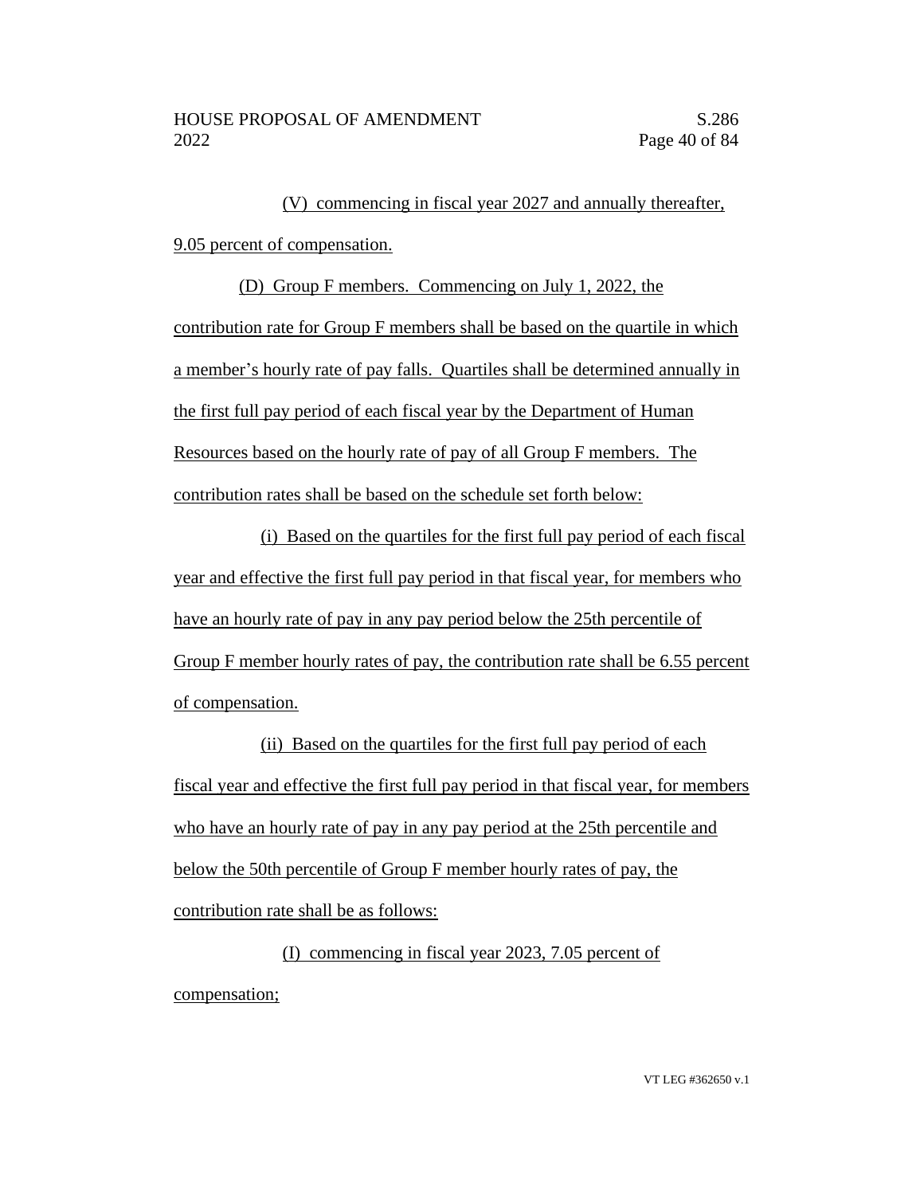(V) commencing in fiscal year 2027 and annually thereafter, 9.05 percent of compensation.

(D) Group F members. Commencing on July 1, 2022, the contribution rate for Group F members shall be based on the quartile in which a member's hourly rate of pay falls. Quartiles shall be determined annually in the first full pay period of each fiscal year by the Department of Human Resources based on the hourly rate of pay of all Group F members. The contribution rates shall be based on the schedule set forth below:

(i) Based on the quartiles for the first full pay period of each fiscal year and effective the first full pay period in that fiscal year, for members who have an hourly rate of pay in any pay period below the 25th percentile of Group F member hourly rates of pay, the contribution rate shall be 6.55 percent of compensation.

(ii) Based on the quartiles for the first full pay period of each fiscal year and effective the first full pay period in that fiscal year, for members who have an hourly rate of pay in any pay period at the 25th percentile and below the 50th percentile of Group F member hourly rates of pay, the contribution rate shall be as follows:

(I) commencing in fiscal year 2023, 7.05 percent of compensation;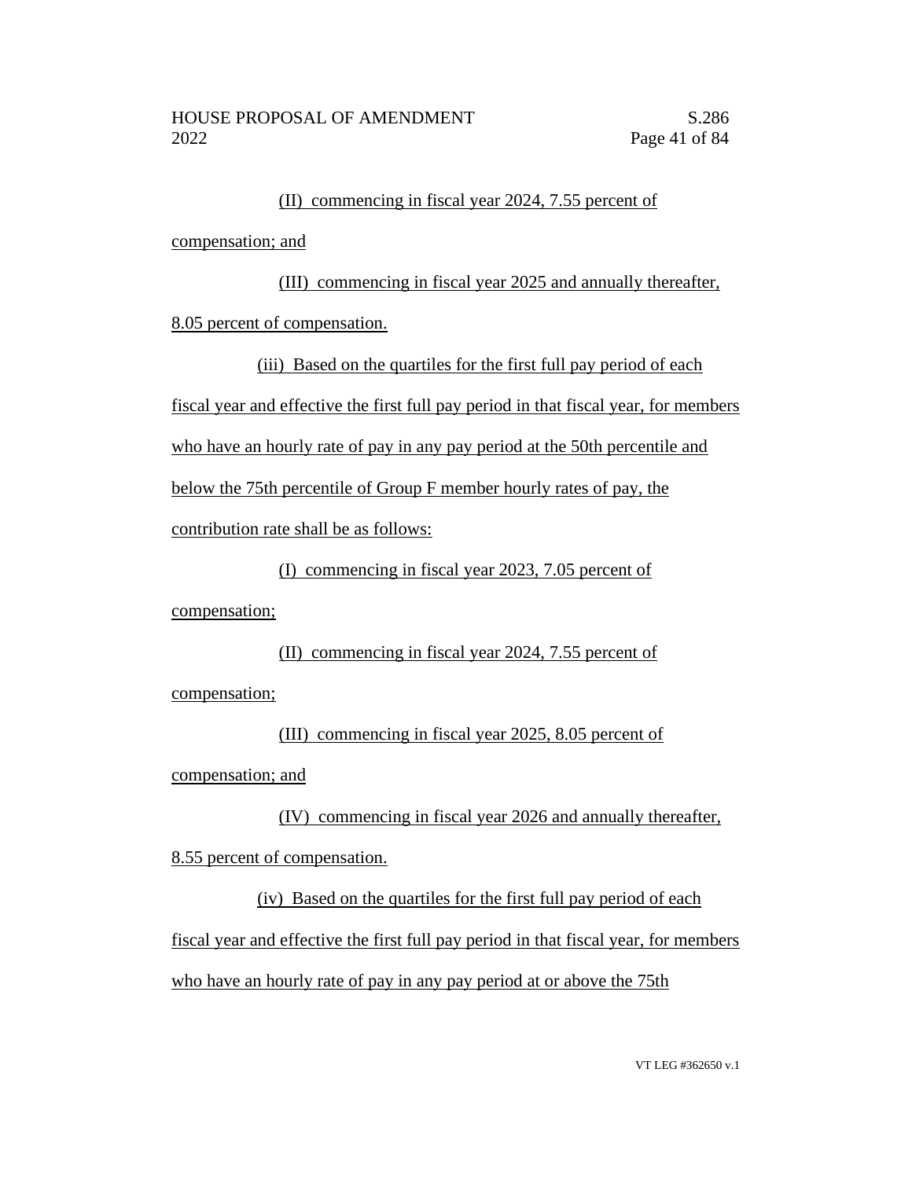(II) commencing in fiscal year 2024, 7.55 percent of compensation; and

(III) commencing in fiscal year 2025 and annually thereafter, 8.05 percent of compensation.

(iii) Based on the quartiles for the first full pay period of each fiscal year and effective the first full pay period in that fiscal year, for members who have an hourly rate of pay in any pay period at the 50th percentile and below the 75th percentile of Group F member hourly rates of pay, the contribution rate shall be as follows:

(I) commencing in fiscal year 2023, 7.05 percent of compensation;

(II) commencing in fiscal year 2024, 7.55 percent of compensation;

(III) commencing in fiscal year 2025, 8.05 percent of compensation; and

(IV) commencing in fiscal year 2026 and annually thereafter, 8.55 percent of compensation.

(iv) Based on the quartiles for the first full pay period of each fiscal year and effective the first full pay period in that fiscal year, for members who have an hourly rate of pay in any pay period at or above the 75th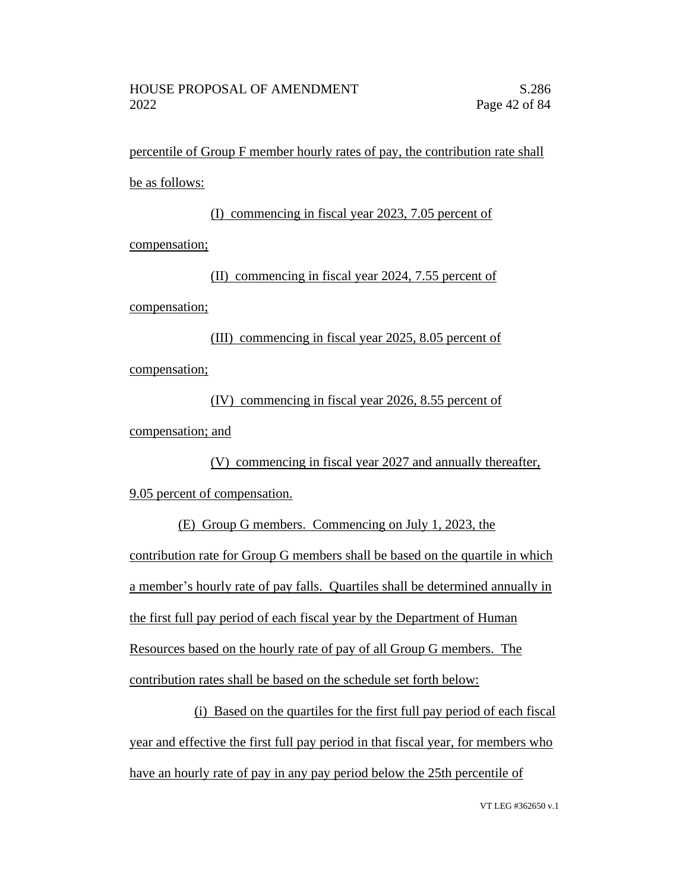percentile of Group F member hourly rates of pay, the contribution rate shall be as follows:

(I) commencing in fiscal year 2023, 7.05 percent of compensation;

(II) commencing in fiscal year 2024, 7.55 percent of compensation;

(III) commencing in fiscal year 2025, 8.05 percent of compensation;

(IV) commencing in fiscal year 2026, 8.55 percent of compensation; and

(V) commencing in fiscal year 2027 and annually thereafter, 9.05 percent of compensation.

(E) Group G members. Commencing on July 1, 2023, the contribution rate for Group G members shall be based on the quartile in which a member's hourly rate of pay falls. Quartiles shall be determined annually in the first full pay period of each fiscal year by the Department of Human Resources based on the hourly rate of pay of all Group G members. The contribution rates shall be based on the schedule set forth below:

(i) Based on the quartiles for the first full pay period of each fiscal year and effective the first full pay period in that fiscal year, for members who have an hourly rate of pay in any pay period below the 25th percentile of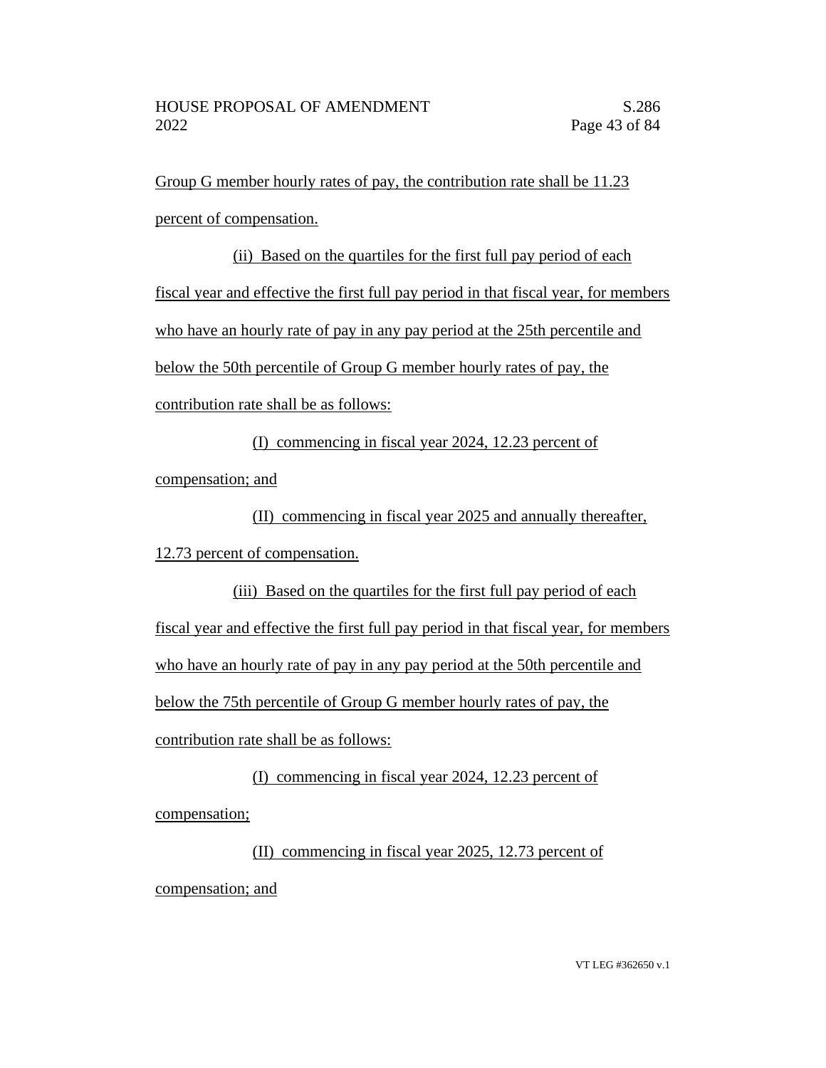Group G member hourly rates of pay, the contribution rate shall be 11.23 percent of compensation.

(ii) Based on the quartiles for the first full pay period of each fiscal year and effective the first full pay period in that fiscal year, for members who have an hourly rate of pay in any pay period at the 25th percentile and below the 50th percentile of Group G member hourly rates of pay, the contribution rate shall be as follows:

(I) commencing in fiscal year 2024, 12.23 percent of compensation; and

(II) commencing in fiscal year 2025 and annually thereafter, 12.73 percent of compensation.

(iii) Based on the quartiles for the first full pay period of each fiscal year and effective the first full pay period in that fiscal year, for members who have an hourly rate of pay in any pay period at the 50th percentile and below the 75th percentile of Group G member hourly rates of pay, the contribution rate shall be as follows:

(I) commencing in fiscal year 2024, 12.23 percent of compensation;

(II) commencing in fiscal year 2025, 12.73 percent of compensation; and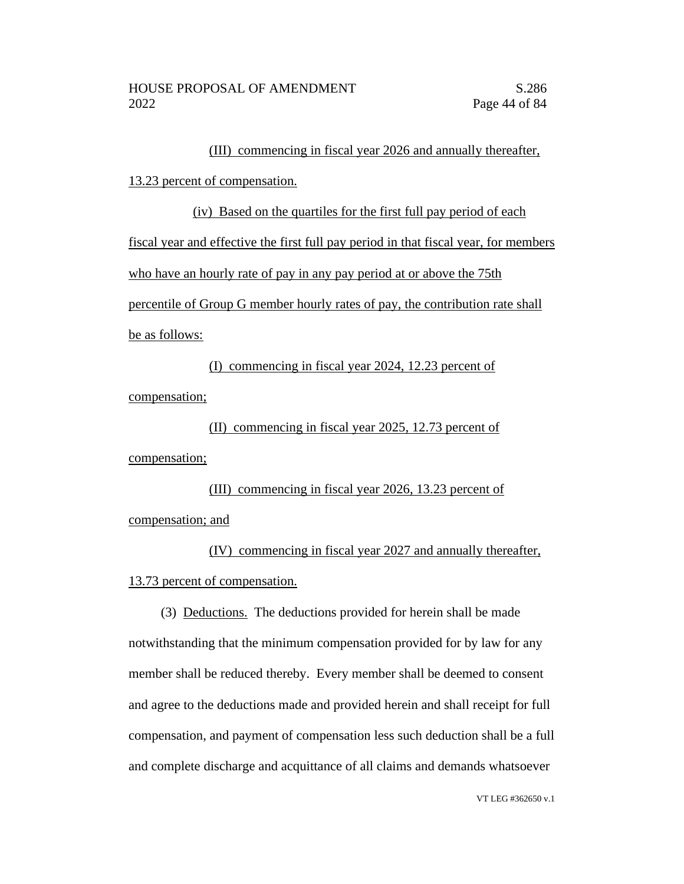(III) commencing in fiscal year 2026 and annually thereafter, 13.23 percent of compensation.

(iv) Based on the quartiles for the first full pay period of each fiscal year and effective the first full pay period in that fiscal year, for members who have an hourly rate of pay in any pay period at or above the 75th percentile of Group G member hourly rates of pay, the contribution rate shall be as follows:

(I) commencing in fiscal year 2024, 12.23 percent of compensation;

(II) commencing in fiscal year 2025, 12.73 percent of compensation;

(III) commencing in fiscal year 2026, 13.23 percent of compensation; and

(IV) commencing in fiscal year 2027 and annually thereafter, 13.73 percent of compensation.

(3) Deductions. The deductions provided for herein shall be made notwithstanding that the minimum compensation provided for by law for any member shall be reduced thereby. Every member shall be deemed to consent and agree to the deductions made and provided herein and shall receipt for full compensation, and payment of compensation less such deduction shall be a full and complete discharge and acquittance of all claims and demands whatsoever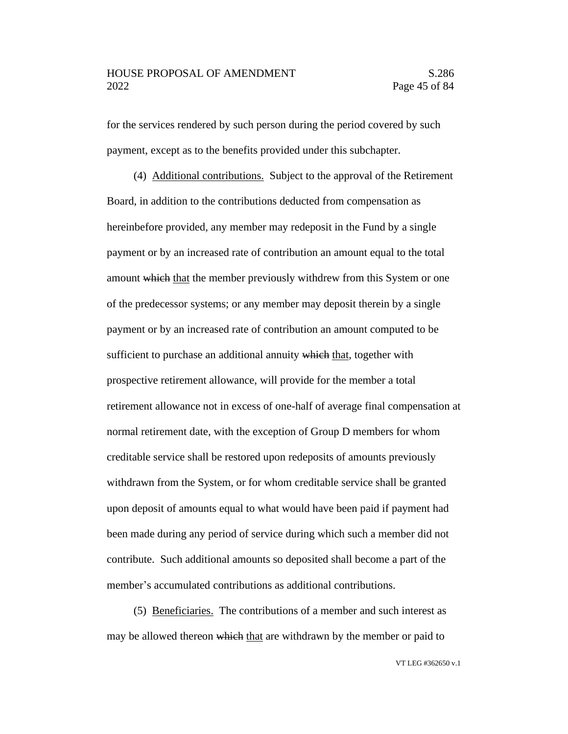for the services rendered by such person during the period covered by such payment, except as to the benefits provided under this subchapter.

(4) Additional contributions. Subject to the approval of the Retirement Board, in addition to the contributions deducted from compensation as hereinbefore provided, any member may redeposit in the Fund by a single payment or by an increased rate of contribution an amount equal to the total amount ~~which~~ that the member previously withdrew from this System or one of the predecessor systems; or any member may deposit therein by a single payment or by an increased rate of contribution an amount computed to be sufficient to purchase an additional annuity ~~which~~ that, together with prospective retirement allowance, will provide for the member a total retirement allowance not in excess of one-half of average final compensation at normal retirement date, with the exception of Group D members for whom creditable service shall be restored upon redeposits of amounts previously withdrawn from the System, or for whom creditable service shall be granted upon deposit of amounts equal to what would have been paid if payment had been made during any period of service during which such a member did not contribute. Such additional amounts so deposited shall become a part of the member's accumulated contributions as additional contributions.

(5) Beneficiaries. The contributions of a member and such interest as may be allowed thereon ~~which~~ that are withdrawn by the member or paid to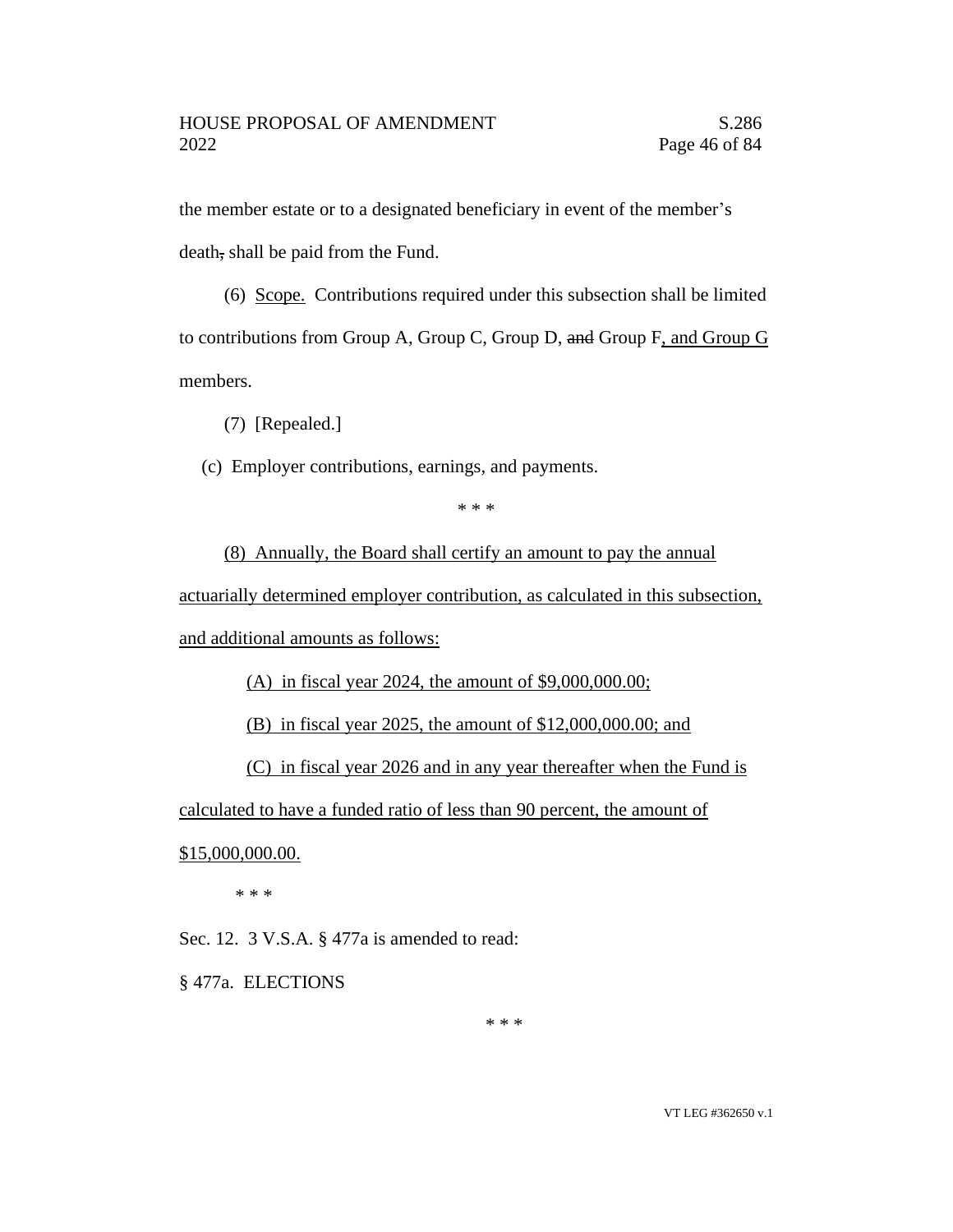the member estate or to a designated beneficiary in event of the member's death~~,~~ shall be paid from the Fund.

(6) <u>Scope.</u> Contributions required under this subsection shall be limited to contributions from Group A, Group C, Group D, ~~and~~ Group F<u>, and Group G</u> members.

(7) [Repealed.]

(c) Employer contributions, earnings, and payments.

\* \* \*

<u>(8) Annually, the Board shall certify an amount to pay the annual actuarially determined employer contribution, as calculated in this subsection, and additional amounts as follows:</u>

<u>(A) in fiscal year 2024, the amount of $9,000,000.00;</u>

<u>(B) in fiscal year 2025, the amount of $12,000,000.00; and</u>

<u>(C) in fiscal year 2026 and in any year thereafter when the Fund is calculated to have a funded ratio of less than 90 percent, the amount of $15,000,000.00.</u>

\* \* \*

Sec. 12. 3 V.S.A. § 477a is amended to read:

§ 477a. ELECTIONS

\* \* \*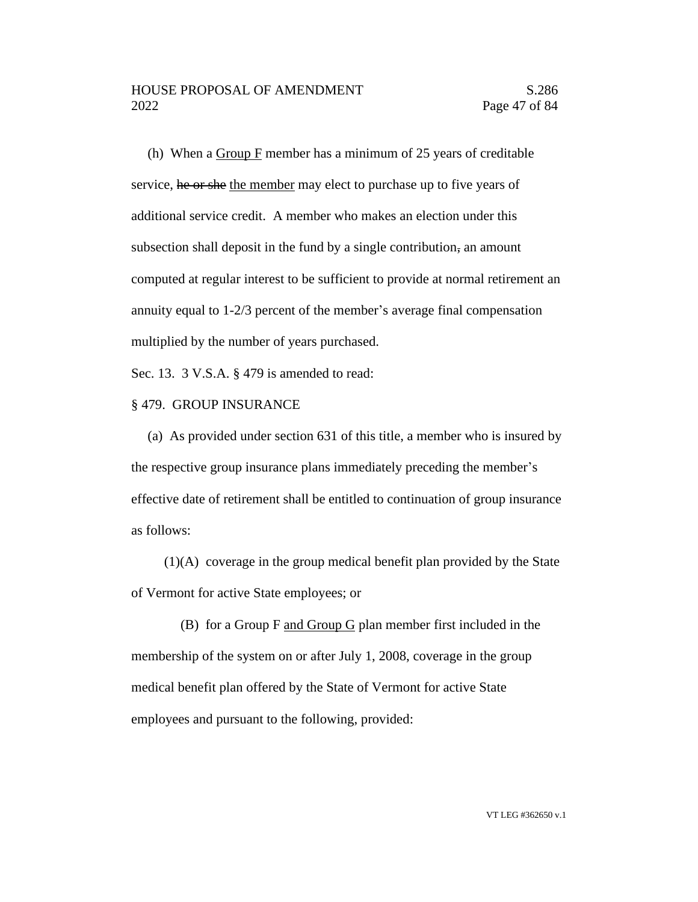(h) When a <u>Group F</u> member has a minimum of 25 years of creditable service, ~~he or she~~ <u>the member</u> may elect to purchase up to five years of additional service credit. A member who makes an election under this subsection shall deposit in the fund by a single contribution~~,~~ an amount computed at regular interest to be sufficient to provide at normal retirement an annuity equal to 1-2/3 percent of the member's average final compensation multiplied by the number of years purchased.

Sec. 13. 3 V.S.A. § 479 is amended to read:

§ 479. GROUP INSURANCE

(a) As provided under section 631 of this title, a member who is insured by the respective group insurance plans immediately preceding the member's effective date of retirement shall be entitled to continuation of group insurance as follows:

(1)(A) coverage in the group medical benefit plan provided by the State of Vermont for active State employees; or

(B) for a Group F <u>and Group G</u> plan member first included in the membership of the system on or after July 1, 2008, coverage in the group medical benefit plan offered by the State of Vermont for active State employees and pursuant to the following, provided: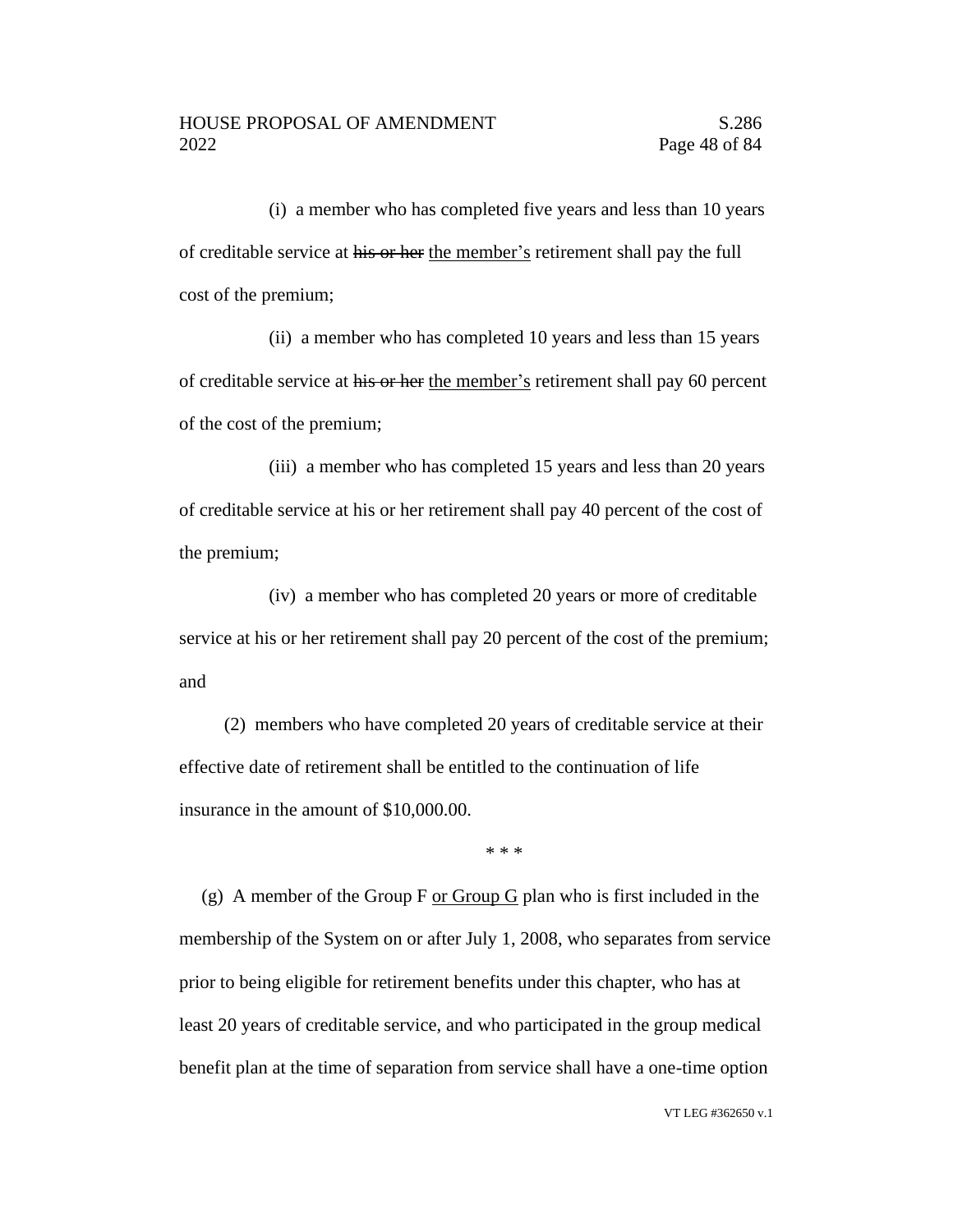(i) a member who has completed five years and less than 10 years of creditable service at ~~his or her~~ <u>the member's</u> retirement shall pay the full cost of the premium;

(ii) a member who has completed 10 years and less than 15 years of creditable service at ~~his or her~~ <u>the member's</u> retirement shall pay 60 percent of the cost of the premium;

(iii) a member who has completed 15 years and less than 20 years of creditable service at his or her retirement shall pay 40 percent of the cost of the premium;

(iv) a member who has completed 20 years or more of creditable service at his or her retirement shall pay 20 percent of the cost of the premium; and

(2) members who have completed 20 years of creditable service at their effective date of retirement shall be entitled to the continuation of life insurance in the amount of $10,000.00.

\* \* \*

(g) A member of the Group F <u>or Group G</u> plan who is first included in the membership of the System on or after July 1, 2008, who separates from service prior to being eligible for retirement benefits under this chapter, who has at least 20 years of creditable service, and who participated in the group medical benefit plan at the time of separation from service shall have a one-time option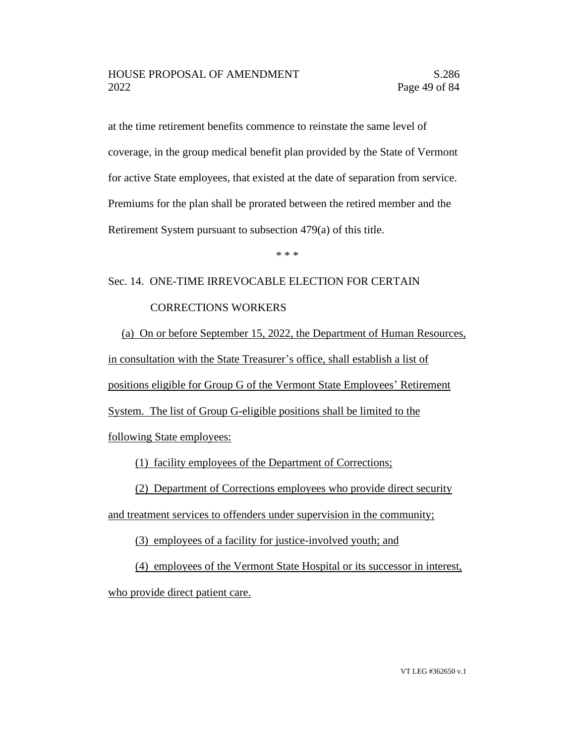at the time retirement benefits commence to reinstate the same level of coverage, in the group medical benefit plan provided by the State of Vermont for active State employees, that existed at the date of separation from service. Premiums for the plan shall be prorated between the retired member and the Retirement System pursuant to subsection 479(a) of this title.

\* \* \*

Sec. 14. ONE-TIME IRREVOCABLE ELECTION FOR CERTAIN CORRECTIONS WORKERS

(a) On or before September 15, 2022, the Department of Human Resources, in consultation with the State Treasurer's office, shall establish a list of positions eligible for Group G of the Vermont State Employees' Retirement System. The list of Group G-eligible positions shall be limited to the following State employees:

(1) facility employees of the Department of Corrections;

(2) Department of Corrections employees who provide direct security and treatment services to offenders under supervision in the community;

(3) employees of a facility for justice-involved youth; and

(4) employees of the Vermont State Hospital or its successor in interest, who provide direct patient care.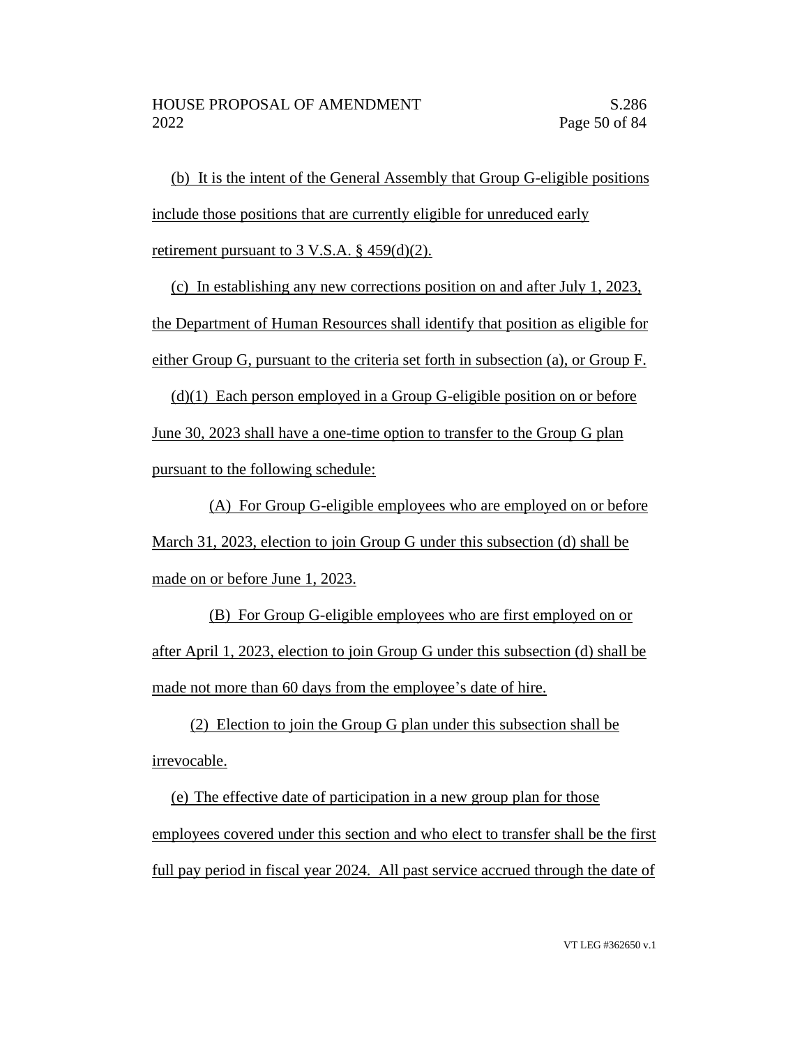(b) It is the intent of the General Assembly that Group G-eligible positions include those positions that are currently eligible for unreduced early retirement pursuant to 3 V.S.A. § 459(d)(2).

(c) In establishing any new corrections position on and after July 1, 2023, the Department of Human Resources shall identify that position as eligible for either Group G, pursuant to the criteria set forth in subsection (a), or Group F.

(d)(1) Each person employed in a Group G-eligible position on or before June 30, 2023 shall have a one-time option to transfer to the Group G plan pursuant to the following schedule:

(A) For Group G-eligible employees who are employed on or before March 31, 2023, election to join Group G under this subsection (d) shall be made on or before June 1, 2023.

(B) For Group G-eligible employees who are first employed on or after April 1, 2023, election to join Group G under this subsection (d) shall be made not more than 60 days from the employee's date of hire.

(2) Election to join the Group G plan under this subsection shall be irrevocable.

(e) The effective date of participation in a new group plan for those employees covered under this section and who elect to transfer shall be the first full pay period in fiscal year 2024. All past service accrued through the date of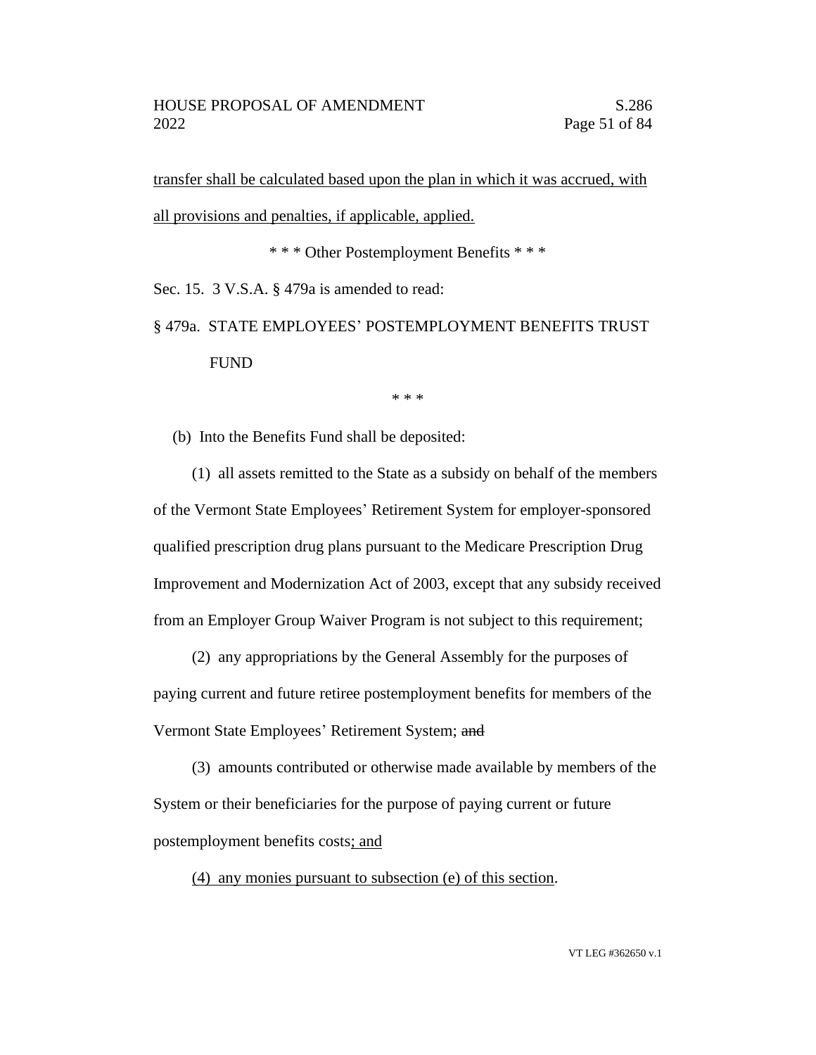transfer shall be calculated based upon the plan in which it was accrued, with all provisions and penalties, if applicable, applied.

\* \* \* Other Postemployment Benefits \* \* \*

Sec. 15. 3 V.S.A. § 479a is amended to read:

§ 479a. STATE EMPLOYEES' POSTEMPLOYMENT BENEFITS TRUST FUND

\* \* \*

(b) Into the Benefits Fund shall be deposited:

(1) all assets remitted to the State as a subsidy on behalf of the members of the Vermont State Employees' Retirement System for employer-sponsored qualified prescription drug plans pursuant to the Medicare Prescription Drug Improvement and Modernization Act of 2003, except that any subsidy received from an Employer Group Waiver Program is not subject to this requirement;

(2) any appropriations by the General Assembly for the purposes of paying current and future retiree postemployment benefits for members of the Vermont State Employees' Retirement System; ~~and~~

(3) amounts contributed or otherwise made available by members of the System or their beneficiaries for the purpose of paying current or future postemployment benefits costs; and

(4) any monies pursuant to subsection (e) of this section.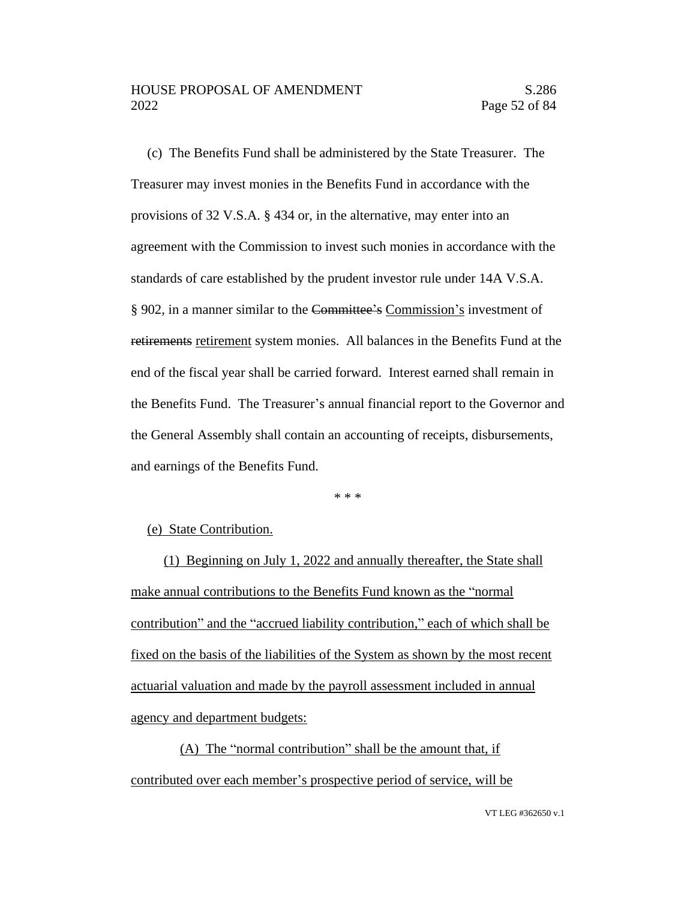(c) The Benefits Fund shall be administered by the State Treasurer. The Treasurer may invest monies in the Benefits Fund in accordance with the provisions of 32 V.S.A. § 434 or, in the alternative, may enter into an agreement with the Commission to invest such monies in accordance with the standards of care established by the prudent investor rule under 14A V.S.A. § 902, in a manner similar to the ~~Committee's~~ <u>Commission's</u> investment of ~~retirements~~ <u>retirement</u> system monies. All balances in the Benefits Fund at the end of the fiscal year shall be carried forward. Interest earned shall remain in the Benefits Fund. The Treasurer's annual financial report to the Governor and the General Assembly shall contain an accounting of receipts, disbursements, and earnings of the Benefits Fund.

\* \* \*

<u>(e) State Contribution.</u>

<u>(1) Beginning on July 1, 2022 and annually thereafter, the State shall make annual contributions to the Benefits Fund known as the "normal contribution" and the "accrued liability contribution," each of which shall be fixed on the basis of the liabilities of the System as shown by the most recent actuarial valuation and made by the payroll assessment included in annual agency and department budgets:</u>

<u>(A) The "normal contribution" shall be the amount that, if contributed over each member's prospective period of service, will be</u>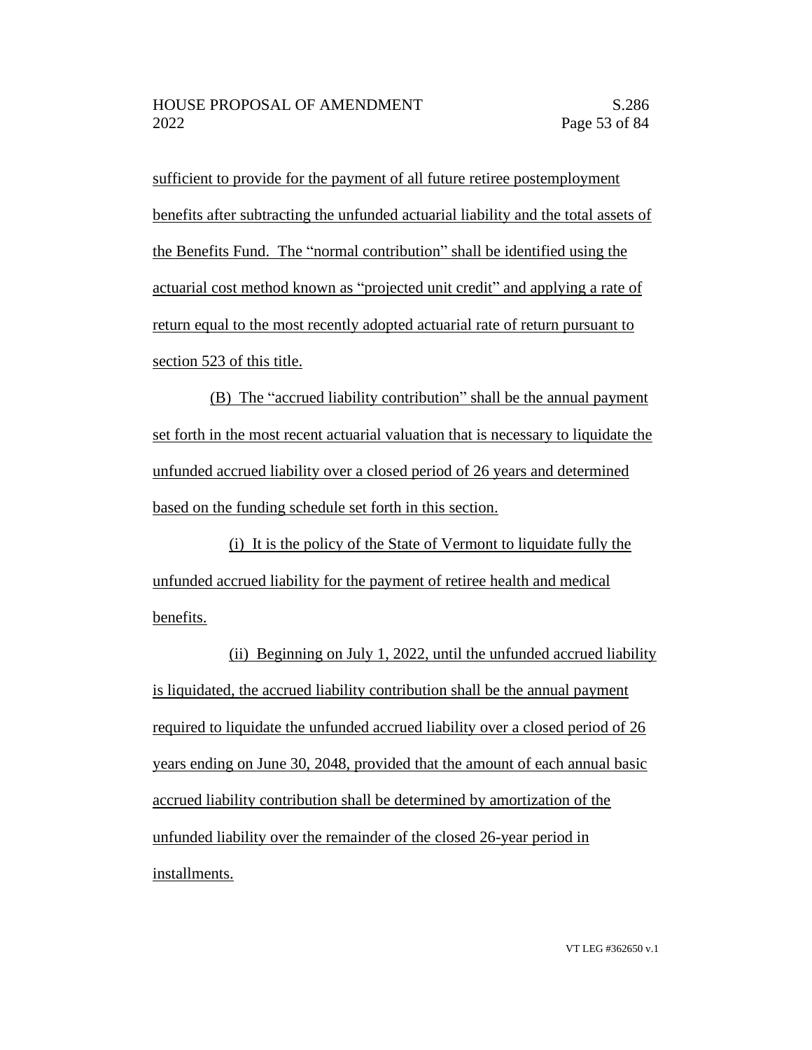sufficient to provide for the payment of all future retiree postemployment benefits after subtracting the unfunded actuarial liability and the total assets of the Benefits Fund. The "normal contribution" shall be identified using the actuarial cost method known as "projected unit credit" and applying a rate of return equal to the most recently adopted actuarial rate of return pursuant to section 523 of this title.

(B) The "accrued liability contribution" shall be the annual payment set forth in the most recent actuarial valuation that is necessary to liquidate the unfunded accrued liability over a closed period of 26 years and determined based on the funding schedule set forth in this section.

(i) It is the policy of the State of Vermont to liquidate fully the unfunded accrued liability for the payment of retiree health and medical benefits.

(ii) Beginning on July 1, 2022, until the unfunded accrued liability is liquidated, the accrued liability contribution shall be the annual payment required to liquidate the unfunded accrued liability over a closed period of 26 years ending on June 30, 2048, provided that the amount of each annual basic accrued liability contribution shall be determined by amortization of the unfunded liability over the remainder of the closed 26-year period in installments.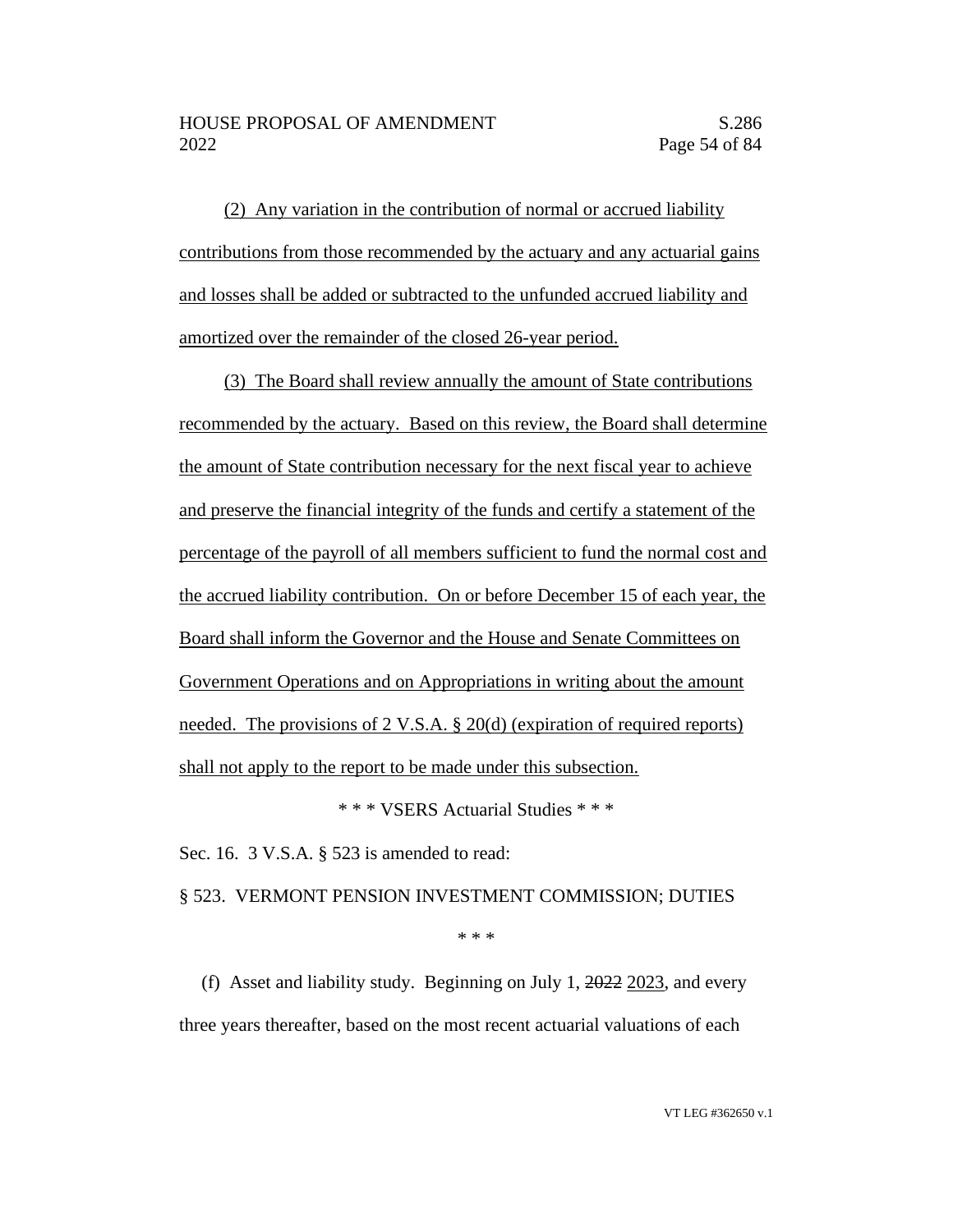(2) Any variation in the contribution of normal or accrued liability contributions from those recommended by the actuary and any actuarial gains and losses shall be added or subtracted to the unfunded accrued liability and amortized over the remainder of the closed 26-year period.

(3) The Board shall review annually the amount of State contributions recommended by the actuary. Based on this review, the Board shall determine the amount of State contribution necessary for the next fiscal year to achieve and preserve the financial integrity of the funds and certify a statement of the percentage of the payroll of all members sufficient to fund the normal cost and the accrued liability contribution. On or before December 15 of each year, the Board shall inform the Governor and the House and Senate Committees on Government Operations and on Appropriations in writing about the amount needed. The provisions of 2 V.S.A. § 20(d) (expiration of required reports) shall not apply to the report to be made under this subsection.

\* \* \* VSERS Actuarial Studies \* \* \*

Sec. 16. 3 V.S.A. § 523 is amended to read:

§ 523. VERMONT PENSION INVESTMENT COMMISSION; DUTIES

\* \* \*

(f) Asset and liability study. Beginning on July 1, ~~2022~~ 2023, and every three years thereafter, based on the most recent actuarial valuations of each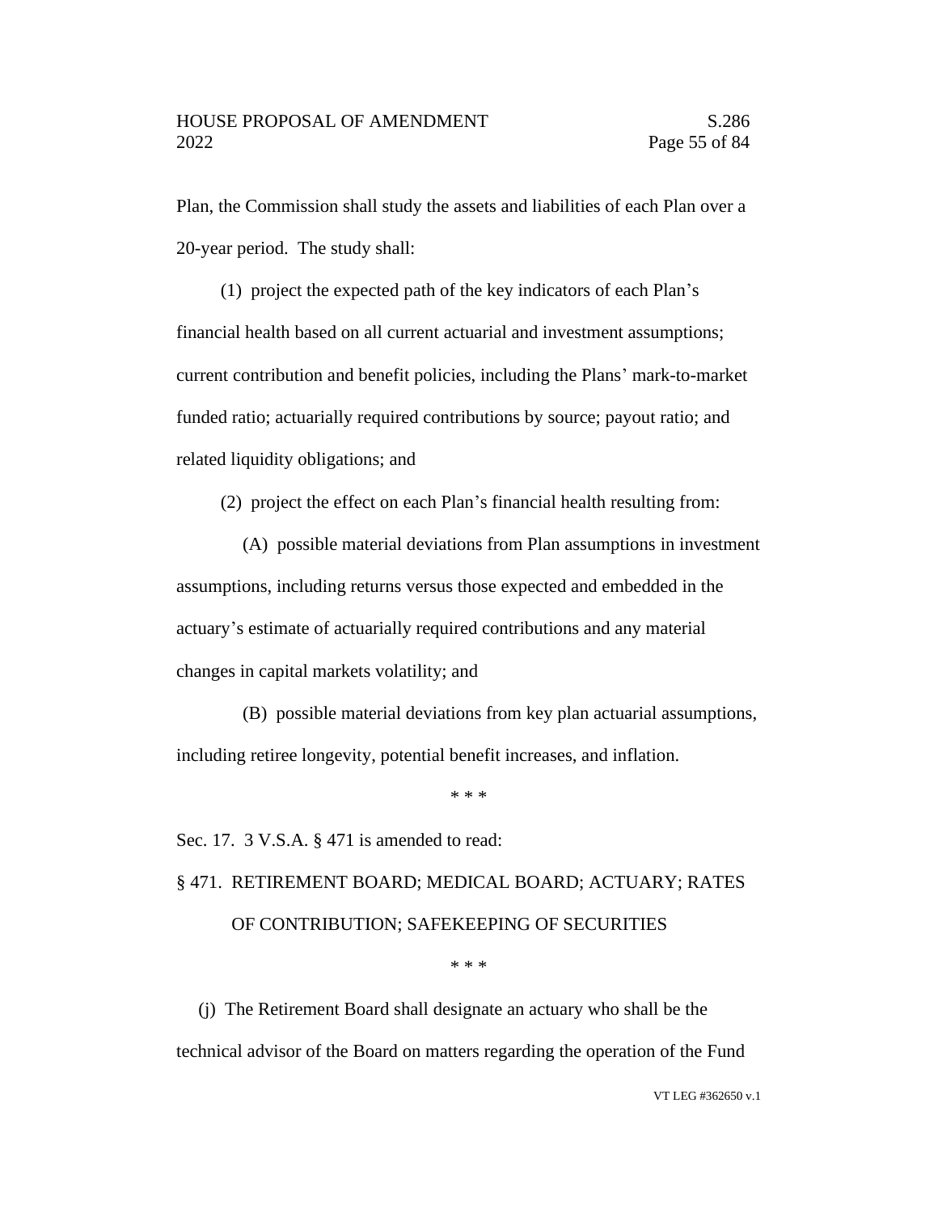Plan, the Commission shall study the assets and liabilities of each Plan over a 20-year period. The study shall:

(1) project the expected path of the key indicators of each Plan's financial health based on all current actuarial and investment assumptions; current contribution and benefit policies, including the Plans' mark-to-market funded ratio; actuarially required contributions by source; payout ratio; and related liquidity obligations; and

(2) project the effect on each Plan's financial health resulting from:

(A) possible material deviations from Plan assumptions in investment assumptions, including returns versus those expected and embedded in the actuary's estimate of actuarially required contributions and any material changes in capital markets volatility; and

(B) possible material deviations from key plan actuarial assumptions, including retiree longevity, potential benefit increases, and inflation.

\* \* \*

Sec. 17. 3 V.S.A. § 471 is amended to read:

§ 471. RETIREMENT BOARD; MEDICAL BOARD; ACTUARY; RATES OF CONTRIBUTION; SAFEKEEPING OF SECURITIES

\* \* \*

(j) The Retirement Board shall designate an actuary who shall be the technical advisor of the Board on matters regarding the operation of the Fund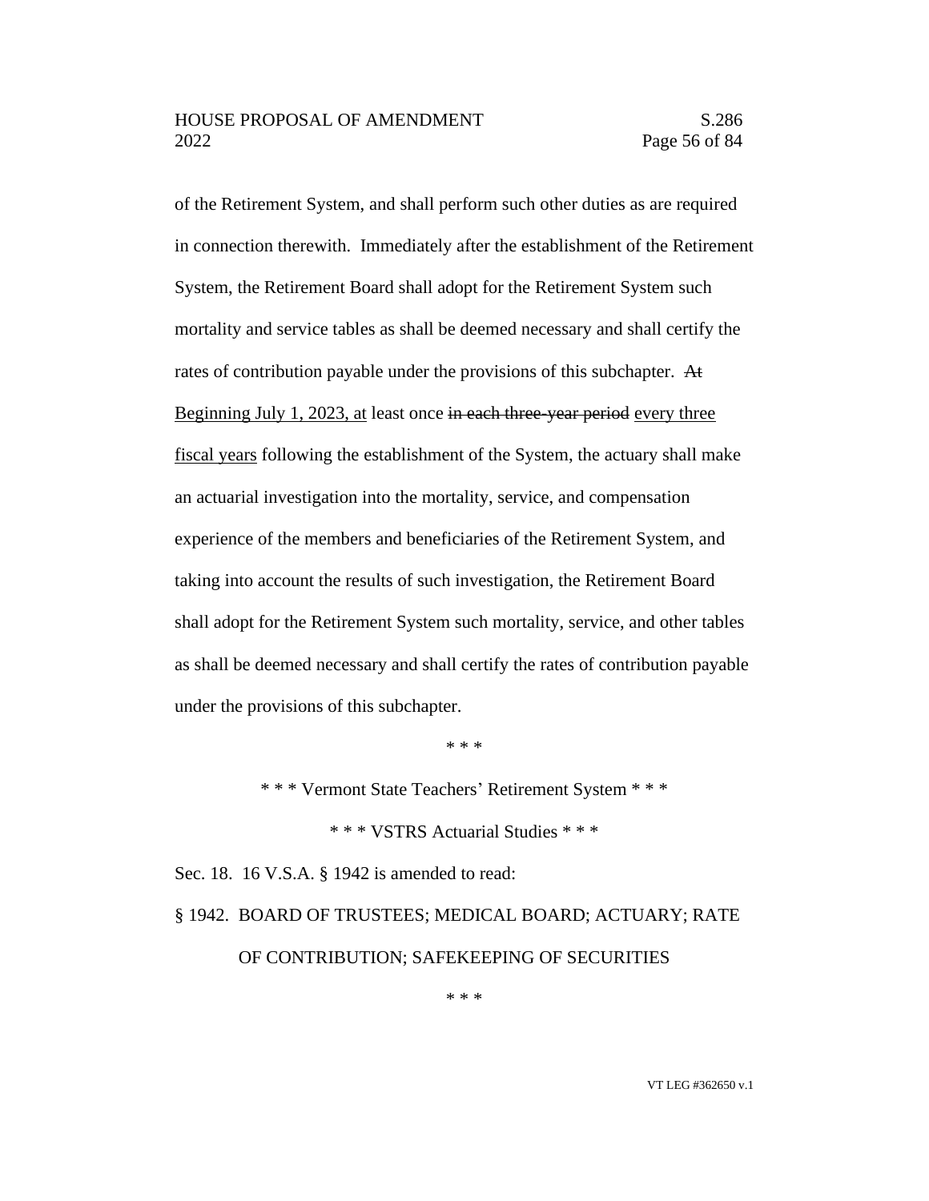of the Retirement System, and shall perform such other duties as are required in connection therewith. Immediately after the establishment of the Retirement System, the Retirement Board shall adopt for the Retirement System such mortality and service tables as shall be deemed necessary and shall certify the rates of contribution payable under the provisions of this subchapter. ~~At~~ Beginning July 1, 2023, at least once ~~in each three-year period~~ every three fiscal years following the establishment of the System, the actuary shall make an actuarial investigation into the mortality, service, and compensation experience of the members and beneficiaries of the Retirement System, and taking into account the results of such investigation, the Retirement Board shall adopt for the Retirement System such mortality, service, and other tables as shall be deemed necessary and shall certify the rates of contribution payable under the provisions of this subchapter.

\* \* \*

\* \* \* Vermont State Teachers' Retirement System \* \* \*

\* \* \* VSTRS Actuarial Studies \* \* \*

Sec. 18. 16 V.S.A. § 1942 is amended to read:

§ 1942. BOARD OF TRUSTEES; MEDICAL BOARD; ACTUARY; RATE OF CONTRIBUTION; SAFEKEEPING OF SECURITIES

\* \* \*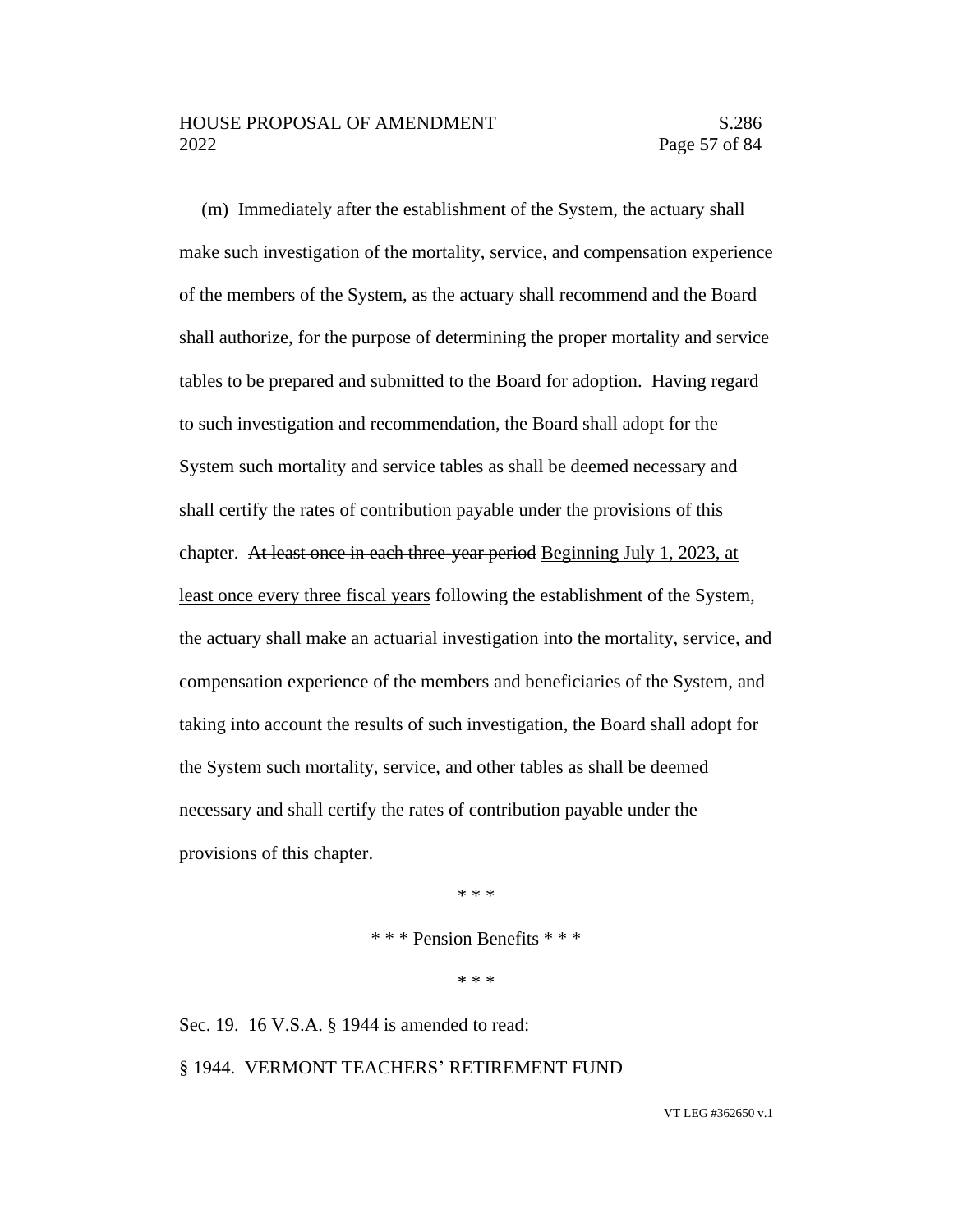(m) Immediately after the establishment of the System, the actuary shall make such investigation of the mortality, service, and compensation experience of the members of the System, as the actuary shall recommend and the Board shall authorize, for the purpose of determining the proper mortality and service tables to be prepared and submitted to the Board for adoption. Having regard to such investigation and recommendation, the Board shall adopt for the System such mortality and service tables as shall be deemed necessary and shall certify the rates of contribution payable under the provisions of this chapter. ~~At least once in each three-year period~~ <u>Beginning July 1, 2023, at least once every three fiscal years</u> following the establishment of the System, the actuary shall make an actuarial investigation into the mortality, service, and compensation experience of the members and beneficiaries of the System, and taking into account the results of such investigation, the Board shall adopt for the System such mortality, service, and other tables as shall be deemed necessary and shall certify the rates of contribution payable under the provisions of this chapter.

\* \* \*

\* \* \* Pension Benefits \* \* \*

\* \* \*

Sec. 19. 16 V.S.A. § 1944 is amended to read:

§ 1944. VERMONT TEACHERS' RETIREMENT FUND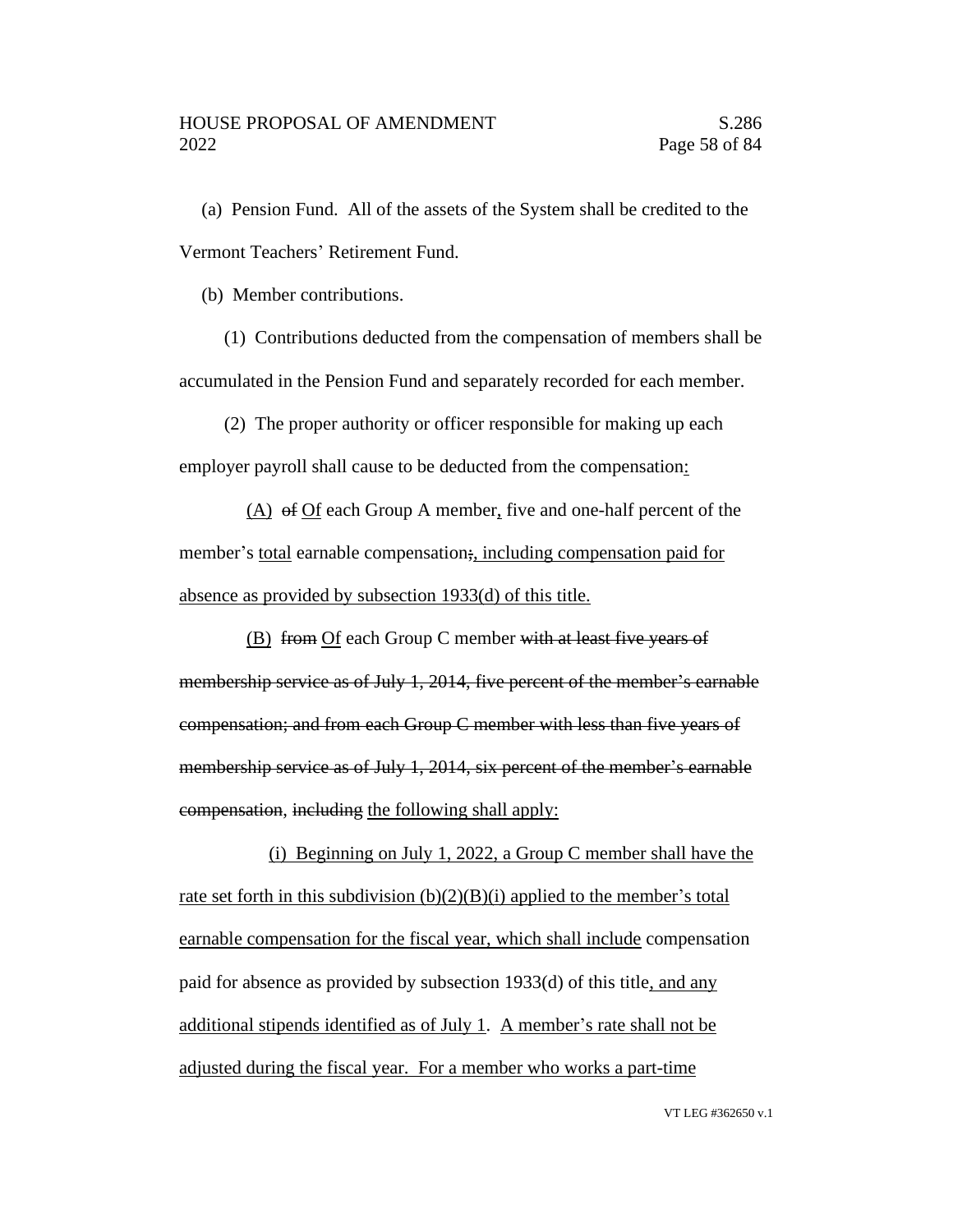(a) Pension Fund. All of the assets of the System shall be credited to the Vermont Teachers' Retirement Fund.

(b) Member contributions.

(1) Contributions deducted from the compensation of members shall be accumulated in the Pension Fund and separately recorded for each member.

(2) The proper authority or officer responsible for making up each employer payroll shall cause to be deducted from the compensation:

(A) ~~of~~ Of each Group A member, five and one-half percent of the member's total earnable compensation~~;~~, including compensation paid for absence as provided by subsection 1933(d) of this title.

(B) ~~from~~ Of each Group C member ~~with at least five years of membership service as of July 1, 2014, five percent of the member's earnable compensation; and from each Group C member with less than five years of membership service as of July 1, 2014, six percent of the member's earnable compensation~~, ~~including~~ the following shall apply:

(i) Beginning on July 1, 2022, a Group C member shall have the rate set forth in this subdivision (b)(2)(B)(i) applied to the member's total earnable compensation for the fiscal year, which shall include compensation paid for absence as provided by subsection 1933(d) of this title, and any additional stipends identified as of July 1. A member's rate shall not be adjusted during the fiscal year. For a member who works a part-time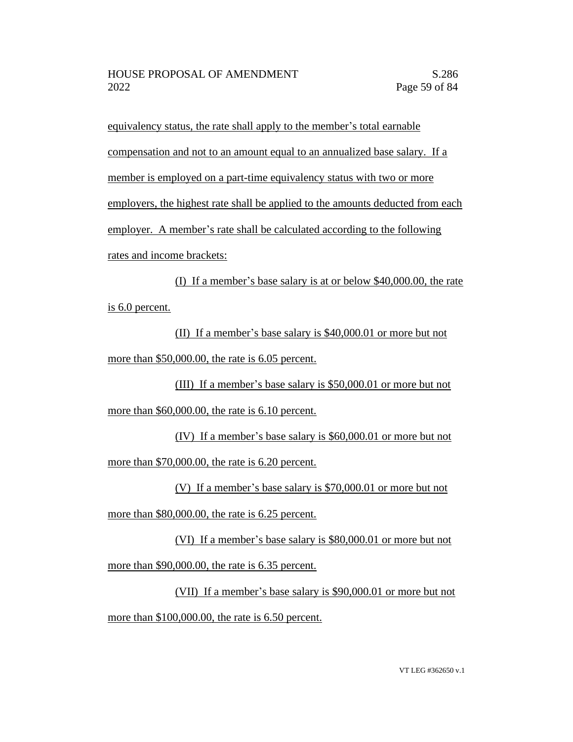equivalency status, the rate shall apply to the member's total earnable compensation and not to an amount equal to an annualized base salary. If a member is employed on a part-time equivalency status with two or more employers, the highest rate shall be applied to the amounts deducted from each employer. A member's rate shall be calculated according to the following rates and income brackets:

(I) If a member's base salary is at or below $40,000.00, the rate is 6.0 percent.

(II) If a member's base salary is $40,000.01 or more but not more than $50,000.00, the rate is 6.05 percent.

(III) If a member's base salary is $50,000.01 or more but not more than $60,000.00, the rate is 6.10 percent.

(IV) If a member's base salary is $60,000.01 or more but not more than $70,000.00, the rate is 6.20 percent.

(V) If a member's base salary is $70,000.01 or more but not more than $80,000.00, the rate is 6.25 percent.

(VI) If a member's base salary is $80,000.01 or more but not more than $90,000.00, the rate is 6.35 percent.

(VII) If a member's base salary is $90,000.01 or more but not more than $100,000.00, the rate is 6.50 percent.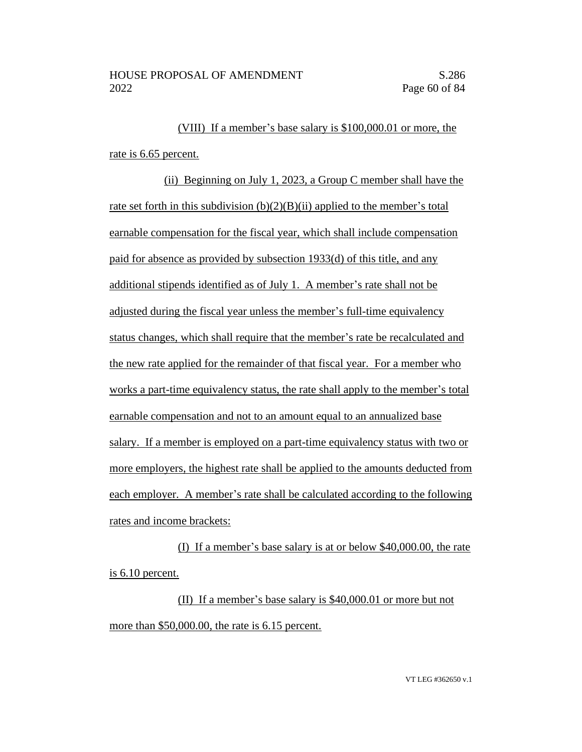(VIII) If a member's base salary is $100,000.01 or more, the rate is 6.65 percent.

(ii) Beginning on July 1, 2023, a Group C member shall have the rate set forth in this subdivision (b)(2)(B)(ii) applied to the member's total earnable compensation for the fiscal year, which shall include compensation paid for absence as provided by subsection 1933(d) of this title, and any additional stipends identified as of July 1. A member's rate shall not be adjusted during the fiscal year unless the member's full-time equivalency status changes, which shall require that the member's rate be recalculated and the new rate applied for the remainder of that fiscal year. For a member who works a part-time equivalency status, the rate shall apply to the member's total earnable compensation and not to an amount equal to an annualized base salary. If a member is employed on a part-time equivalency status with two or more employers, the highest rate shall be applied to the amounts deducted from each employer. A member's rate shall be calculated according to the following rates and income brackets:

(I) If a member's base salary is at or below $40,000.00, the rate is 6.10 percent.

(II) If a member's base salary is $40,000.01 or more but not more than $50,000.00, the rate is 6.15 percent.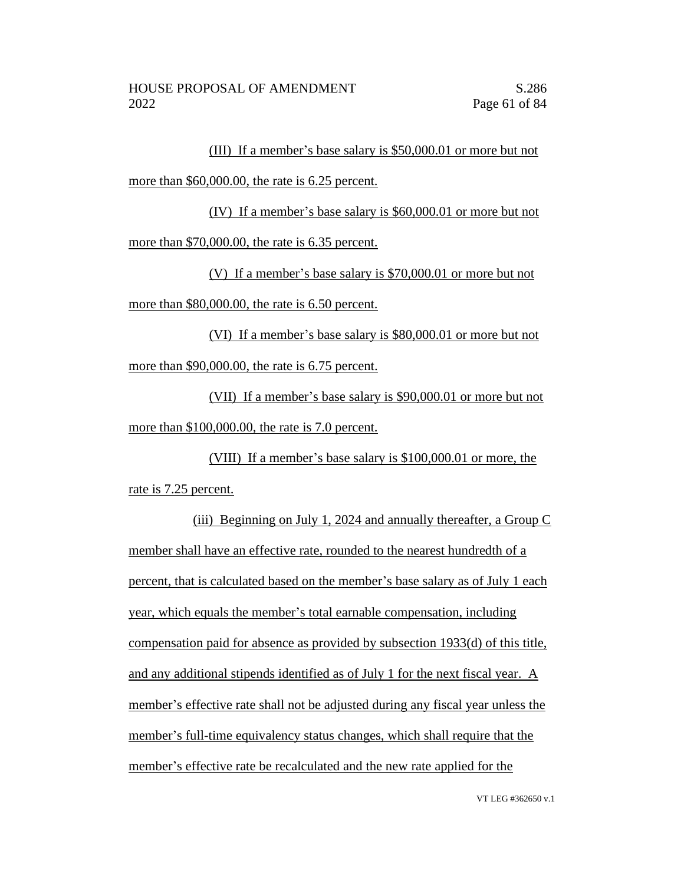(III) If a member's base salary is $50,000.01 or more but not more than $60,000.00, the rate is 6.25 percent.

(IV) If a member's base salary is $60,000.01 or more but not more than $70,000.00, the rate is 6.35 percent.

(V) If a member's base salary is $70,000.01 or more but not more than $80,000.00, the rate is 6.50 percent.

(VI) If a member's base salary is $80,000.01 or more but not more than $90,000.00, the rate is 6.75 percent.

(VII) If a member's base salary is $90,000.01 or more but not more than $100,000.00, the rate is 7.0 percent.

(VIII) If a member's base salary is $100,000.01 or more, the rate is 7.25 percent.

(iii) Beginning on July 1, 2024 and annually thereafter, a Group C member shall have an effective rate, rounded to the nearest hundredth of a percent, that is calculated based on the member's base salary as of July 1 each year, which equals the member's total earnable compensation, including compensation paid for absence as provided by subsection 1933(d) of this title, and any additional stipends identified as of July 1 for the next fiscal year. A member's effective rate shall not be adjusted during any fiscal year unless the member's full-time equivalency status changes, which shall require that the member's effective rate be recalculated and the new rate applied for the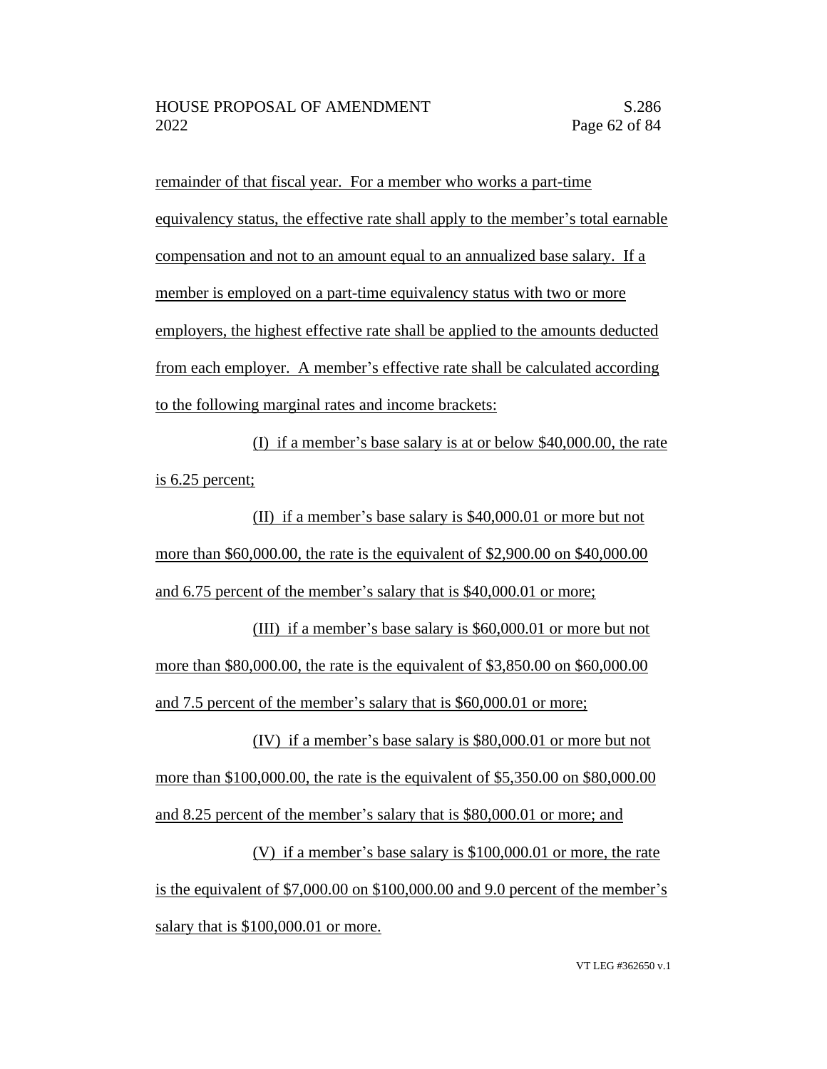remainder of that fiscal year. For a member who works a part-time equivalency status, the effective rate shall apply to the member's total earnable compensation and not to an amount equal to an annualized base salary. If a member is employed on a part-time equivalency status with two or more employers, the highest effective rate shall be applied to the amounts deducted from each employer. A member's effective rate shall be calculated according to the following marginal rates and income brackets:

(I) if a member's base salary is at or below $40,000.00, the rate is 6.25 percent;

(II) if a member's base salary is $40,000.01 or more but not more than $60,000.00, the rate is the equivalent of $2,900.00 on $40,000.00 and 6.75 percent of the member's salary that is $40,000.01 or more;

(III) if a member's base salary is $60,000.01 or more but not more than $80,000.00, the rate is the equivalent of $3,850.00 on $60,000.00 and 7.5 percent of the member's salary that is $60,000.01 or more;

(IV) if a member's base salary is $80,000.01 or more but not more than $100,000.00, the rate is the equivalent of $5,350.00 on $80,000.00 and 8.25 percent of the member's salary that is $80,000.01 or more; and

(V) if a member's base salary is $100,000.01 or more, the rate is the equivalent of $7,000.00 on $100,000.00 and 9.0 percent of the member's salary that is $100,000.01 or more.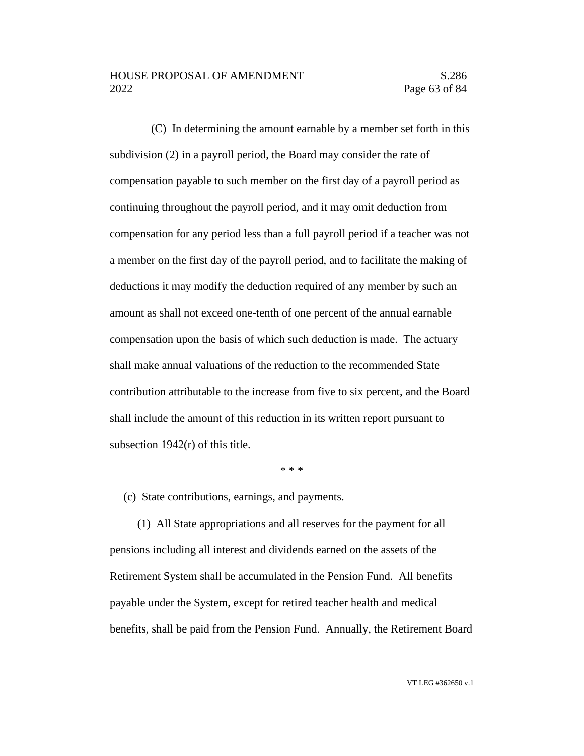(C) In determining the amount earnable by a member set forth in this subdivision (2) in a payroll period, the Board may consider the rate of compensation payable to such member on the first day of a payroll period as continuing throughout the payroll period, and it may omit deduction from compensation for any period less than a full payroll period if a teacher was not a member on the first day of the payroll period, and to facilitate the making of deductions it may modify the deduction required of any member by such an amount as shall not exceed one-tenth of one percent of the annual earnable compensation upon the basis of which such deduction is made. The actuary shall make annual valuations of the reduction to the recommended State contribution attributable to the increase from five to six percent, and the Board shall include the amount of this reduction in its written report pursuant to subsection 1942(r) of this title.

\* \* \*

(c) State contributions, earnings, and payments.

(1) All State appropriations and all reserves for the payment for all pensions including all interest and dividends earned on the assets of the Retirement System shall be accumulated in the Pension Fund. All benefits payable under the System, except for retired teacher health and medical benefits, shall be paid from the Pension Fund. Annually, the Retirement Board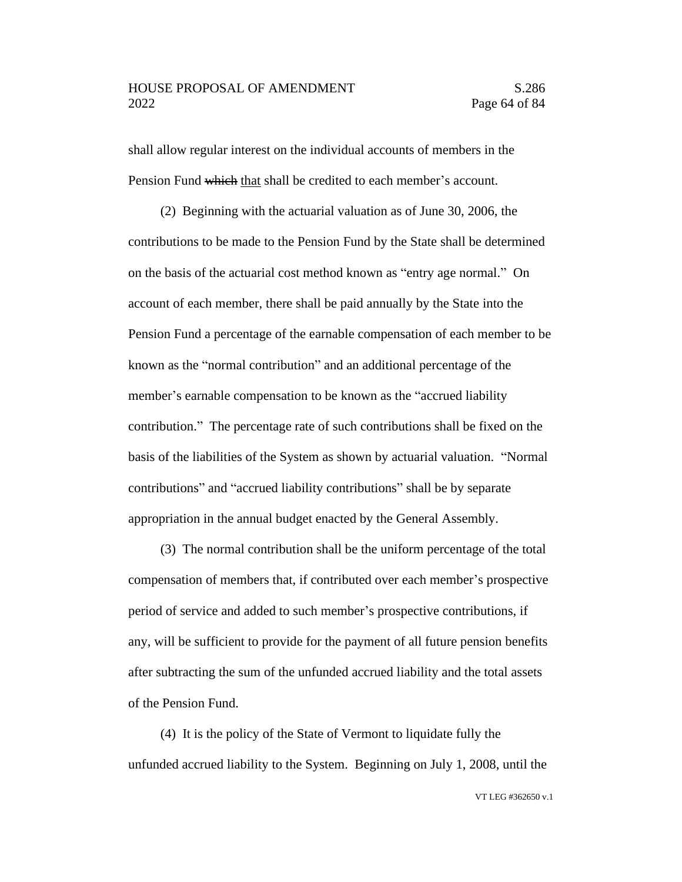shall allow regular interest on the individual accounts of members in the Pension Fund ~~which~~ <u>that</u> shall be credited to each member's account.

(2) Beginning with the actuarial valuation as of June 30, 2006, the contributions to be made to the Pension Fund by the State shall be determined on the basis of the actuarial cost method known as "entry age normal." On account of each member, there shall be paid annually by the State into the Pension Fund a percentage of the earnable compensation of each member to be known as the "normal contribution" and an additional percentage of the member's earnable compensation to be known as the "accrued liability contribution." The percentage rate of such contributions shall be fixed on the basis of the liabilities of the System as shown by actuarial valuation. "Normal contributions" and "accrued liability contributions" shall be by separate appropriation in the annual budget enacted by the General Assembly.

(3) The normal contribution shall be the uniform percentage of the total compensation of members that, if contributed over each member's prospective period of service and added to such member's prospective contributions, if any, will be sufficient to provide for the payment of all future pension benefits after subtracting the sum of the unfunded accrued liability and the total assets of the Pension Fund.

(4) It is the policy of the State of Vermont to liquidate fully the unfunded accrued liability to the System. Beginning on July 1, 2008, until the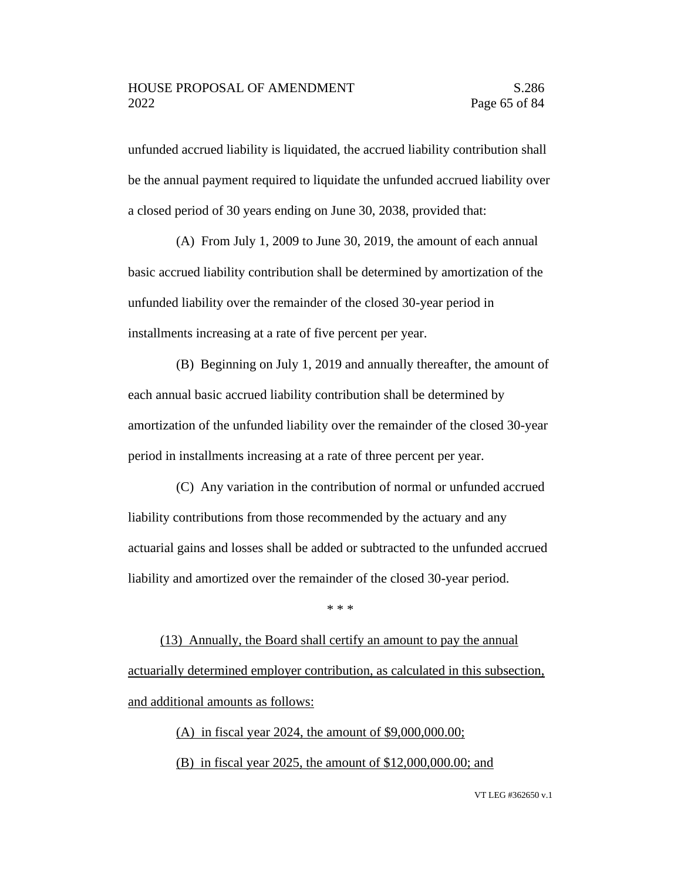unfunded accrued liability is liquidated, the accrued liability contribution shall be the annual payment required to liquidate the unfunded accrued liability over a closed period of 30 years ending on June 30, 2038, provided that:

(A) From July 1, 2009 to June 30, 2019, the amount of each annual basic accrued liability contribution shall be determined by amortization of the unfunded liability over the remainder of the closed 30-year period in installments increasing at a rate of five percent per year.

(B) Beginning on July 1, 2019 and annually thereafter, the amount of each annual basic accrued liability contribution shall be determined by amortization of the unfunded liability over the remainder of the closed 30-year period in installments increasing at a rate of three percent per year.

(C) Any variation in the contribution of normal or unfunded accrued liability contributions from those recommended by the actuary and any actuarial gains and losses shall be added or subtracted to the unfunded accrued liability and amortized over the remainder of the closed 30-year period.

\* \* \*

<u>(13) Annually, the Board shall certify an amount to pay the annual actuarially determined employer contribution, as calculated in this subsection, and additional amounts as follows:</u>

<u>(A) in fiscal year 2024, the amount of $9,000,000.00;</u>

<u>(B) in fiscal year 2025, the amount of $12,000,000.00; and</u>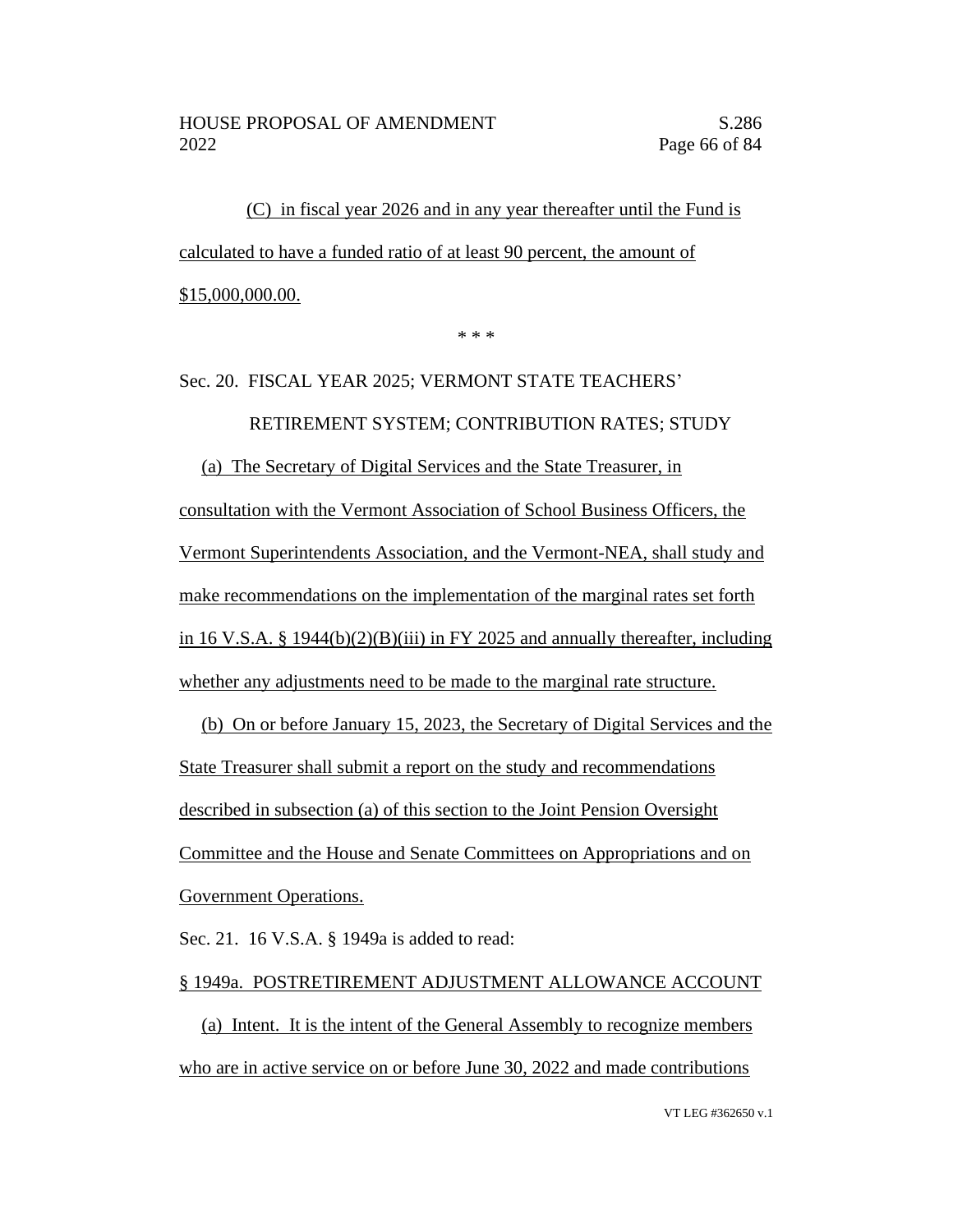(C) in fiscal year 2026 and in any year thereafter until the Fund is calculated to have a funded ratio of at least 90 percent, the amount of $15,000,000.00.

\* \* \*

Sec. 20. FISCAL YEAR 2025; VERMONT STATE TEACHERS' RETIREMENT SYSTEM; CONTRIBUTION RATES; STUDY

(a) The Secretary of Digital Services and the State Treasurer, in consultation with the Vermont Association of School Business Officers, the Vermont Superintendents Association, and the Vermont-NEA, shall study and make recommendations on the implementation of the marginal rates set forth in 16 V.S.A. § 1944(b)(2)(B)(iii) in FY 2025 and annually thereafter, including whether any adjustments need to be made to the marginal rate structure.

(b) On or before January 15, 2023, the Secretary of Digital Services and the State Treasurer shall submit a report on the study and recommendations described in subsection (a) of this section to the Joint Pension Oversight Committee and the House and Senate Committees on Appropriations and on Government Operations.

Sec. 21. 16 V.S.A. § 1949a is added to read:

§ 1949a. POSTRETIREMENT ADJUSTMENT ALLOWANCE ACCOUNT

(a) Intent. It is the intent of the General Assembly to recognize members who are in active service on or before June 30, 2022 and made contributions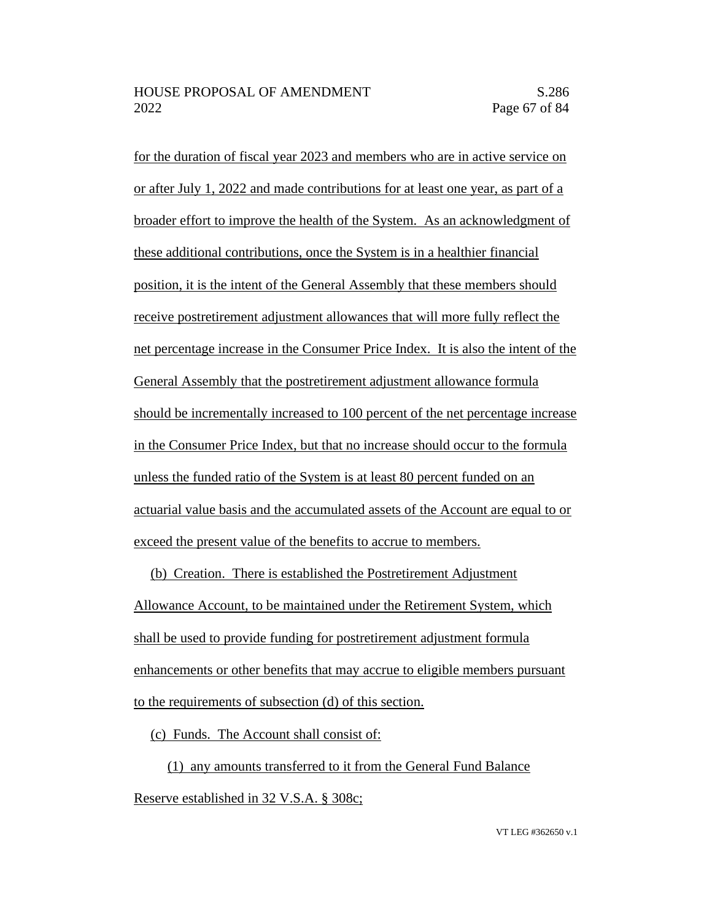for the duration of fiscal year 2023 and members who are in active service on or after July 1, 2022 and made contributions for at least one year, as part of a broader effort to improve the health of the System. As an acknowledgment of these additional contributions, once the System is in a healthier financial position, it is the intent of the General Assembly that these members should receive postretirement adjustment allowances that will more fully reflect the net percentage increase in the Consumer Price Index. It is also the intent of the General Assembly that the postretirement adjustment allowance formula should be incrementally increased to 100 percent of the net percentage increase in the Consumer Price Index, but that no increase should occur to the formula unless the funded ratio of the System is at least 80 percent funded on an actuarial value basis and the accumulated assets of the Account are equal to or exceed the present value of the benefits to accrue to members.

(b) Creation. There is established the Postretirement Adjustment Allowance Account, to be maintained under the Retirement System, which shall be used to provide funding for postretirement adjustment formula enhancements or other benefits that may accrue to eligible members pursuant to the requirements of subsection (d) of this section.

(c) Funds. The Account shall consist of:

(1) any amounts transferred to it from the General Fund Balance Reserve established in 32 V.S.A. § 308c;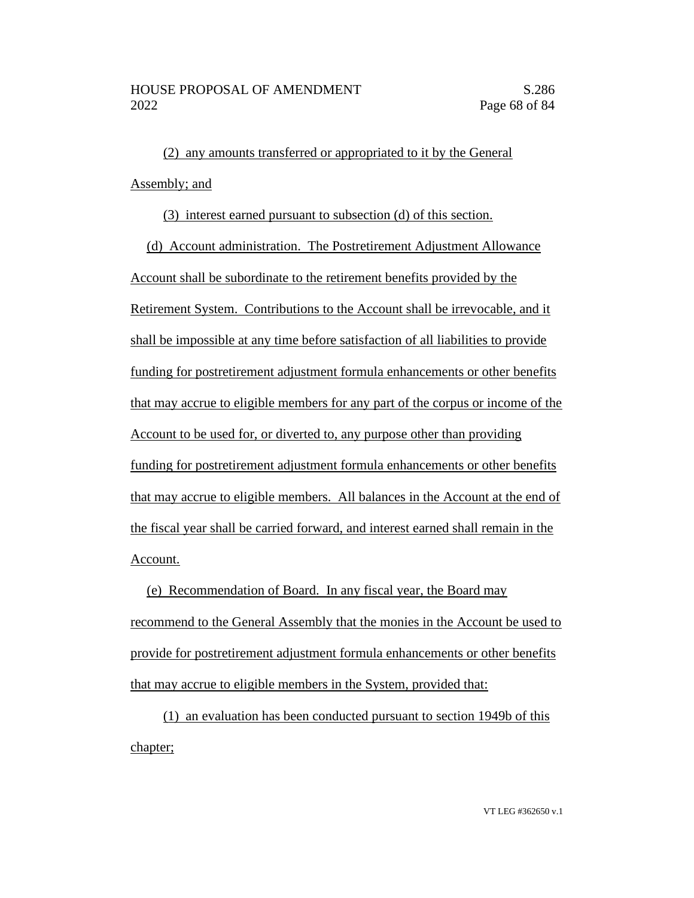(2) any amounts transferred or appropriated to it by the General Assembly; and

(3) interest earned pursuant to subsection (d) of this section.

(d) Account administration. The Postretirement Adjustment Allowance Account shall be subordinate to the retirement benefits provided by the Retirement System. Contributions to the Account shall be irrevocable, and it shall be impossible at any time before satisfaction of all liabilities to provide funding for postretirement adjustment formula enhancements or other benefits that may accrue to eligible members for any part of the corpus or income of the Account to be used for, or diverted to, any purpose other than providing funding for postretirement adjustment formula enhancements or other benefits that may accrue to eligible members. All balances in the Account at the end of the fiscal year shall be carried forward, and interest earned shall remain in the Account.

(e) Recommendation of Board. In any fiscal year, the Board may recommend to the General Assembly that the monies in the Account be used to provide for postretirement adjustment formula enhancements or other benefits that may accrue to eligible members in the System, provided that:

(1) an evaluation has been conducted pursuant to section 1949b of this chapter;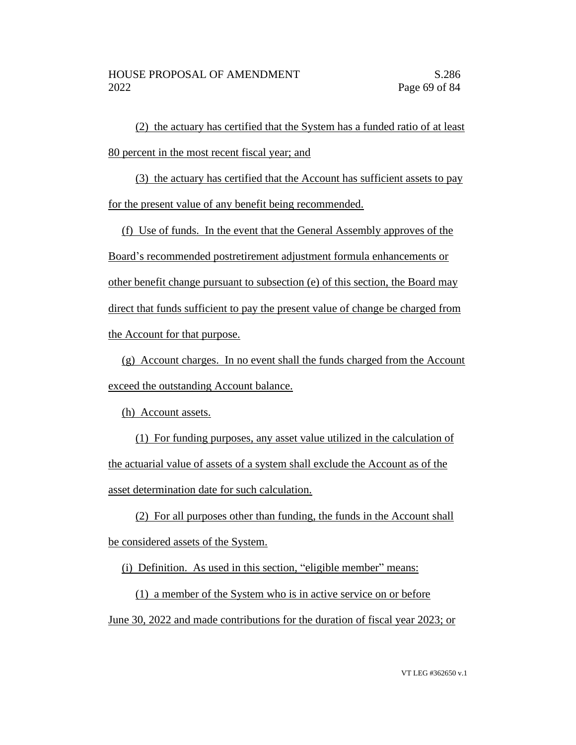(2) the actuary has certified that the System has a funded ratio of at least 80 percent in the most recent fiscal year; and

(3) the actuary has certified that the Account has sufficient assets to pay for the present value of any benefit being recommended.

(f) Use of funds. In the event that the General Assembly approves of the Board's recommended postretirement adjustment formula enhancements or other benefit change pursuant to subsection (e) of this section, the Board may direct that funds sufficient to pay the present value of change be charged from the Account for that purpose.

(g) Account charges. In no event shall the funds charged from the Account exceed the outstanding Account balance.

(h) Account assets.

(1) For funding purposes, any asset value utilized in the calculation of the actuarial value of assets of a system shall exclude the Account as of the asset determination date for such calculation.

(2) For all purposes other than funding, the funds in the Account shall be considered assets of the System.

(i) Definition. As used in this section, "eligible member" means:

(1) a member of the System who is in active service on or before June 30, 2022 and made contributions for the duration of fiscal year 2023; or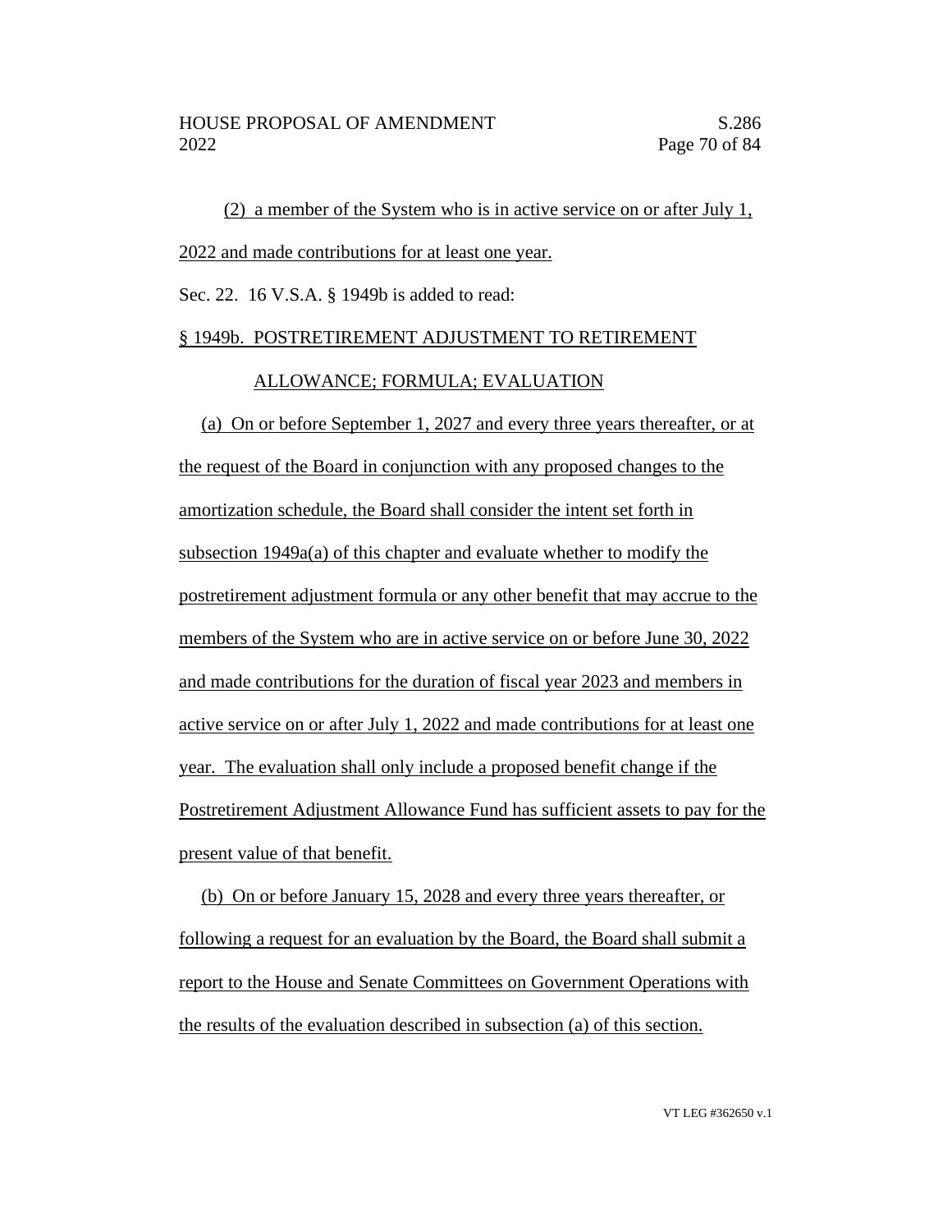(2) a member of the System who is in active service on or after July 1, 2022 and made contributions for at least one year.

Sec. 22. 16 V.S.A. § 1949b is added to read:

§ 1949b. POSTRETIREMENT ADJUSTMENT TO RETIREMENT ALLOWANCE; FORMULA; EVALUATION

(a) On or before September 1, 2027 and every three years thereafter, or at the request of the Board in conjunction with any proposed changes to the amortization schedule, the Board shall consider the intent set forth in subsection 1949a(a) of this chapter and evaluate whether to modify the postretirement adjustment formula or any other benefit that may accrue to the members of the System who are in active service on or before June 30, 2022 and made contributions for the duration of fiscal year 2023 and members in active service on or after July 1, 2022 and made contributions for at least one year. The evaluation shall only include a proposed benefit change if the Postretirement Adjustment Allowance Fund has sufficient assets to pay for the present value of that benefit.

(b) On or before January 15, 2028 and every three years thereafter, or following a request for an evaluation by the Board, the Board shall submit a report to the House and Senate Committees on Government Operations with the results of the evaluation described in subsection (a) of this section.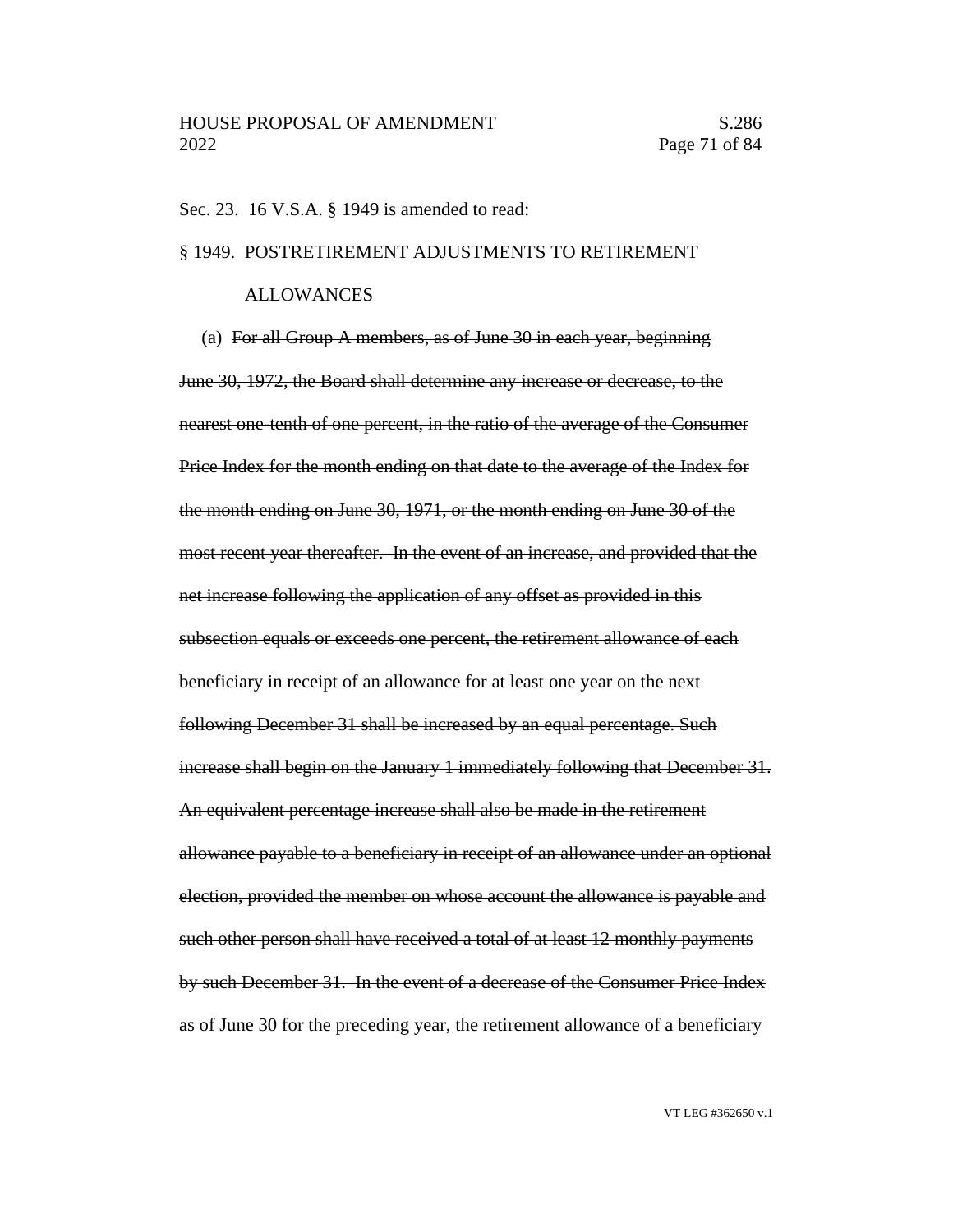Sec. 23. 16 V.S.A. § 1949 is amended to read:

§ 1949. POSTRETIREMENT ADJUSTMENTS TO RETIREMENT ALLOWANCES

(a) ~~For all Group A members, as of June 30 in each year, beginning June 30, 1972, the Board shall determine any increase or decrease, to the nearest one-tenth of one percent, in the ratio of the average of the Consumer Price Index for the month ending on that date to the average of the Index for the month ending on June 30, 1971, or the month ending on June 30 of the most recent year thereafter. In the event of an increase, and provided that the net increase following the application of any offset as provided in this subsection equals or exceeds one percent, the retirement allowance of each beneficiary in receipt of an allowance for at least one year on the next following December 31 shall be increased by an equal percentage. Such increase shall begin on the January 1 immediately following that December 31. An equivalent percentage increase shall also be made in the retirement allowance payable to a beneficiary in receipt of an allowance under an optional election, provided the member on whose account the allowance is payable and such other person shall have received a total of at least 12 monthly payments by such December 31. In the event of a decrease of the Consumer Price Index as of June 30 for the preceding year, the retirement allowance of a beneficiary~~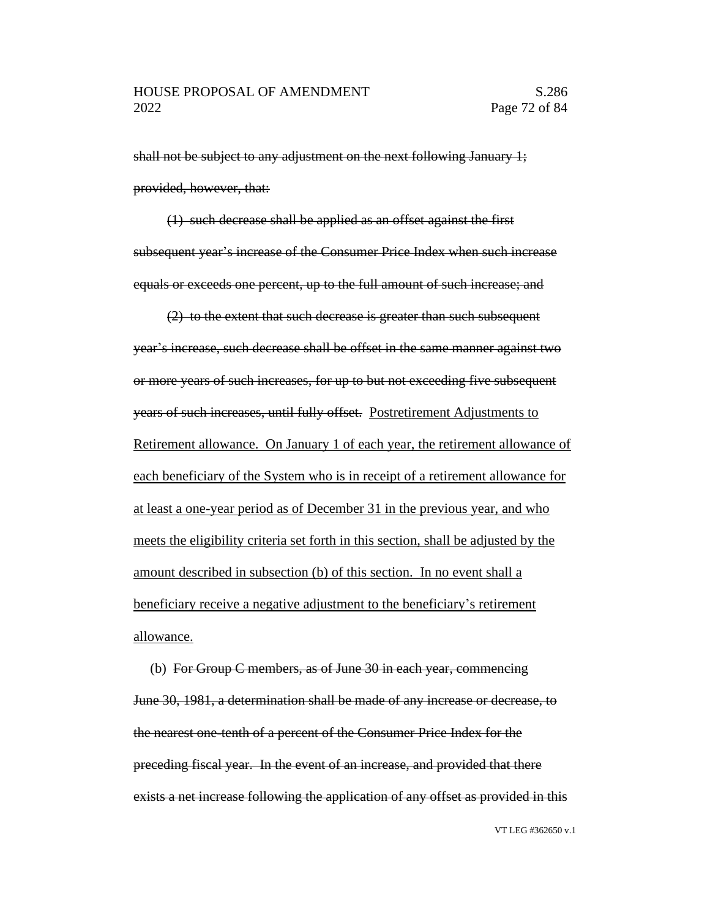~~shall not be subject to any adjustment on the next following January 1; provided, however, that:~~

~~(1) such decrease shall be applied as an offset against the first subsequent year's increase of the Consumer Price Index when such increase equals or exceeds one percent, up to the full amount of such increase; and~~

~~(2) to the extent that such decrease is greater than such subsequent year's increase, such decrease shall be offset in the same manner against two or more years of such increases, for up to but not exceeding five subsequent years of such increases, until fully offset.~~ <u>Postretirement Adjustments to Retirement allowance. On January 1 of each year, the retirement allowance of each beneficiary of the System who is in receipt of a retirement allowance for at least a one-year period as of December 31 in the previous year, and who meets the eligibility criteria set forth in this section, shall be adjusted by the amount described in subsection (b) of this section. In no event shall a beneficiary receive a negative adjustment to the beneficiary's retirement allowance.</u>

(b) ~~For Group C members, as of June 30 in each year, commencing June 30, 1981, a determination shall be made of any increase or decrease, to the nearest one-tenth of a percent of the Consumer Price Index for the preceding fiscal year. In the event of an increase, and provided that there exists a net increase following the application of any offset as provided in this~~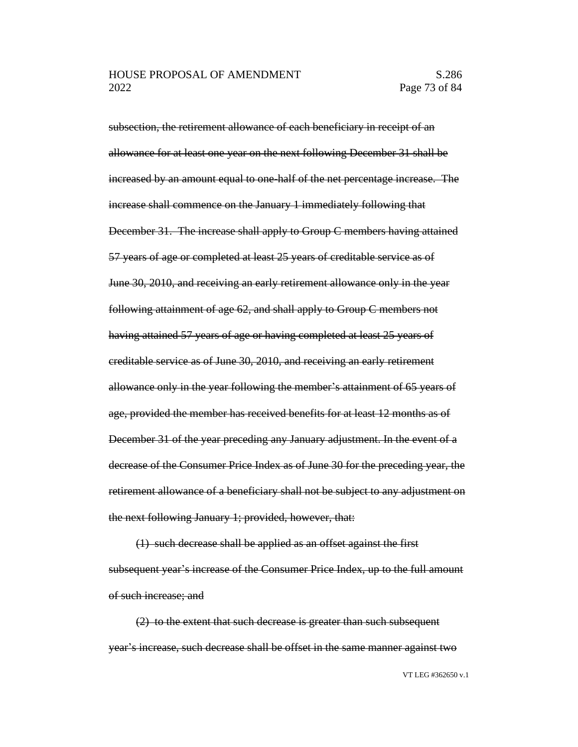~~subsection, the retirement allowance of each beneficiary in receipt of an allowance for at least one year on the next following December 31 shall be increased by an amount equal to one-half of the net percentage increase. The increase shall commence on the January 1 immediately following that December 31. The increase shall apply to Group C members having attained 57 years of age or completed at least 25 years of creditable service as of June 30, 2010, and receiving an early retirement allowance only in the year following attainment of age 62, and shall apply to Group C members not having attained 57 years of age or having completed at least 25 years of creditable service as of June 30, 2010, and receiving an early retirement allowance only in the year following the member's attainment of 65 years of age, provided the member has received benefits for at least 12 months as of December 31 of the year preceding any January adjustment. In the event of a decrease of the Consumer Price Index as of June 30 for the preceding year, the retirement allowance of a beneficiary shall not be subject to any adjustment on the next following January 1; provided, however, that:~~

~~(1) such decrease shall be applied as an offset against the first subsequent year's increase of the Consumer Price Index, up to the full amount of such increase; and~~

~~(2) to the extent that such decrease is greater than such subsequent year's increase, such decrease shall be offset in the same manner against two~~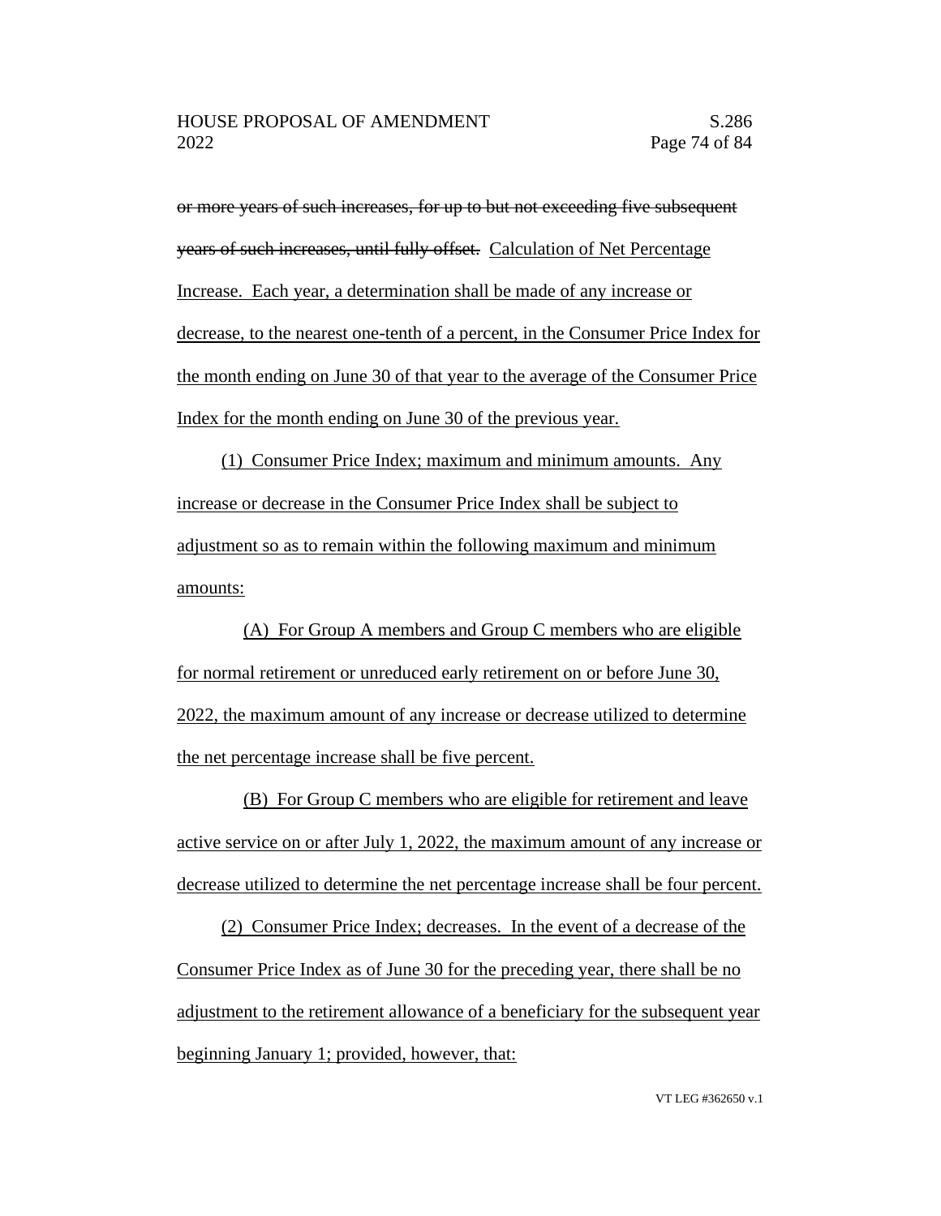~~or more years of such increases, for up to but not exceeding five subsequent years of such increases, until fully offset.~~ <u>Calculation of Net Percentage Increase. Each year, a determination shall be made of any increase or decrease, to the nearest one-tenth of a percent, in the Consumer Price Index for the month ending on June 30 of that year to the average of the Consumer Price Index for the month ending on June 30 of the previous year.</u>

<u>(1) Consumer Price Index; maximum and minimum amounts. Any increase or decrease in the Consumer Price Index shall be subject to adjustment so as to remain within the following maximum and minimum amounts:</u>

<u>(A) For Group A members and Group C members who are eligible for normal retirement or unreduced early retirement on or before June 30, 2022, the maximum amount of any increase or decrease utilized to determine the net percentage increase shall be five percent.</u>

<u>(B) For Group C members who are eligible for retirement and leave active service on or after July 1, 2022, the maximum amount of any increase or decrease utilized to determine the net percentage increase shall be four percent.</u>

<u>(2) Consumer Price Index; decreases. In the event of a decrease of the Consumer Price Index as of June 30 for the preceding year, there shall be no adjustment to the retirement allowance of a beneficiary for the subsequent year beginning January 1; provided, however, that:</u>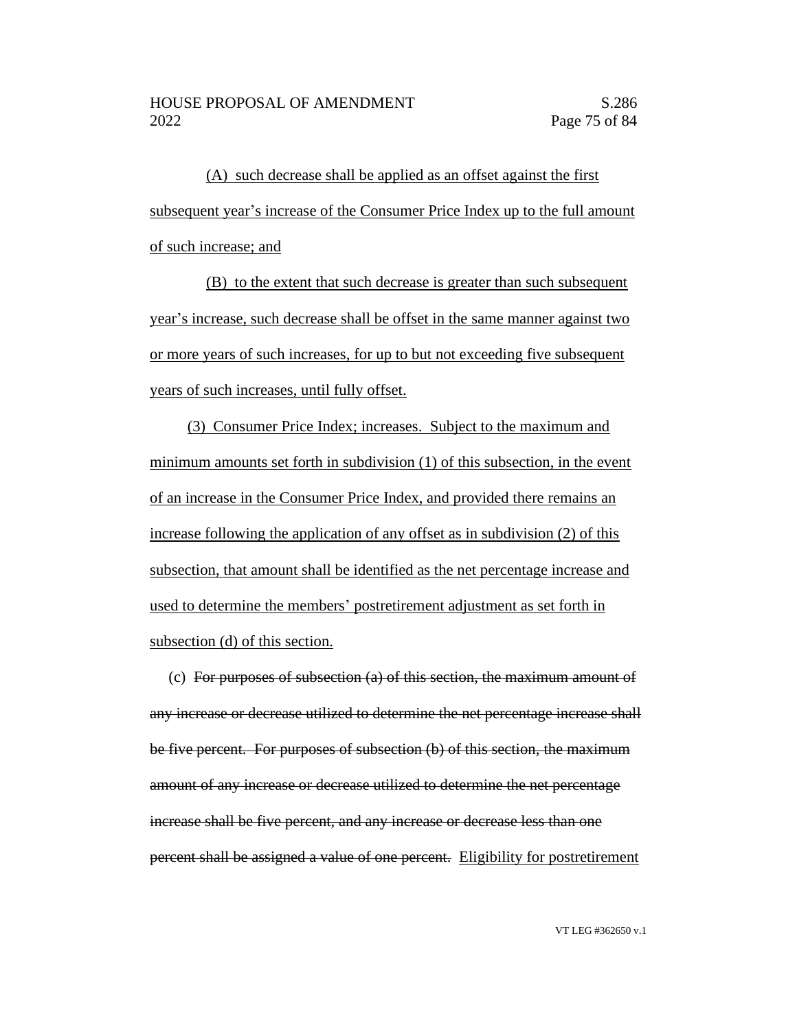(A) such decrease shall be applied as an offset against the first subsequent year's increase of the Consumer Price Index up to the full amount of such increase; and

(B) to the extent that such decrease is greater than such subsequent year's increase, such decrease shall be offset in the same manner against two or more years of such increases, for up to but not exceeding five subsequent years of such increases, until fully offset.

(3) Consumer Price Index; increases. Subject to the maximum and minimum amounts set forth in subdivision (1) of this subsection, in the event of an increase in the Consumer Price Index, and provided there remains an increase following the application of any offset as in subdivision (2) of this subsection, that amount shall be identified as the net percentage increase and used to determine the members' postretirement adjustment as set forth in subsection (d) of this section.

(c) ~~For purposes of subsection (a) of this section, the maximum amount of any increase or decrease utilized to determine the net percentage increase shall be five percent. For purposes of subsection (b) of this section, the maximum amount of any increase or decrease utilized to determine the net percentage increase shall be five percent, and any increase or decrease less than one percent shall be assigned a value of one percent.~~ Eligibility for postretirement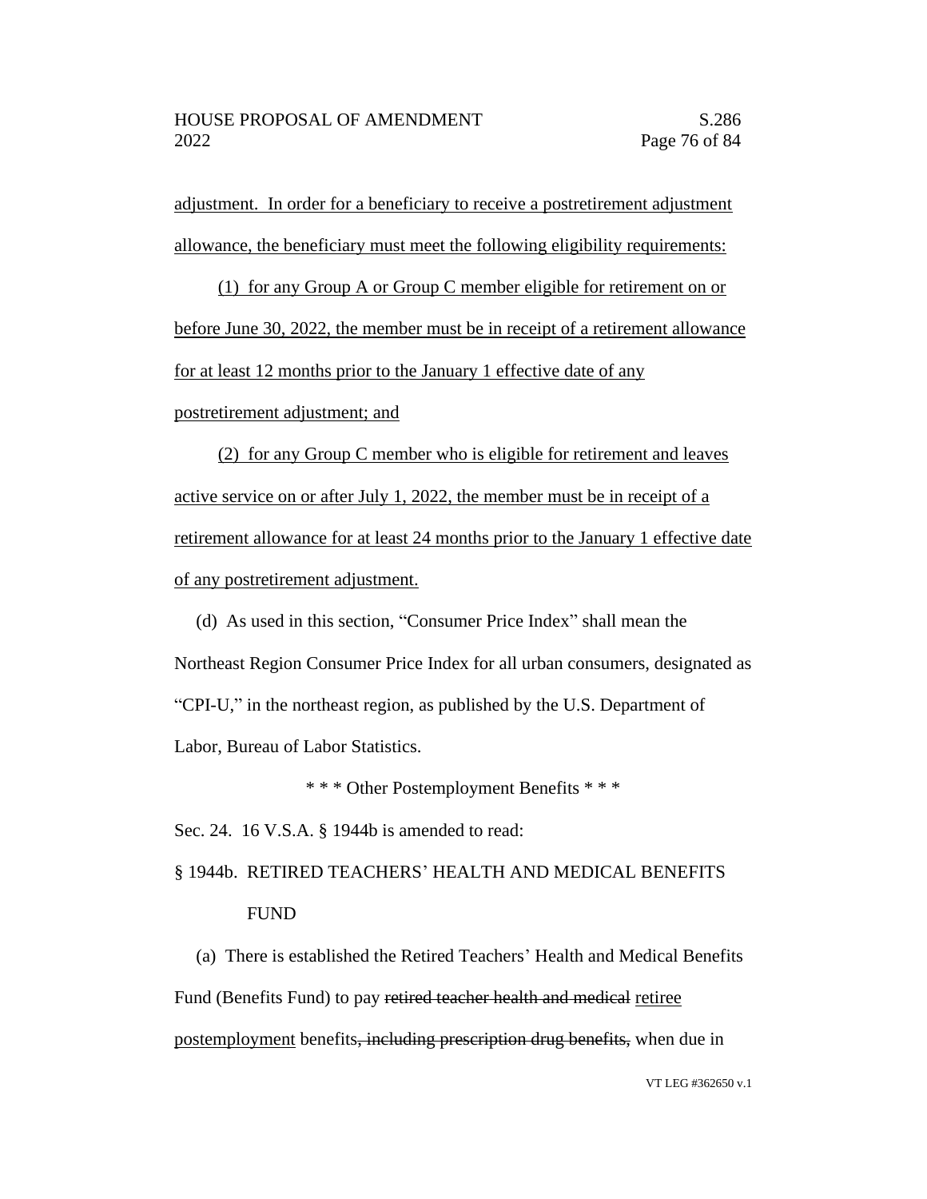adjustment. In order for a beneficiary to receive a postretirement adjustment allowance, the beneficiary must meet the following eligibility requirements:

(1) for any Group A or Group C member eligible for retirement on or before June 30, 2022, the member must be in receipt of a retirement allowance for at least 12 months prior to the January 1 effective date of any postretirement adjustment; and

(2) for any Group C member who is eligible for retirement and leaves active service on or after July 1, 2022, the member must be in receipt of a retirement allowance for at least 24 months prior to the January 1 effective date of any postretirement adjustment.

(d) As used in this section, "Consumer Price Index" shall mean the Northeast Region Consumer Price Index for all urban consumers, designated as "CPI-U," in the northeast region, as published by the U.S. Department of Labor, Bureau of Labor Statistics.

\* \* \* Other Postemployment Benefits \* \* \*

Sec. 24. 16 V.S.A. § 1944b is amended to read:

§ 1944b. RETIRED TEACHERS' HEALTH AND MEDICAL BENEFITS FUND

(a) There is established the Retired Teachers' Health and Medical Benefits Fund (Benefits Fund) to pay ~~retired teacher health and medical~~ retiree postemployment benefits~~, including prescription drug benefits,~~ when due in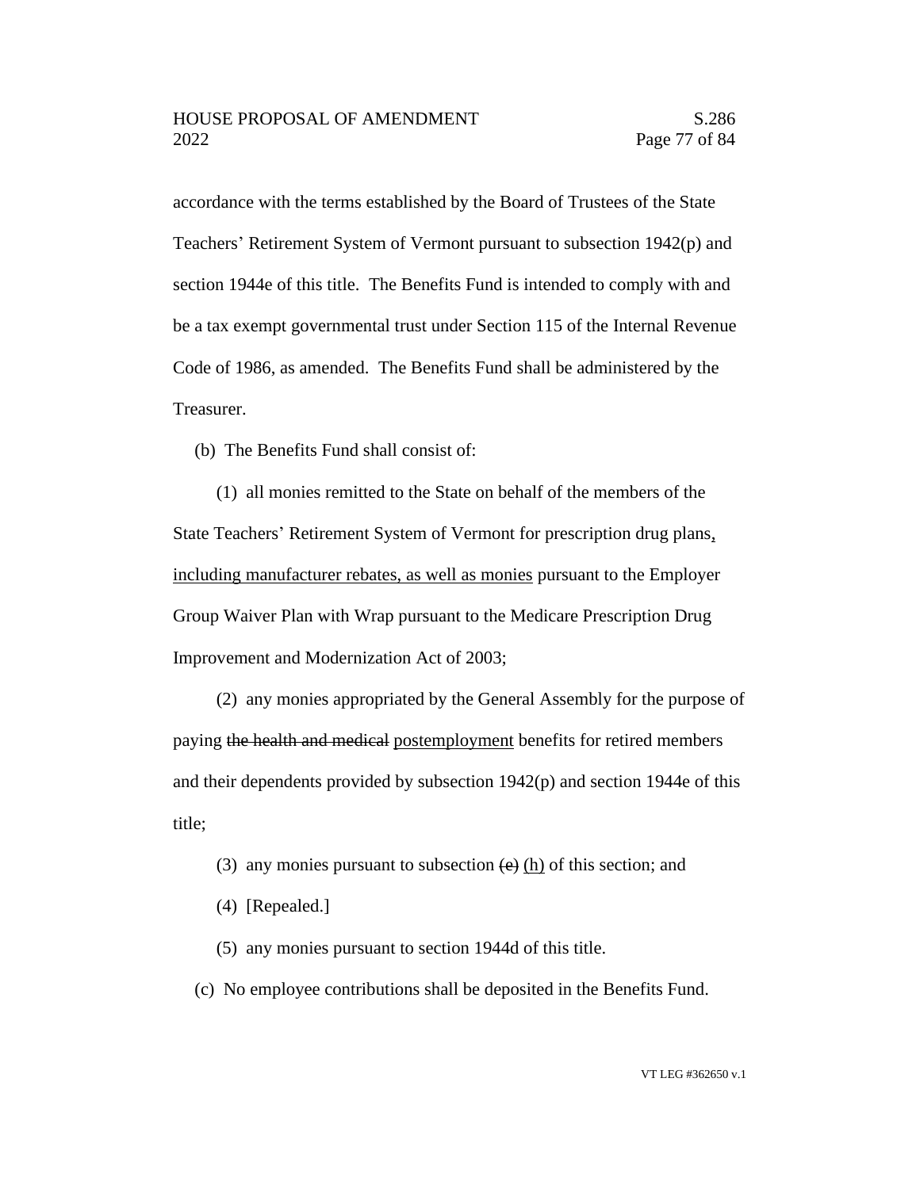accordance with the terms established by the Board of Trustees of the State Teachers' Retirement System of Vermont pursuant to subsection 1942(p) and section 1944e of this title. The Benefits Fund is intended to comply with and be a tax exempt governmental trust under Section 115 of the Internal Revenue Code of 1986, as amended. The Benefits Fund shall be administered by the Treasurer.

(b) The Benefits Fund shall consist of:

(1) all monies remitted to the State on behalf of the members of the State Teachers' Retirement System of Vermont for prescription drug plans, including manufacturer rebates, as well as monies pursuant to the Employer Group Waiver Plan with Wrap pursuant to the Medicare Prescription Drug Improvement and Modernization Act of 2003;

(2) any monies appropriated by the General Assembly for the purpose of paying ~~the health and medical~~ postemployment benefits for retired members and their dependents provided by subsection 1942(p) and section 1944e of this title;

(3) any monies pursuant to subsection ~~(e)~~ (h) of this section; and

(4) [Repealed.]

(5) any monies pursuant to section 1944d of this title.

(c) No employee contributions shall be deposited in the Benefits Fund.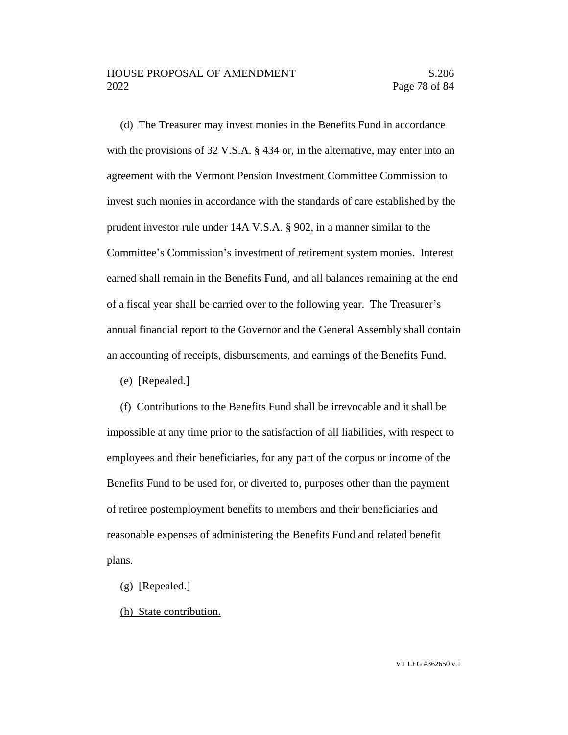(d) The Treasurer may invest monies in the Benefits Fund in accordance with the provisions of 32 V.S.A. § 434 or, in the alternative, may enter into an agreement with the Vermont Pension Investment ~~Committee~~ <u>Commission</u> to invest such monies in accordance with the standards of care established by the prudent investor rule under 14A V.S.A. § 902, in a manner similar to the ~~Committee's~~ <u>Commission's</u> investment of retirement system monies. Interest earned shall remain in the Benefits Fund, and all balances remaining at the end of a fiscal year shall be carried over to the following year. The Treasurer's annual financial report to the Governor and the General Assembly shall contain an accounting of receipts, disbursements, and earnings of the Benefits Fund.

(e) [Repealed.]

(f) Contributions to the Benefits Fund shall be irrevocable and it shall be impossible at any time prior to the satisfaction of all liabilities, with respect to employees and their beneficiaries, for any part of the corpus or income of the Benefits Fund to be used for, or diverted to, purposes other than the payment of retiree postemployment benefits to members and their beneficiaries and reasonable expenses of administering the Benefits Fund and related benefit plans.

(g) [Repealed.]

<u>(h) State contribution.</u>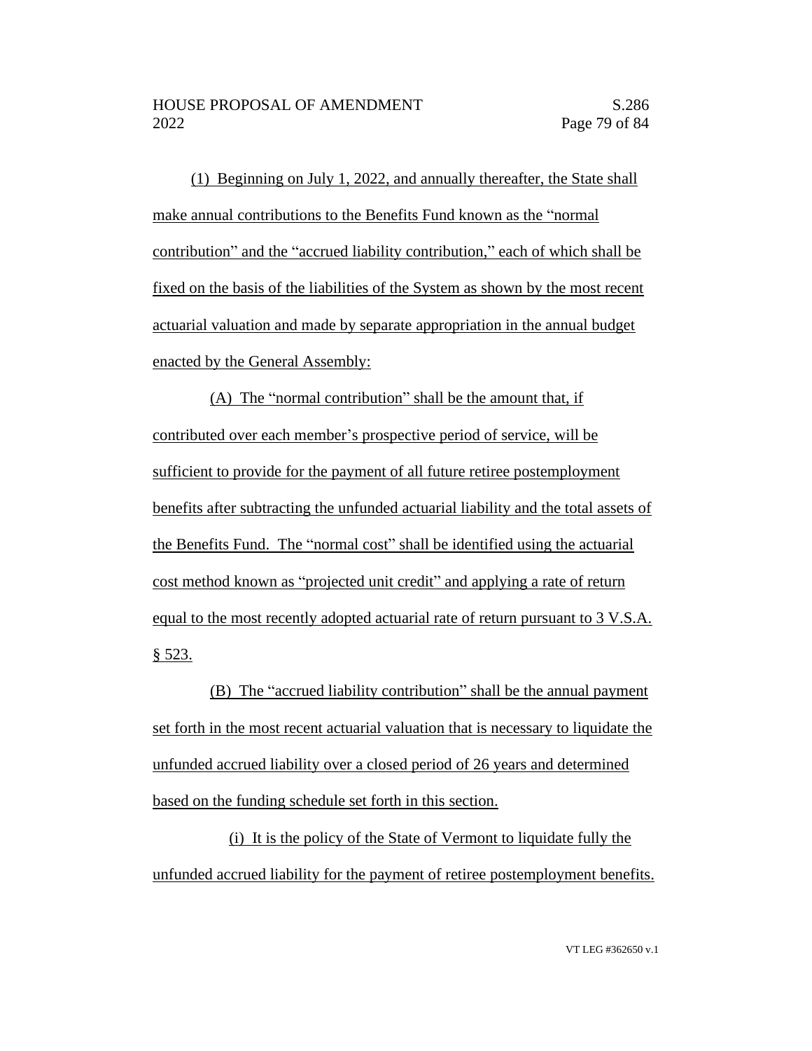(1) Beginning on July 1, 2022, and annually thereafter, the State shall make annual contributions to the Benefits Fund known as the "normal contribution" and the "accrued liability contribution," each of which shall be fixed on the basis of the liabilities of the System as shown by the most recent actuarial valuation and made by separate appropriation in the annual budget enacted by the General Assembly:

(A) The "normal contribution" shall be the amount that, if contributed over each member's prospective period of service, will be sufficient to provide for the payment of all future retiree postemployment benefits after subtracting the unfunded actuarial liability and the total assets of the Benefits Fund. The "normal cost" shall be identified using the actuarial cost method known as "projected unit credit" and applying a rate of return equal to the most recently adopted actuarial rate of return pursuant to 3 V.S.A. § 523.

(B) The "accrued liability contribution" shall be the annual payment set forth in the most recent actuarial valuation that is necessary to liquidate the unfunded accrued liability over a closed period of 26 years and determined based on the funding schedule set forth in this section.

(i) It is the policy of the State of Vermont to liquidate fully the unfunded accrued liability for the payment of retiree postemployment benefits.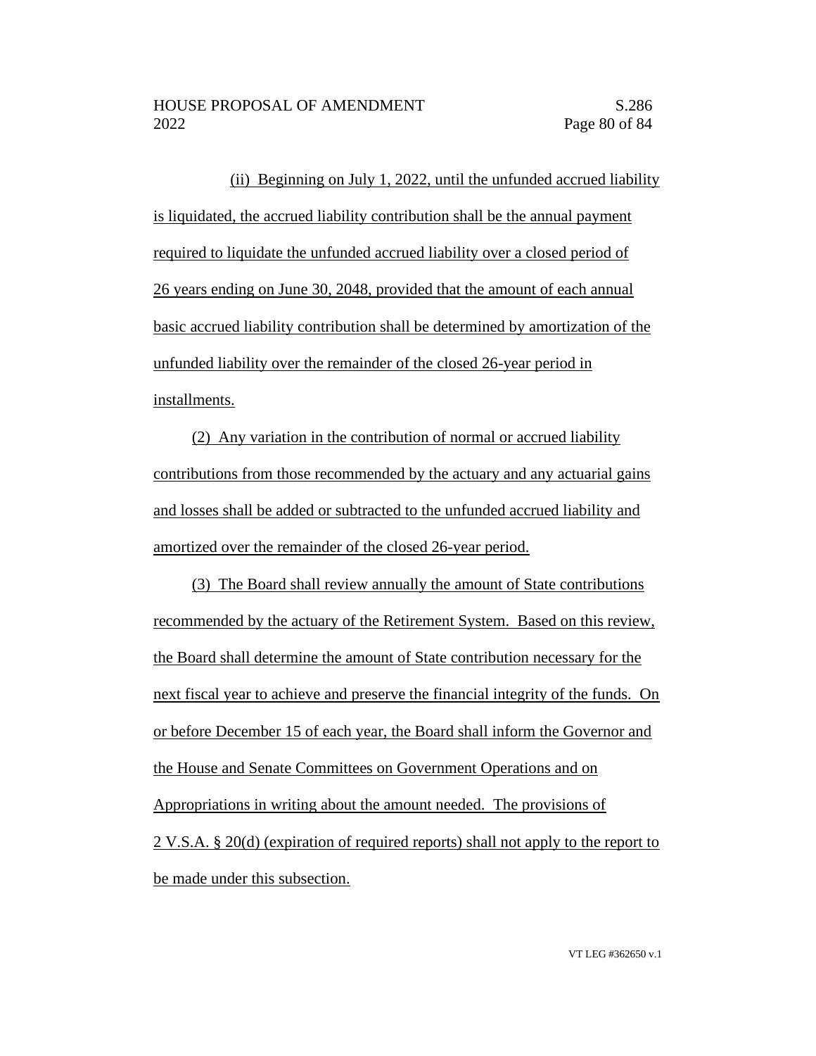(ii) Beginning on July 1, 2022, until the unfunded accrued liability is liquidated, the accrued liability contribution shall be the annual payment required to liquidate the unfunded accrued liability over a closed period of 26 years ending on June 30, 2048, provided that the amount of each annual basic accrued liability contribution shall be determined by amortization of the unfunded liability over the remainder of the closed 26-year period in installments.

(2) Any variation in the contribution of normal or accrued liability contributions from those recommended by the actuary and any actuarial gains and losses shall be added or subtracted to the unfunded accrued liability and amortized over the remainder of the closed 26-year period.

(3) The Board shall review annually the amount of State contributions recommended by the actuary of the Retirement System. Based on this review, the Board shall determine the amount of State contribution necessary for the next fiscal year to achieve and preserve the financial integrity of the funds. On or before December 15 of each year, the Board shall inform the Governor and the House and Senate Committees on Government Operations and on Appropriations in writing about the amount needed. The provisions of 2 V.S.A. § 20(d) (expiration of required reports) shall not apply to the report to be made under this subsection.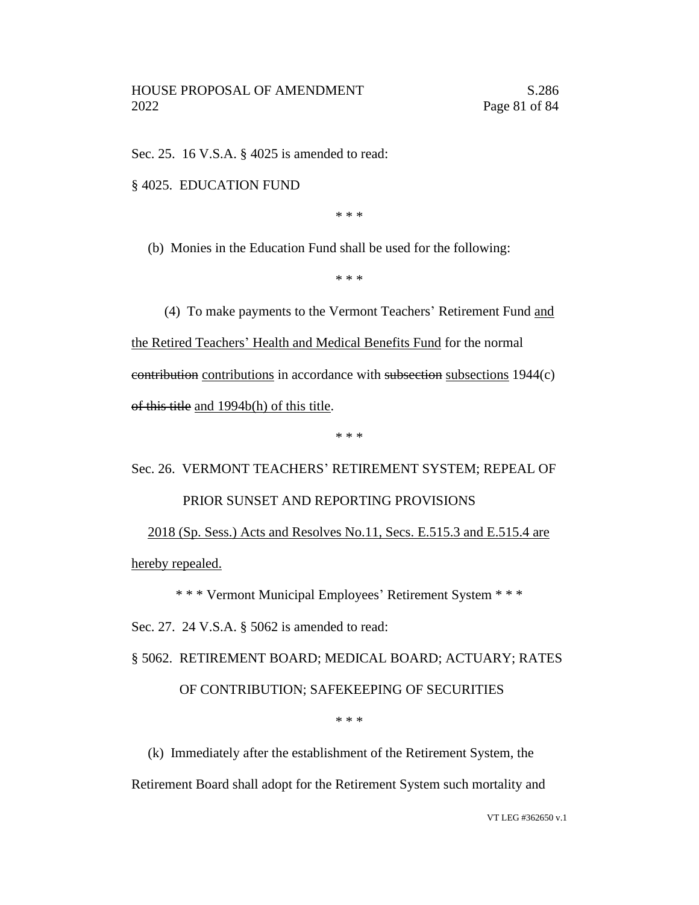Sec. 25. 16 V.S.A. § 4025 is amended to read:

§ 4025. EDUCATION FUND

\* \* \*

(b) Monies in the Education Fund shall be used for the following:

\* \* \*

(4) To make payments to the Vermont Teachers' Retirement Fund <u>and the Retired Teachers' Health and Medical Benefits Fund</u> for the normal ~~contribution~~ <u>contributions</u> in accordance with ~~subsection~~ <u>subsections</u> 1944(c) ~~of this title~~ <u>and 1994b(h) of this title</u>.

\* \* \*

Sec. 26. VERMONT TEACHERS' RETIREMENT SYSTEM; REPEAL OF PRIOR SUNSET AND REPORTING PROVISIONS

<u>2018 (Sp. Sess.) Acts and Resolves No.11, Secs. E.515.3 and E.515.4 are hereby repealed.</u>

\* \* \* Vermont Municipal Employees' Retirement System \* \* \*

Sec. 27. 24 V.S.A. § 5062 is amended to read:

§ 5062. RETIREMENT BOARD; MEDICAL BOARD; ACTUARY; RATES OF CONTRIBUTION; SAFEKEEPING OF SECURITIES

\* \* \*

(k) Immediately after the establishment of the Retirement System, the Retirement Board shall adopt for the Retirement System such mortality and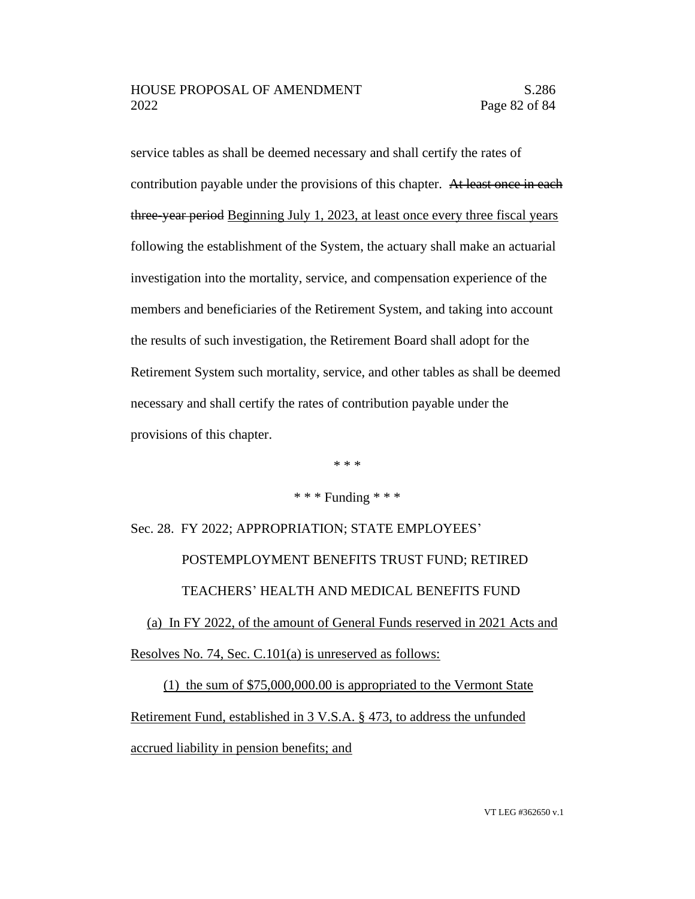service tables as shall be deemed necessary and shall certify the rates of contribution payable under the provisions of this chapter. ~~At least once in each three-year period~~ <u>Beginning July 1, 2023, at least once every three fiscal years</u> following the establishment of the System, the actuary shall make an actuarial investigation into the mortality, service, and compensation experience of the members and beneficiaries of the Retirement System, and taking into account the results of such investigation, the Retirement Board shall adopt for the Retirement System such mortality, service, and other tables as shall be deemed necessary and shall certify the rates of contribution payable under the provisions of this chapter.

\* \* \*

\* \* \* Funding \* \* \*

Sec. 28. FY 2022; APPROPRIATION; STATE EMPLOYEES' POSTEMPLOYMENT BENEFITS TRUST FUND; RETIRED TEACHERS' HEALTH AND MEDICAL BENEFITS FUND

<u>(a) In FY 2022, of the amount of General Funds reserved in 2021 Acts and Resolves No. 74, Sec. C.101(a) is unreserved as follows:</u>

<u>(1) the sum of $75,000,000.00 is appropriated to the Vermont State Retirement Fund, established in 3 V.S.A. § 473, to address the unfunded accrued liability in pension benefits; and</u>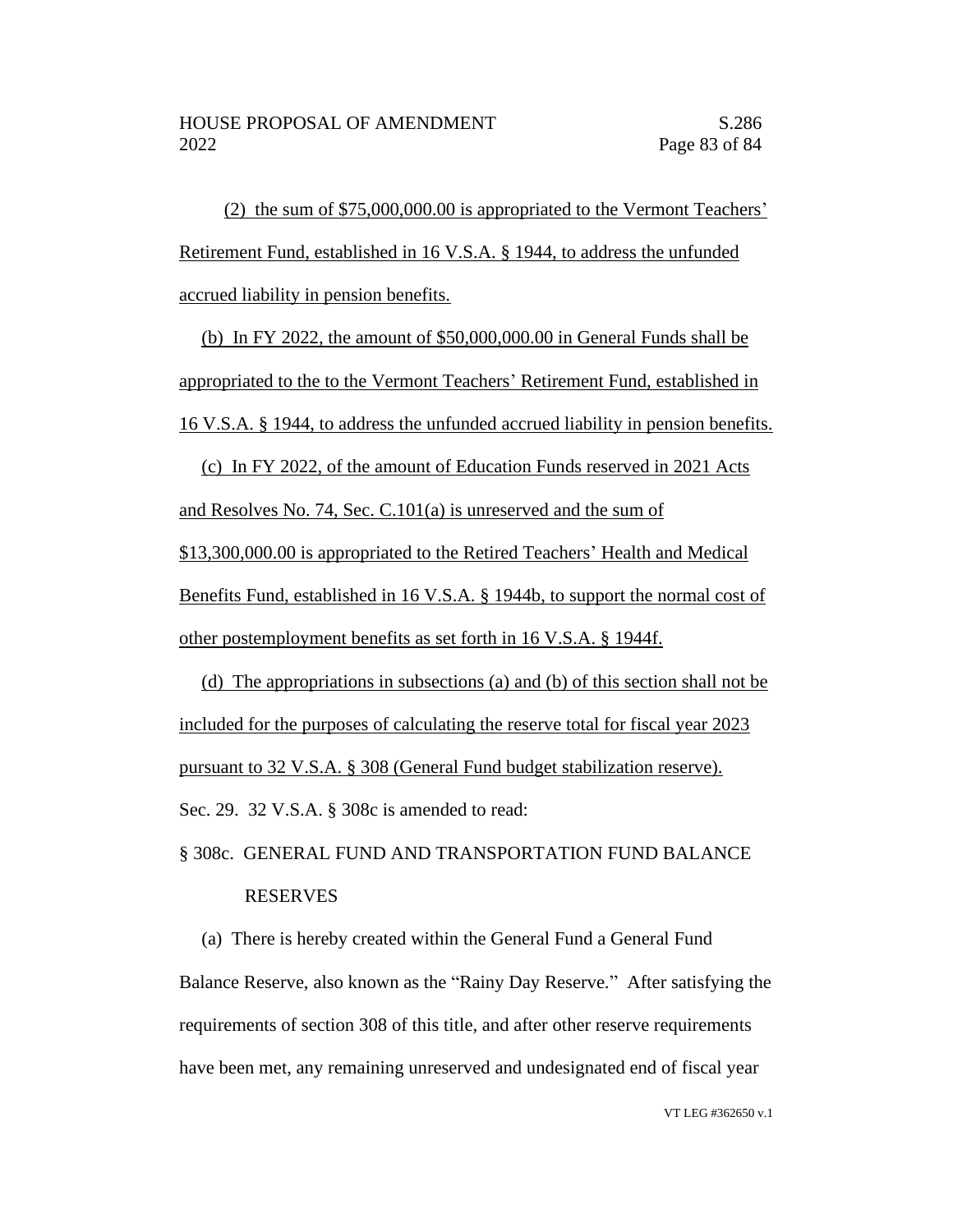(2) the sum of $75,000,000.00 is appropriated to the Vermont Teachers' Retirement Fund, established in 16 V.S.A. § 1944, to address the unfunded accrued liability in pension benefits.

(b) In FY 2022, the amount of $50,000,000.00 in General Funds shall be appropriated to the to the Vermont Teachers' Retirement Fund, established in 16 V.S.A. § 1944, to address the unfunded accrued liability in pension benefits.

(c) In FY 2022, of the amount of Education Funds reserved in 2021 Acts and Resolves No. 74, Sec. C.101(a) is unreserved and the sum of $13,300,000.00 is appropriated to the Retired Teachers' Health and Medical Benefits Fund, established in 16 V.S.A. § 1944b, to support the normal cost of other postemployment benefits as set forth in 16 V.S.A. § 1944f.

(d) The appropriations in subsections (a) and (b) of this section shall not be included for the purposes of calculating the reserve total for fiscal year 2023 pursuant to 32 V.S.A. § 308 (General Fund budget stabilization reserve).

Sec. 29. 32 V.S.A. § 308c is amended to read:

§ 308c. GENERAL FUND AND TRANSPORTATION FUND BALANCE RESERVES

(a) There is hereby created within the General Fund a General Fund Balance Reserve, also known as the "Rainy Day Reserve." After satisfying the requirements of section 308 of this title, and after other reserve requirements have been met, any remaining unreserved and undesignated end of fiscal year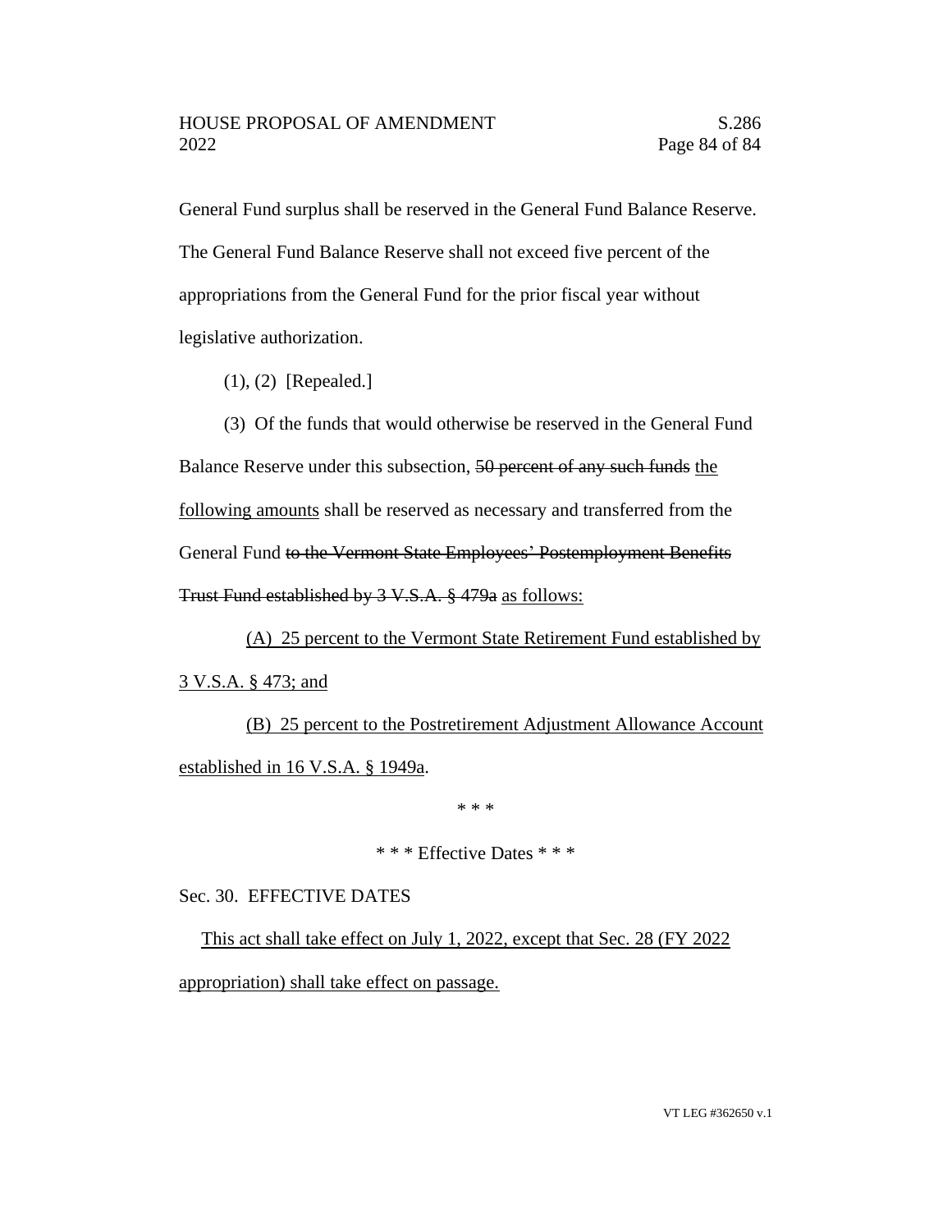General Fund surplus shall be reserved in the General Fund Balance Reserve. The General Fund Balance Reserve shall not exceed five percent of the appropriations from the General Fund for the prior fiscal year without legislative authorization.

(1), (2) [Repealed.]

(3) Of the funds that would otherwise be reserved in the General Fund Balance Reserve under this subsection, ~~50 percent of any such funds~~ <u>the following amounts</u> shall be reserved as necessary and transferred from the General Fund ~~to the Vermont State Employees' Postemployment Benefits Trust Fund established by 3 V.S.A. § 479a~~ <u>as follows:</u>

<u>(A) 25 percent to the Vermont State Retirement Fund established by 3 V.S.A. § 473; and</u>

<u>(B) 25 percent to the Postretirement Adjustment Allowance Account established in 16 V.S.A. § 1949a</u>.

\* \* \*

\* \* \* Effective Dates \* \* \*

Sec. 30. EFFECTIVE DATES

<u>This act shall take effect on July 1, 2022, except that Sec. 28 (FY 2022 appropriation) shall take effect on passage.</u>